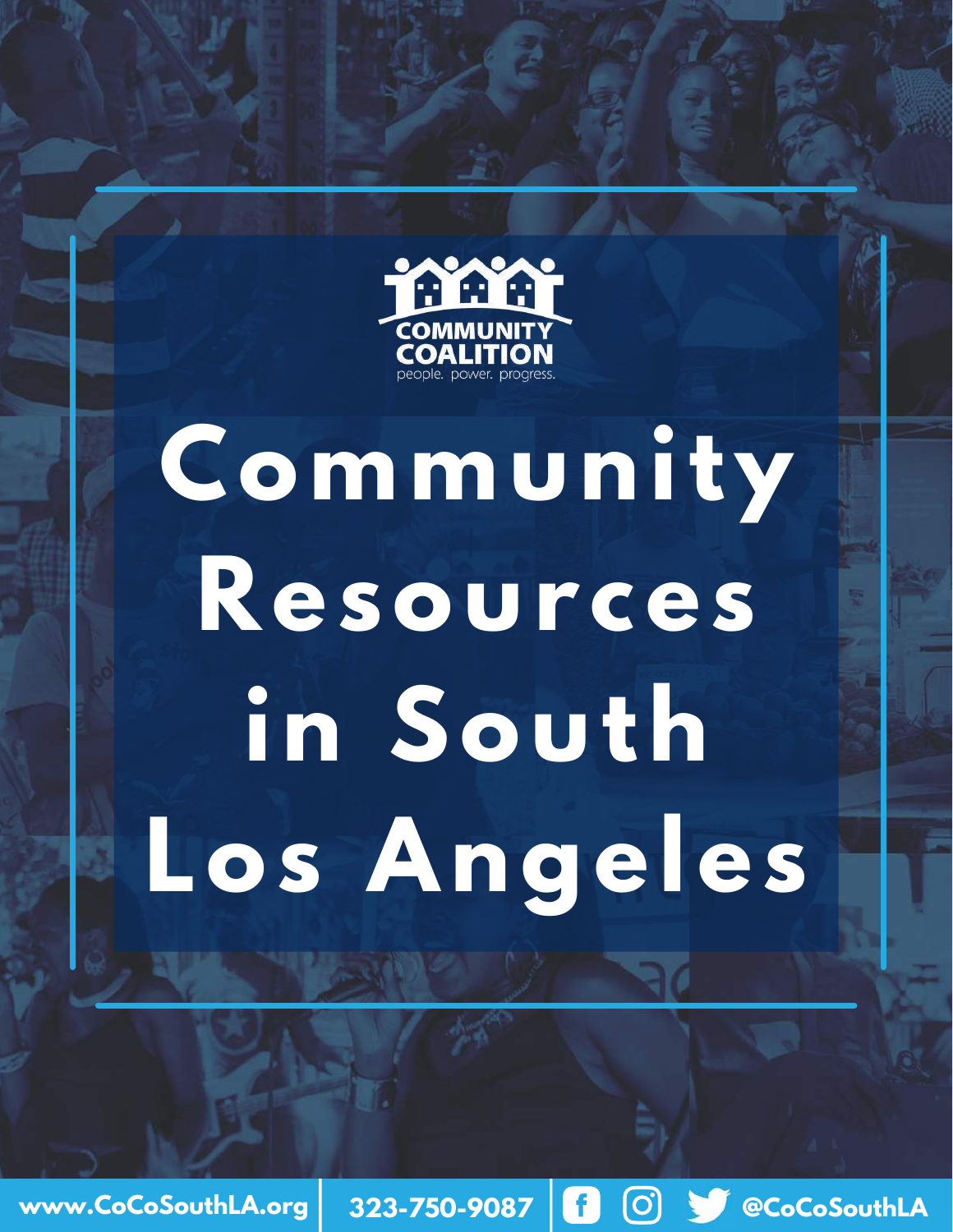COMMUNITY COALITION

people. power. progress.

# Community Resources in South Los Angeles

www.CoCoSouthLA.org | 323-750-9087 | @CoCoSouthLA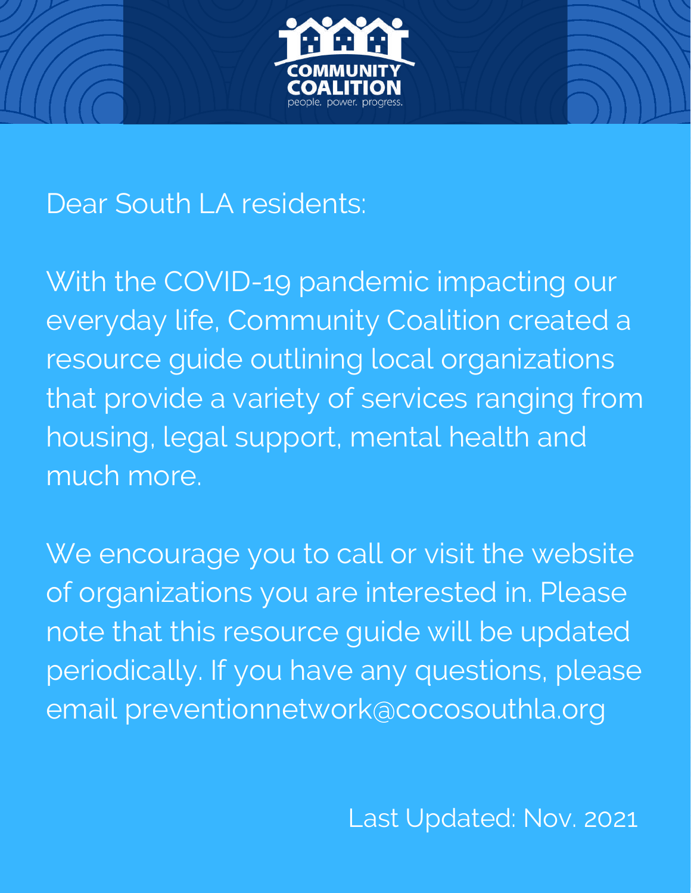COMMUNITY COALITION

people. power. progress.

Dear South LA residents:

With the COVID-19 pandemic impacting our everyday life, Community Coalition created a resource guide outlining local organizations that provide a variety of services ranging from housing, legal support, mental health and much more.

We encourage you to call or visit the website of organizations you are interested in. Please note that this resource guide will be updated periodically. If you have any questions, please email preventionnetwork@cocosouthla.org

Last Updated: Nov. 2021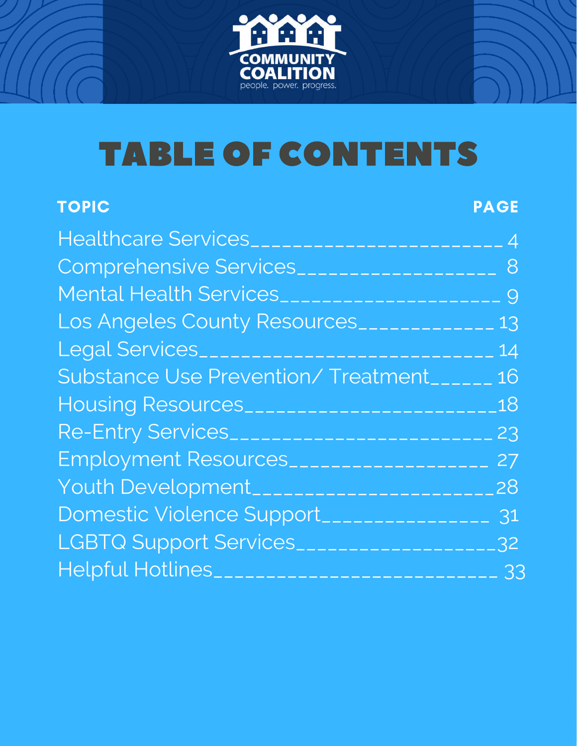COMMUNITY COALITION
people. power. progress.

# TABLE OF CONTENTS

| TOPIC | PAGE |
| --- | --- |
| Healthcare Services | 4 |
| Comprehensive Services | 8 |
| Mental Health Services | 9 |
| Los Angeles County Resources | 13 |
| Legal Services | 14 |
| Substance Use Prevention/ Treatment | 16 |
| Housing Resources | 18 |
| Re-Entry Services | 23 |
| Employment Resources | 27 |
| Youth Development | 28 |
| Domestic Violence Support | 31 |
| LGBTQ Support Services | 32 |
| Helpful Hotlines | 33 |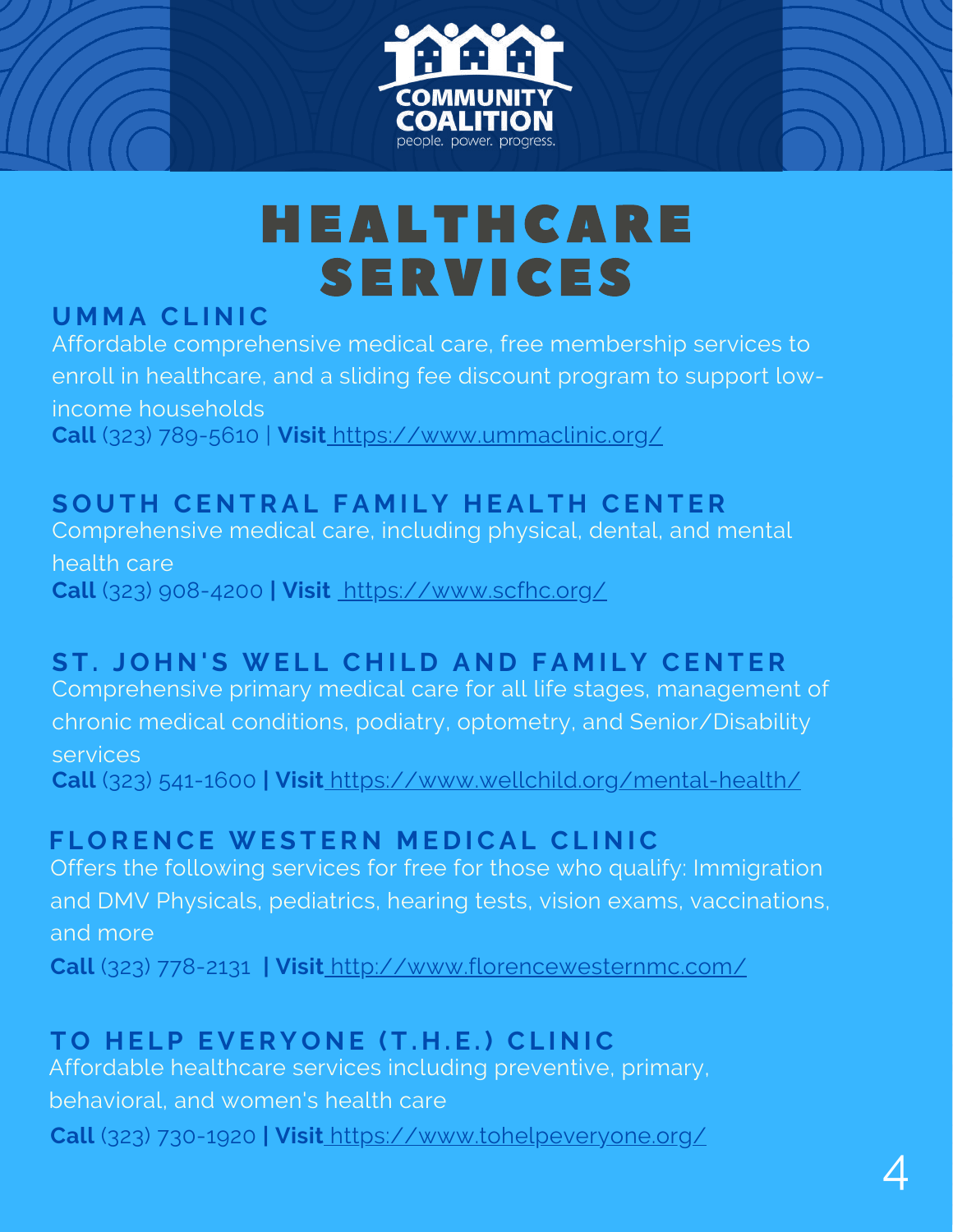COMMUNITY COALITION
people. power. progress.

# HEALTHCARE SERVICES

## UMMA CLINIC

Affordable comprehensive medical care, free membership services to enroll in healthcare, and a sliding fee discount program to support low-income households

**Call** (323) 789-5610 | **Visit** https://www.ummaclinic.org/

## SOUTH CENTRAL FAMILY HEALTH CENTER

Comprehensive medical care, including physical, dental, and mental health care

**Call** (323) 908-4200 **| Visit** https://www.scfhc.org/

## ST. JOHN'S WELL CHILD AND FAMILY CENTER

Comprehensive primary medical care for all life stages, management of chronic medical conditions, podiatry, optometry, and Senior/Disability services

**Call** (323) 541-1600 **| Visit** https://www.wellchild.org/mental-health/

## FLORENCE WESTERN MEDICAL CLINIC

Offers the following services for free for those who qualify: Immigration and DMV Physicals, pediatrics, hearing tests, vision exams, vaccinations, and more

**Call** (323) 778-2131 **| Visit** http://www.florencewesternmc.com/

## TO HELP EVERYONE (T.H.E.) CLINIC

Affordable healthcare services including preventive, primary, behavioral, and women's health care

**Call** (323) 730-1920 **| Visit** https://www.tohelpeveryone.org/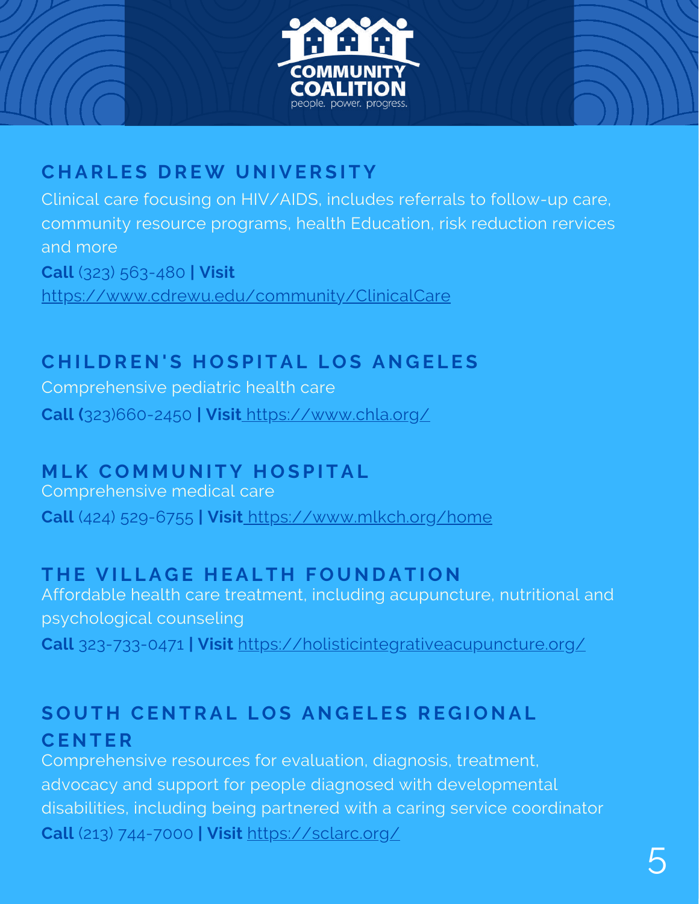## CHARLES DREW UNIVERSITY

Clinical care focusing on HIV/AIDS, includes referrals to follow-up care, community resource programs, health Education, risk reduction rervices and more

**Call** (323) 563-480 **| Visit** https://www.cdrewu.edu/community/ClinicalCare

## CHILDREN'S HOSPITAL LOS ANGELES

Comprehensive pediatric health care

**Call (**323)660-2450 **| Visit** https://www.chla.org/

## MLK COMMUNITY HOSPITAL

Comprehensive medical care

**Call** (424) 529-6755 **| Visit** https://www.mlkch.org/home

## THE VILLAGE HEALTH FOUNDATION

Affordable health care treatment, including acupuncture, nutritional and psychological counseling

**Call** 323-733-0471 **| Visit** https://holisticintegrativeacupuncture.org/

## SOUTH CENTRAL LOS ANGELES REGIONAL CENTER

Comprehensive resources for evaluation, diagnosis, treatment, advocacy and support for people diagnosed with developmental disabilities, including being partnered with a caring service coordinator

**Call** (213) 744-7000 **| Visit** https://sclarc.org/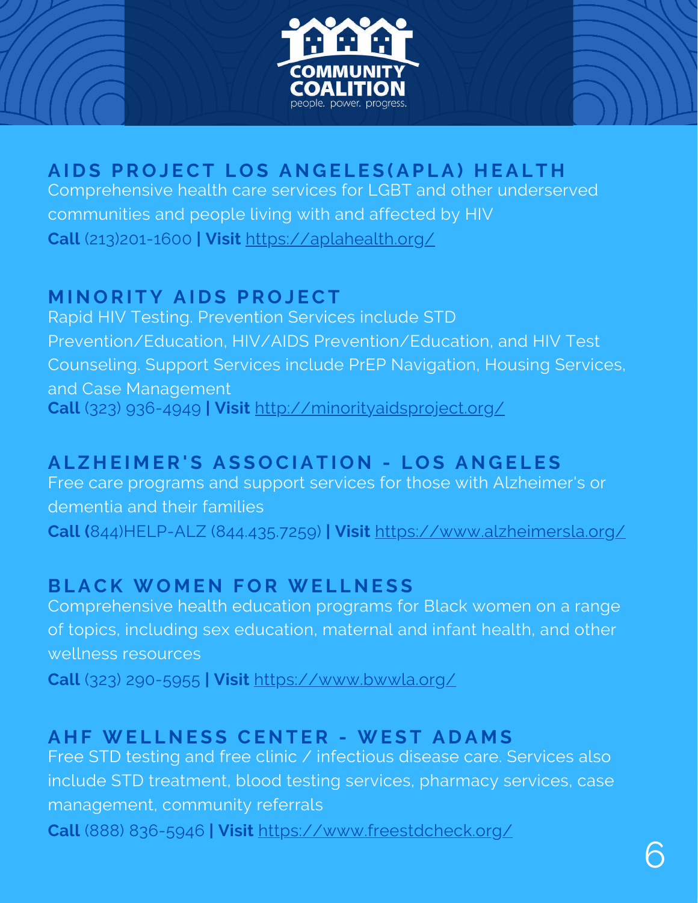## AIDS PROJECT LOS ANGELES(APLA) HEALTH

Comprehensive health care services for LGBT and other underserved communities and people living with and affected by HIV

**Call** (213)201-1600 **| Visit** https://aplahealth.org/

## MINORITY AIDS PROJECT

Rapid HIV Testing. Prevention Services include STD Prevention/Education, HIV/AIDS Prevention/Education, and HIV Test Counseling. Support Services include PrEP Navigation, Housing Services, and Case Management

**Call** (323) 936-4949 **| Visit** http://minorityaidsproject.org/

## ALZHEIMER'S ASSOCIATION - LOS ANGELES

Free care programs and support services for those with Alzheimer's or dementia and their families

**Call (**844)HELP-ALZ (844.435.7259) **| Visit** https://www.alzheimersla.org/

## BLACK WOMEN FOR WELLNESS

Comprehensive health education programs for Black women on a range of topics, including sex education, maternal and infant health, and other wellness resources

**Call** (323) 290-5955 **| Visit** https://www.bwwla.org/

## AHF WELLNESS CENTER - WEST ADAMS

Free STD testing and free clinic / infectious disease care. Services also include STD treatment, blood testing services, pharmacy services, case management, community referrals

**Call** (888) 836-5946 **| Visit** https://www.freestdcheck.org/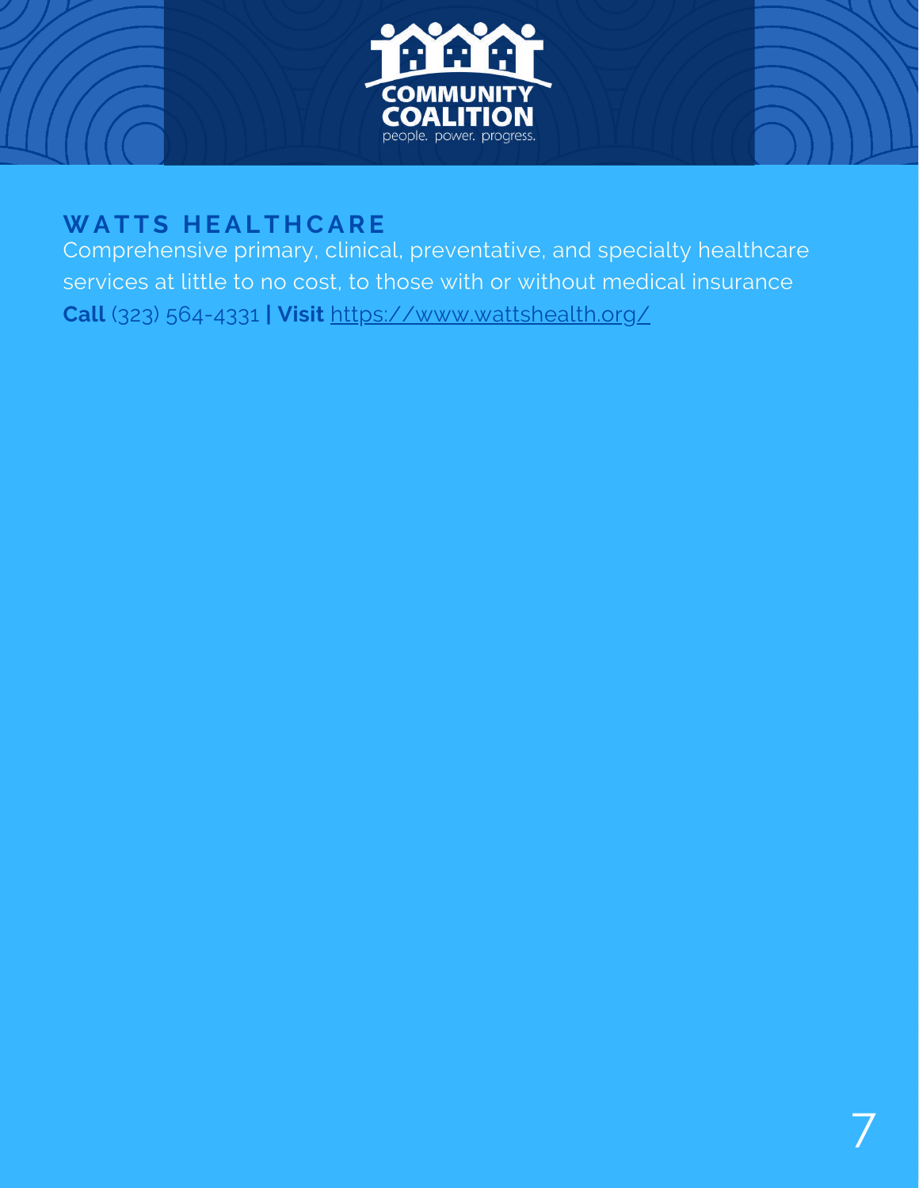## WATTS HEALTHCARE

Comprehensive primary, clinical, preventative, and specialty healthcare services at little to no cost, to those with or without medical insurance

**Call** (323) 564-4331 **| Visit** https://www.wattshealth.org/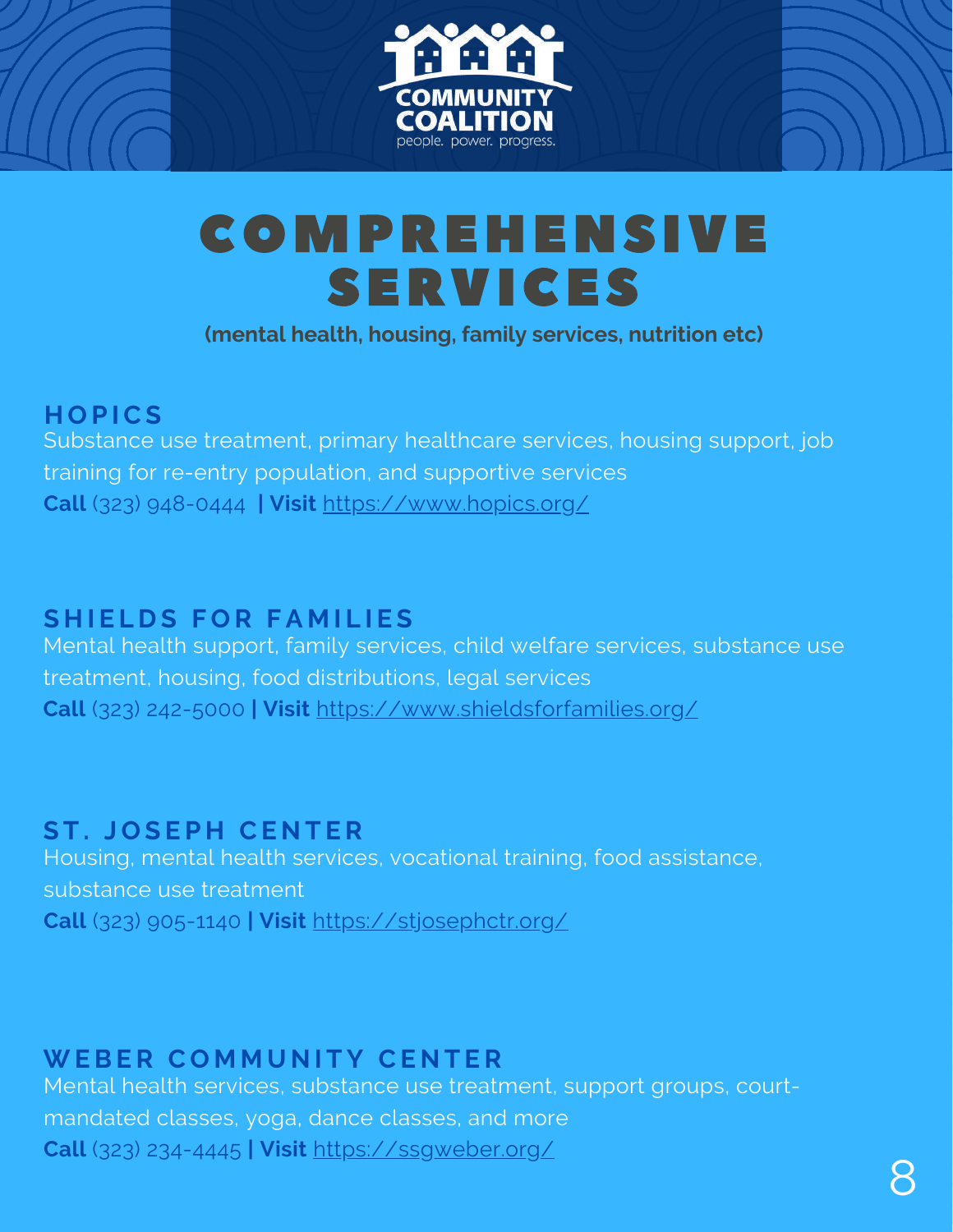# COMPREHENSIVE SERVICES

**(mental health, housing, family services, nutrition etc)**

## HOPICS

Substance use treatment, primary healthcare services, housing support, job training for re-entry population, and supportive services

**Call** (323) 948-0444 **| Visit** https://www.hopics.org/

## SHIELDS FOR FAMILIES

Mental health support, family services, child welfare services, substance use treatment, housing, food distributions, legal services

**Call** (323) 242-5000 **| Visit** https://www.shieldsforfamilies.org/

## ST. JOSEPH CENTER

Housing, mental health services, vocational training, food assistance, substance use treatment

**Call** (323) 905-1140 **| Visit** https://stjosephctr.org/

## WEBER COMMUNITY CENTER

Mental health services, substance use treatment, support groups, court-mandated classes, yoga, dance classes, and more

**Call** (323) 234-4445 **| Visit** https://ssgweber.org/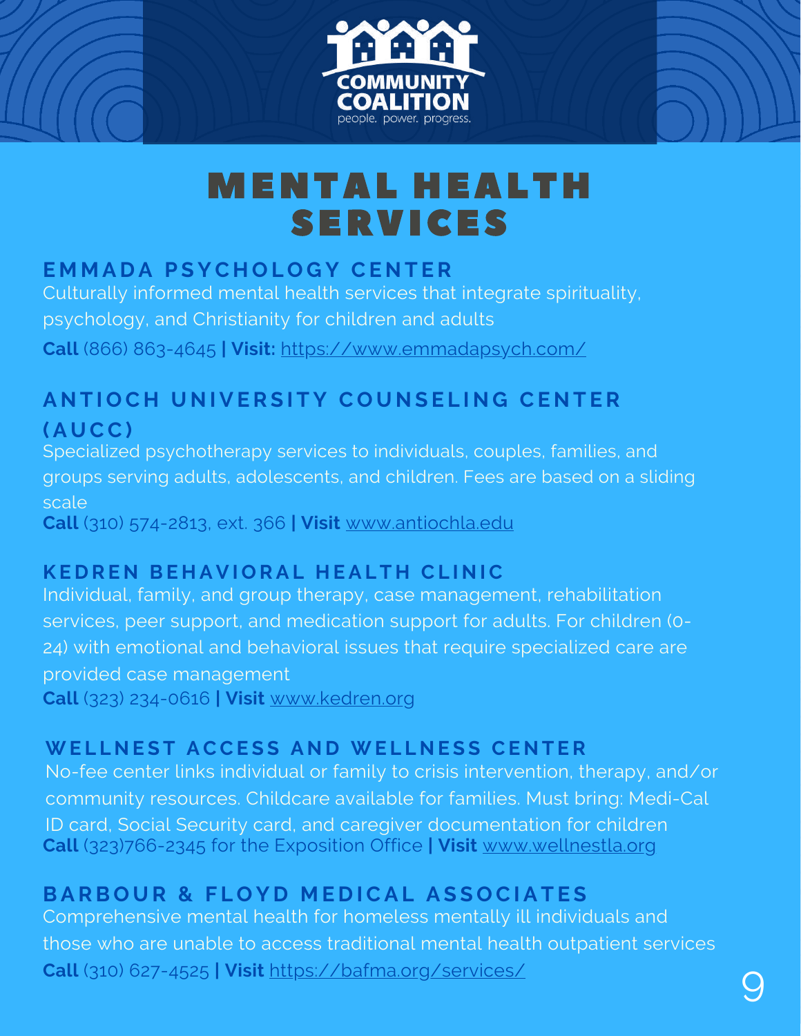COMMUNITY COALITION
people. power. progress.

# MENTAL HEALTH SERVICES

## EMMADA PSYCHOLOGY CENTER

Culturally informed mental health services that integrate spirituality, psychology, and Christianity for children and adults

**Call** (866) 863-4645 **| Visit:** https://www.emmadapsych.com/

## ANTIOCH UNIVERSITY COUNSELING CENTER (AUCC)

Specialized psychotherapy services to individuals, couples, families, and groups serving adults, adolescents, and children. Fees are based on a sliding scale

**Call** (310) 574-2813, ext. 366 **| Visit** www.antiochla.edu

## KEDREN BEHAVIORAL HEALTH CLINIC

Individual, family, and group therapy, case management, rehabilitation services, peer support, and medication support for adults. For children (0-24) with emotional and behavioral issues that require specialized care are provided case management

**Call** (323) 234-0616 **| Visit** www.kedren.org

## WELLNEST ACCESS AND WELLNESS CENTER

No-fee center links individual or family to crisis intervention, therapy, and/or community resources. Childcare available for families. Must bring: Medi-Cal ID card, Social Security card, and caregiver documentation for children

**Call** (323)766-2345 for the Exposition Office **| Visit** www.wellnestla.org

## BARBOUR & FLOYD MEDICAL ASSOCIATES

Comprehensive mental health for homeless mentally ill individuals and those who are unable to access traditional mental health outpatient services

**Call** (310) 627-4525 **| Visit** https://bafma.org/services/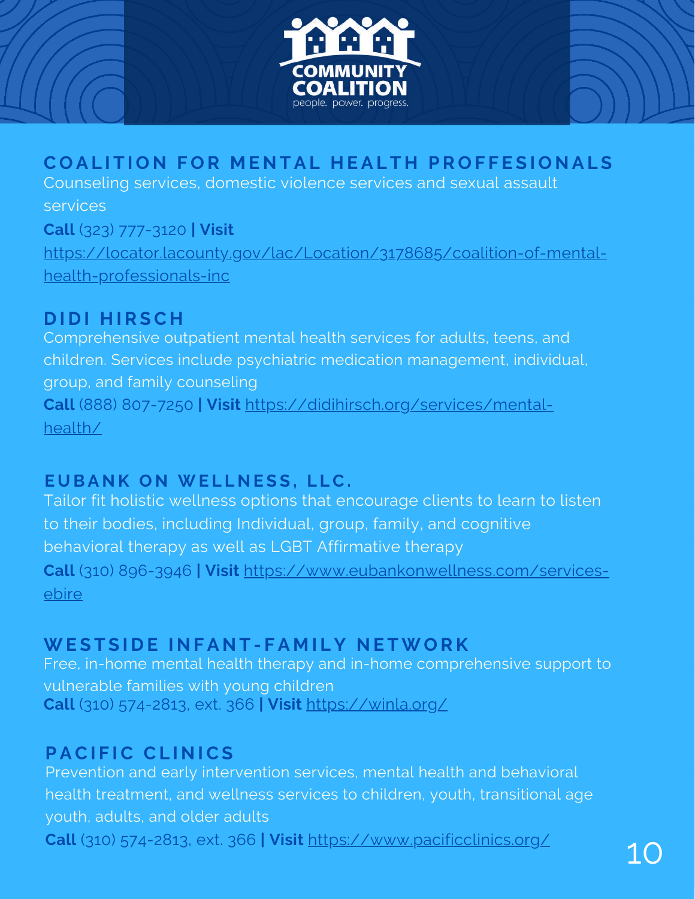## COALITION FOR MENTAL HEALTH PROFFESIONALS

Counseling services, domestic violence services and sexual assault services

**Call** (323) 777-3120 **| Visit** https://locator.lacounty.gov/lac/Location/3178685/coalition-of-mental-health-professionals-inc

## DIDI HIRSCH

Comprehensive outpatient mental health services for adults, teens, and children. Services include psychiatric medication management, individual, group, and family counseling

**Call** (888) 807-7250 **| Visit** https://didihirsch.org/services/mental-health/

## EUBANK ON WELLNESS, LLC.

Tailor fit holistic wellness options that encourage clients to learn to listen to their bodies, including Individual, group, family, and cognitive behavioral therapy as well as LGBT Affirmative therapy

**Call** (310) 896-3946 **| Visit** https://www.eubankonwellness.com/services-ebire

## WESTSIDE INFANT-FAMILY NETWORK

Free, in-home mental health therapy and in-home comprehensive support to vulnerable families with young children

**Call** (310) 574-2813, ext. 366 **| Visit** https://winla.org/

## PACIFIC CLINICS

Prevention and early intervention services, mental health and behavioral health treatment, and wellness services to children, youth, transitional age youth, adults, and older adults

**Call** (310) 574-2813, ext. 366 **| Visit** https://www.pacificclinics.org/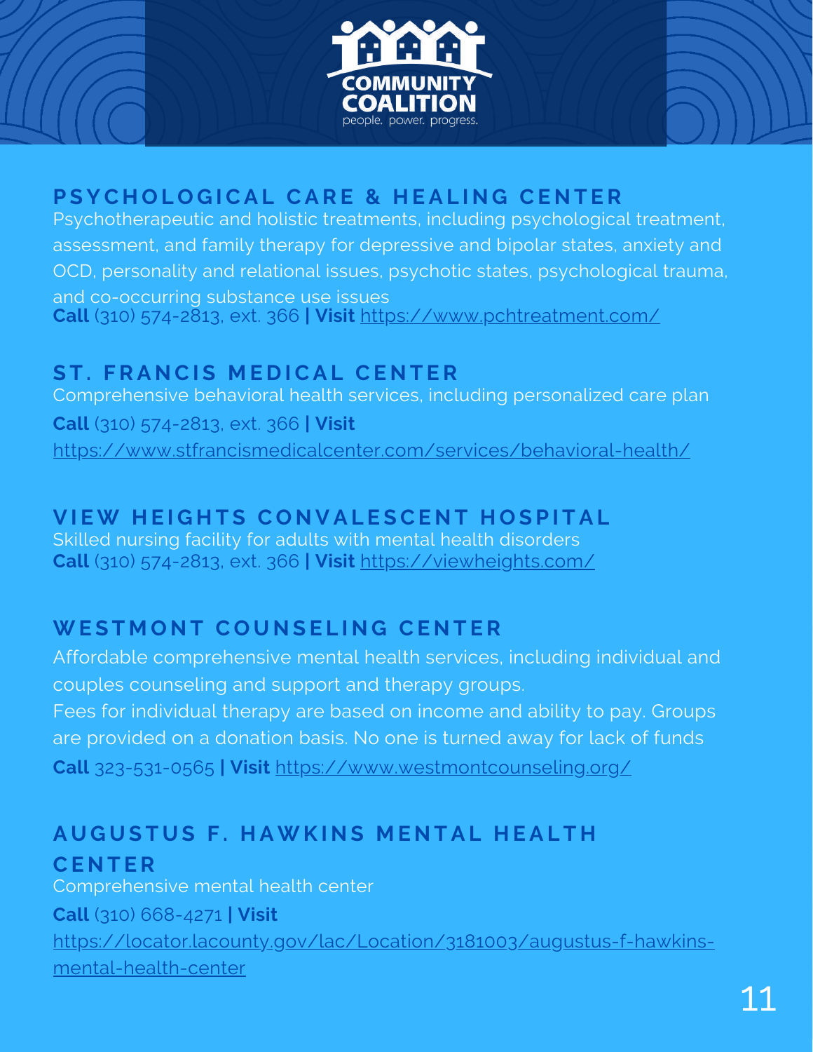## PSYCHOLOGICAL CARE & HEALING CENTER

Psychotherapeutic and holistic treatments, including psychological treatment, assessment, and family therapy for depressive and bipolar states, anxiety and OCD, personality and relational issues, psychotic states, psychological trauma, and co-occurring substance use issues

**Call** (310) 574-2813, ext. 366 **| Visit** https://www.pchtreatment.com/

## ST. FRANCIS MEDICAL CENTER

Comprehensive behavioral health services, including personalized care plan

**Call** (310) 574-2813, ext. 366 **| Visit** https://www.stfrancismedicalcenter.com/services/behavioral-health/

## VIEW HEIGHTS CONVALESCENT HOSPITAL

Skilled nursing facility for adults with mental health disorders

**Call** (310) 574-2813, ext. 366 **| Visit** https://viewheights.com/

## WESTMONT COUNSELING CENTER

Affordable comprehensive mental health services, including individual and couples counseling and support and therapy groups.

Fees for individual therapy are based on income and ability to pay. Groups are provided on a donation basis. No one is turned away for lack of funds

**Call** 323-531-0565 **| Visit** https://www.westmontcounseling.org/

## AUGUSTUS F. HAWKINS MENTAL HEALTH CENTER

Comprehensive mental health center

**Call** (310) 668-4271 **| Visit** https://locator.lacounty.gov/lac/Location/3181003/augustus-f-hawkins-mental-health-center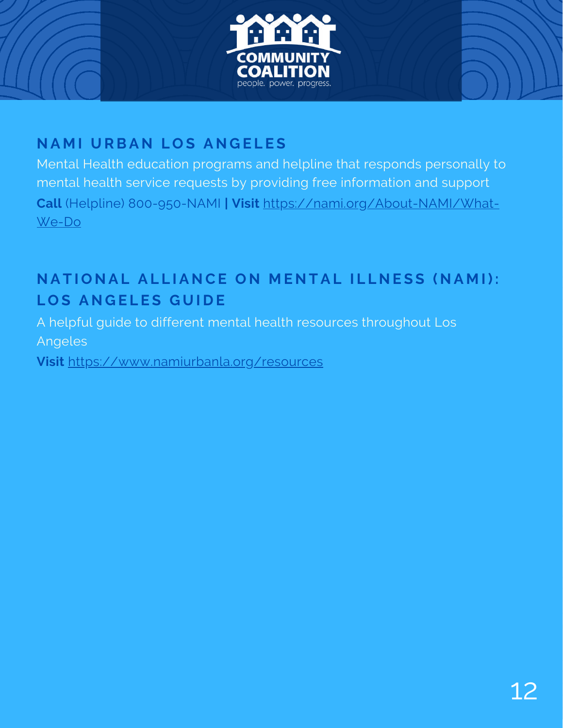## NAMI URBAN LOS ANGELES

Mental Health education programs and helpline that responds personally to mental health service requests by providing free information and support

**Call** (Helpline) 800-950-NAMI **| Visit** https://nami.org/About-NAMI/What-We-Do

## NATIONAL ALLIANCE ON MENTAL ILLNESS (NAMI): LOS ANGELES GUIDE

A helpful guide to different mental health resources throughout Los Angeles

**Visit** https://www.namiurbanla.org/resources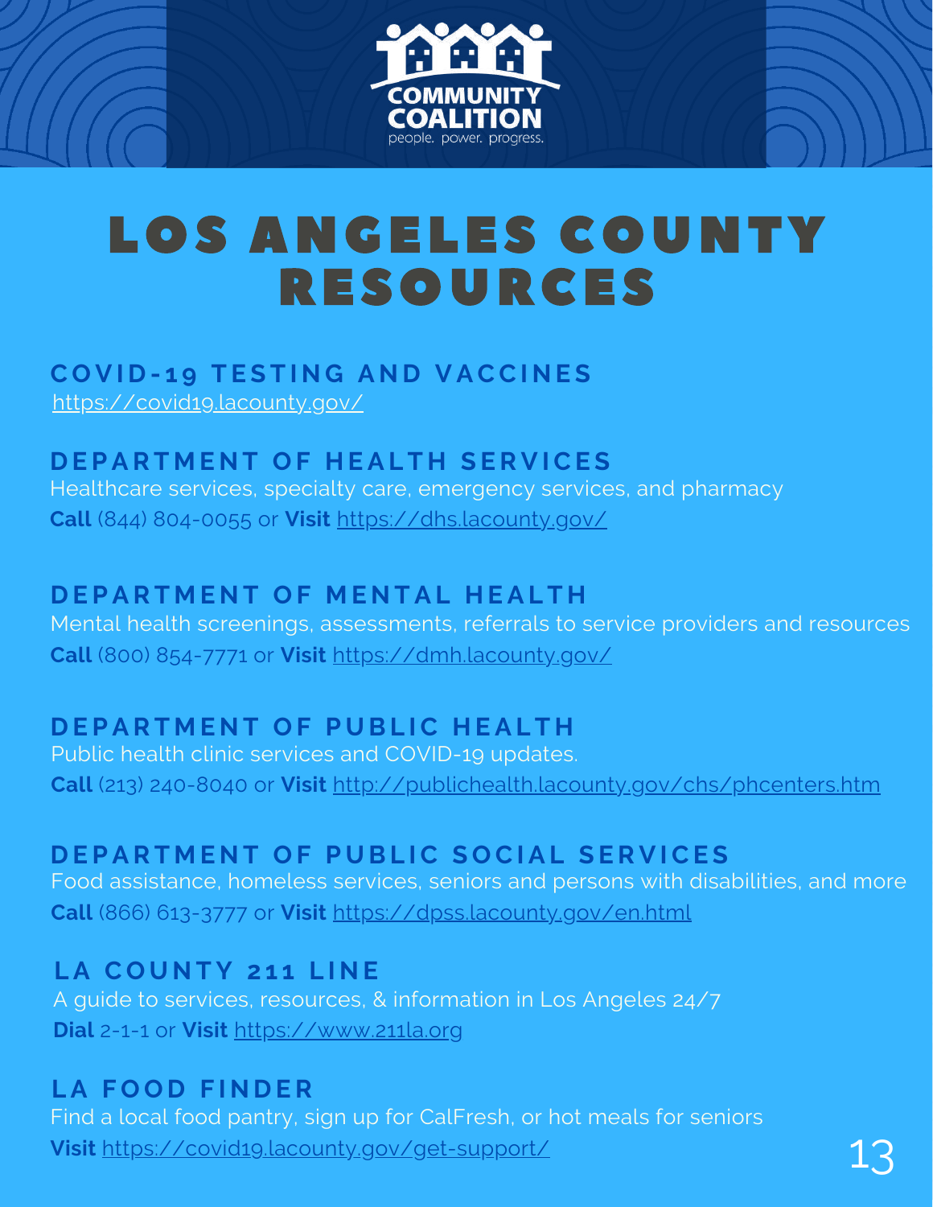# LOS ANGELES COUNTY RESOURCES

## COVID-19 TESTING AND VACCINES

https://covid19.lacounty.gov/

## DEPARTMENT OF HEALTH SERVICES

Healthcare services, specialty care, emergency services, and pharmacy

**Call** (844) 804-0055 or **Visit** https://dhs.lacounty.gov/

## DEPARTMENT OF MENTAL HEALTH

Mental health screenings, assessments, referrals to service providers and resources

**Call** (800) 854-7771 or **Visit** https://dmh.lacounty.gov/

## DEPARTMENT OF PUBLIC HEALTH

Public health clinic services and COVID-19 updates.

**Call** (213) 240-8040 or **Visit** http://publichealth.lacounty.gov/chs/phcenters.htm

## DEPARTMENT OF PUBLIC SOCIAL SERVICES

Food assistance, homeless services, seniors and persons with disabilities, and more

**Call** (866) 613-3777 or **Visit** https://dpss.lacounty.gov/en.html

## LA COUNTY 211 LINE

A guide to services, resources, & information in Los Angeles 24/7

**Dial** 2-1-1 or **Visit** https://www.211la.org

## LA FOOD FINDER

Find a local food pantry, sign up for CalFresh, or hot meals for seniors

**Visit** https://covid19.lacounty.gov/get-support/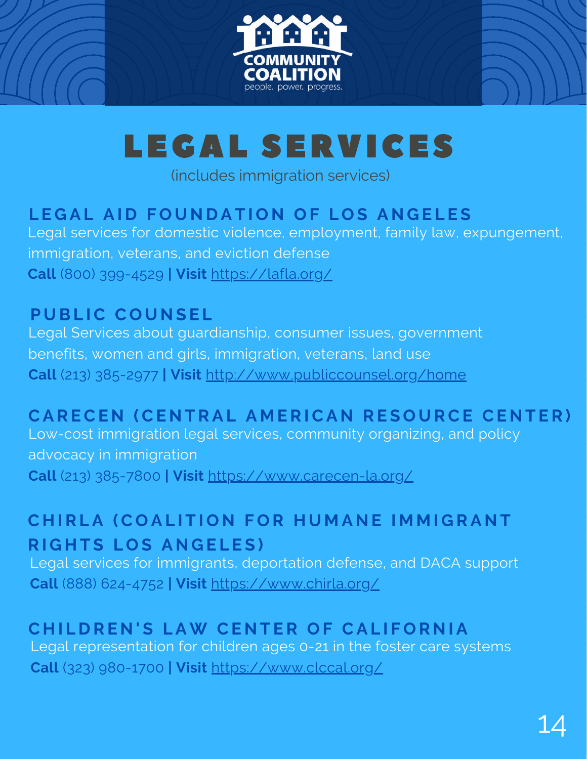# LEGAL SERVICES

(includes immigration services)

## LEGAL AID FOUNDATION OF LOS ANGELES

Legal services for domestic violence, employment, family law, expungement, immigration, veterans, and eviction defense

**Call** (800) 399-4529 **| Visit** https://lafla.org/

## PUBLIC COUNSEL

Legal Services about guardianship, consumer issues, government benefits, women and girls, immigration, veterans, land use

**Call** (213) 385-2977 **| Visit** http://www.publiccounsel.org/home

## CARECEN (CENTRAL AMERICAN RESOURCE CENTER)

Low-cost immigration legal services, community organizing, and policy advocacy in immigration

**Call** (213) 385-7800 **| Visit** https://www.carecen-la.org/

## CHIRLA (COALITION FOR HUMANE IMMIGRANT RIGHTS LOS ANGELES)

Legal services for immigrants, deportation defense, and DACA support

**Call** (888) 624-4752 **| Visit** https://www.chirla.org/

## CHILDREN'S LAW CENTER OF CALIFORNIA

Legal representation for children ages 0-21 in the foster care systems

**Call** (323) 980-1700 **| Visit** https://www.clccal.org/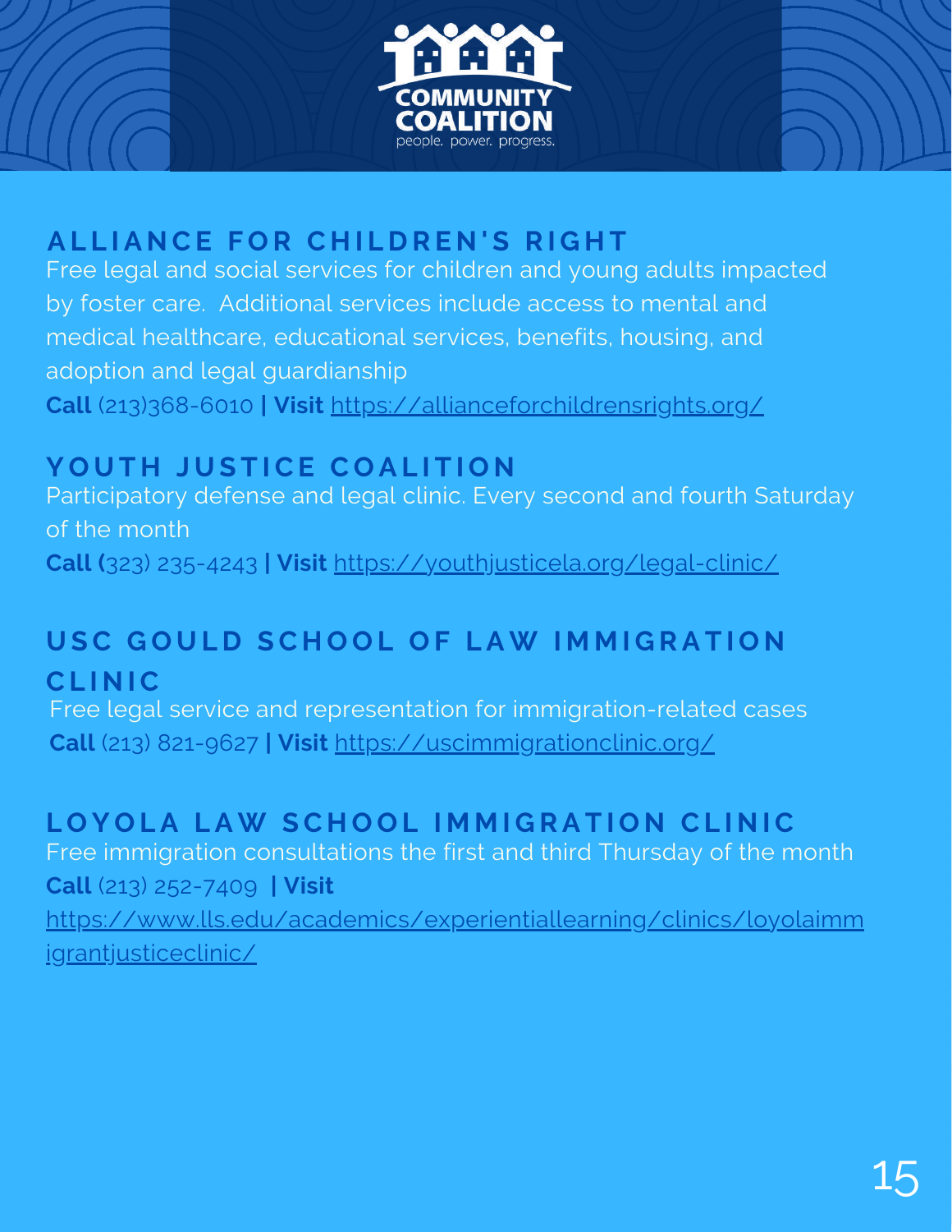## ALLIANCE FOR CHILDREN'S RIGHT

Free legal and social services for children and young adults impacted by foster care. Additional services include access to mental and medical healthcare, educational services, benefits, housing, and adoption and legal guardianship

**Call** (213)368-6010 **| Visit** https://allianceforchildrensrights.org/

## YOUTH JUSTICE COALITION

Participatory defense and legal clinic. Every second and fourth Saturday of the month

**Call (**323) 235-4243 **| Visit** https://youthjusticela.org/legal-clinic/

## USC GOULD SCHOOL OF LAW IMMIGRATION CLINIC

Free legal service and representation for immigration-related cases

**Call** (213) 821-9627 **| Visit** https://uscimmigrationclinic.org/

## LOYOLA LAW SCHOOL IMMIGRATION CLINIC

Free immigration consultations the first and third Thursday of the month

**Call** (213) 252-7409 **| Visit** https://www.lls.edu/academics/experientiallearning/clinics/loyolaimmigrantjusticeclinic/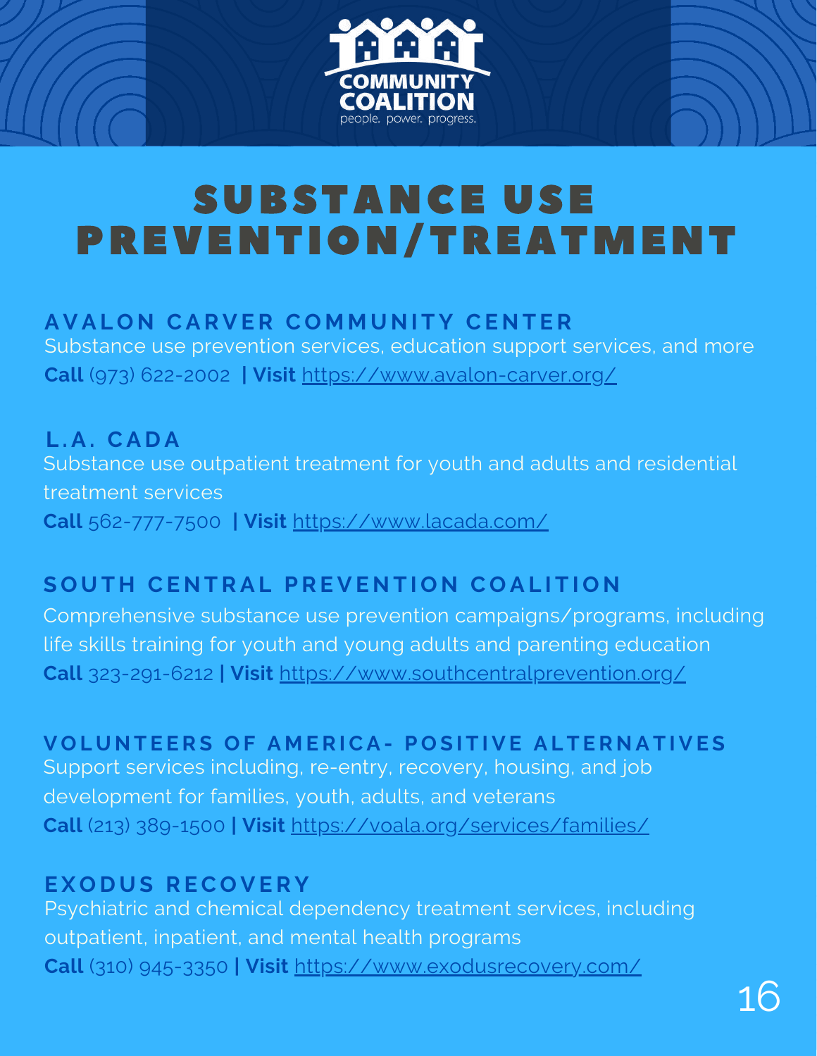# SUBSTANCE USE PREVENTION/TREATMENT

## AVALON CARVER COMMUNITY CENTER

Substance use prevention services, education support services, and more

**Call** (973) 622-2002 **| Visit** https://www.avalon-carver.org/

## L.A. CADA

Substance use outpatient treatment for youth and adults and residential treatment services

**Call** 562-777-7500 **| Visit** https://www.lacada.com/

## SOUTH CENTRAL PREVENTION COALITION

Comprehensive substance use prevention campaigns/programs, including life skills training for youth and young adults and parenting education

**Call** 323-291-6212 **| Visit** https://www.southcentralprevention.org/

## VOLUNTEERS OF AMERICA- POSITIVE ALTERNATIVES

Support services including, re-entry, recovery, housing, and job development for families, youth, adults, and veterans

**Call** (213) 389-1500 **| Visit** https://voala.org/services/families/

## EXODUS RECOVERY

Psychiatric and chemical dependency treatment services, including outpatient, inpatient, and mental health programs

**Call** (310) 945-3350 **| Visit** https://www.exodusrecovery.com/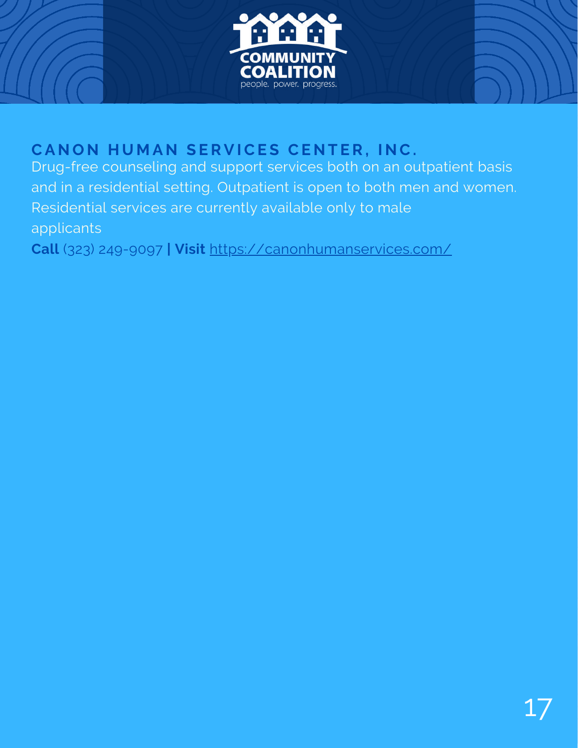## CANON HUMAN SERVICES CENTER, INC.

Drug-free counseling and support services both on an outpatient basis and in a residential setting. Outpatient is open to both men and women. Residential services are currently available only to male applicants

**Call** (323) 249-9097 **| Visit** https://canonhumanservices.com/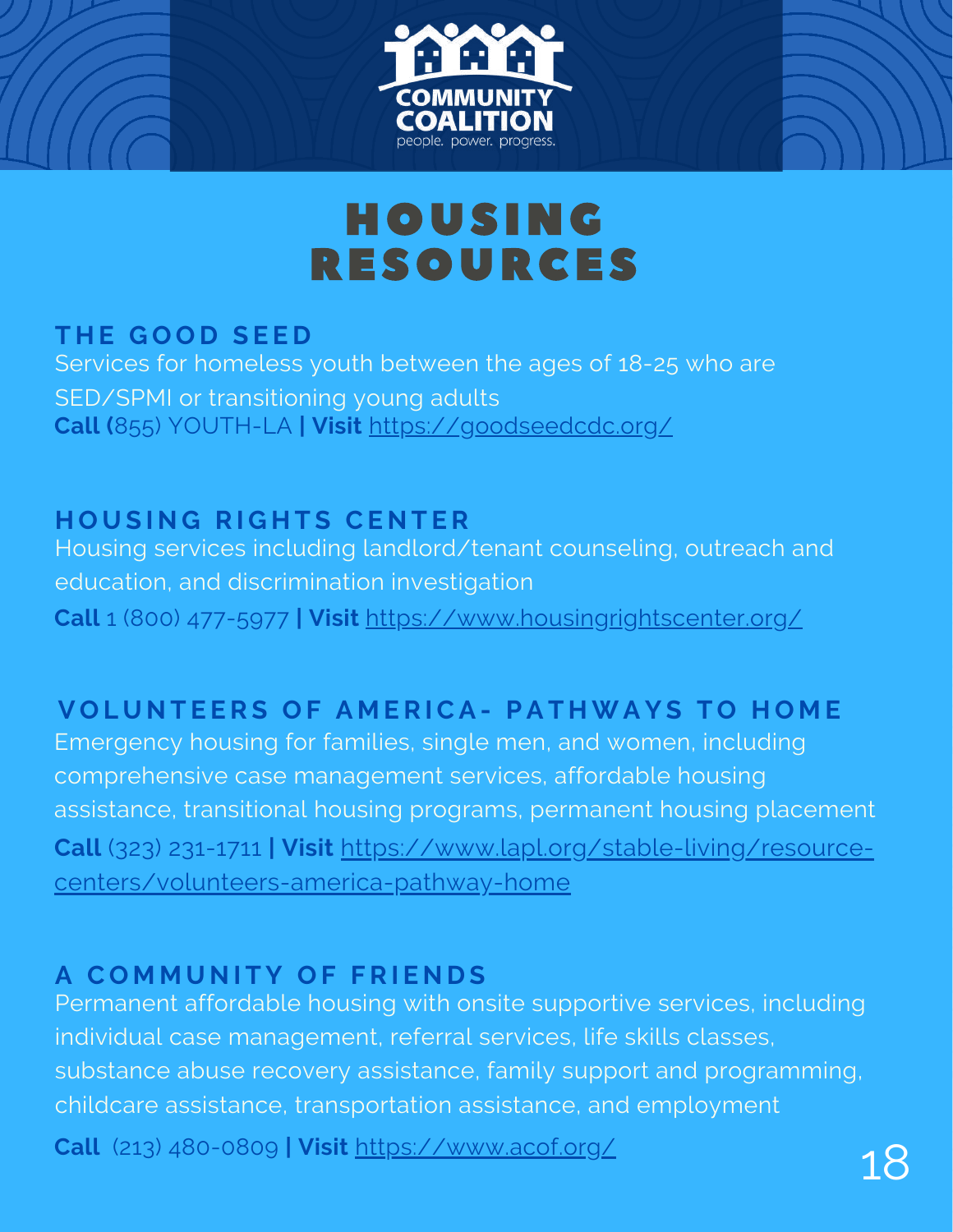# HOUSING RESOURCES

## THE GOOD SEED

Services for homeless youth between the ages of 18-25 who are SED/SPMI or transitioning young adults

**Call (**855) YOUTH-LA **| Visit** https://goodseedcdc.org/

## HOUSING RIGHTS CENTER

Housing services including landlord/tenant counseling, outreach and education, and discrimination investigation

**Call** 1 (800) 477-5977 **| Visit** https://www.housingrightscenter.org/

## VOLUNTEERS OF AMERICA- PATHWAYS TO HOME

Emergency housing for families, single men, and women, including comprehensive case management services, affordable housing assistance, transitional housing programs, permanent housing placement

**Call** (323) 231-1711 **| Visit** https://www.lapl.org/stable-living/resource-centers/volunteers-america-pathway-home

## A COMMUNITY OF FRIENDS

Permanent affordable housing with onsite supportive services, including individual case management, referral services, life skills classes, substance abuse recovery assistance, family support and programming, childcare assistance, transportation assistance, and employment

**Call** (213) 480-0809 **| Visit** https://www.acof.org/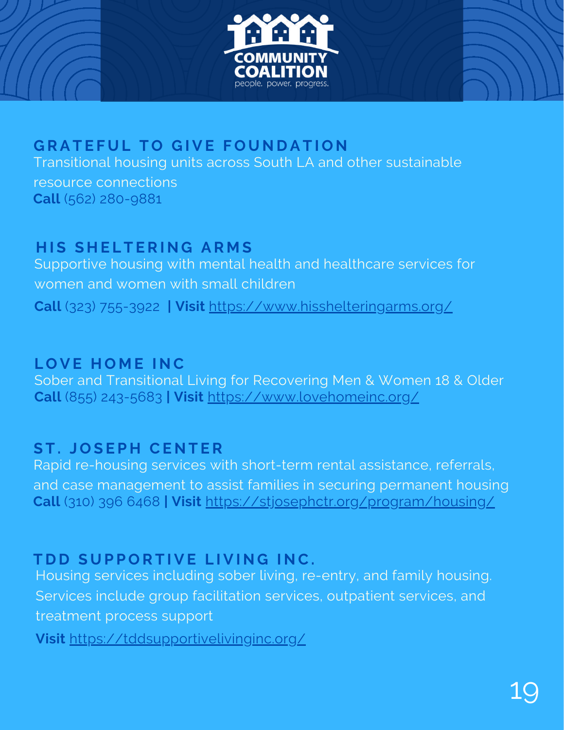## GRATEFUL TO GIVE FOUNDATION

Transitional housing units across South LA and other sustainable resource connections

**Call** (562) 280-9881

## HIS SHELTERING ARMS

Supportive housing with mental health and healthcare services for women and women with small children

**Call** (323) 755-3922 **| Visit** https://www.hisshelteringarms.org/

## LOVE HOME INC

Sober and Transitional Living for Recovering Men & Women 18 & Older

**Call** (855) 243-5683 **| Visit** https://www.lovehomeinc.org/

## ST. JOSEPH CENTER

Rapid re-housing services with short-term rental assistance, referrals, and case management to assist families in securing permanent housing

**Call** (310) 396 6468 **| Visit** https://stjosephctr.org/program/housing/

## TDD SUPPORTIVE LIVING INC.

Housing services including sober living, re-entry, and family housing. Services include group facilitation services, outpatient services, and treatment process support

**Visit** https://tddsupportivelivinginc.org/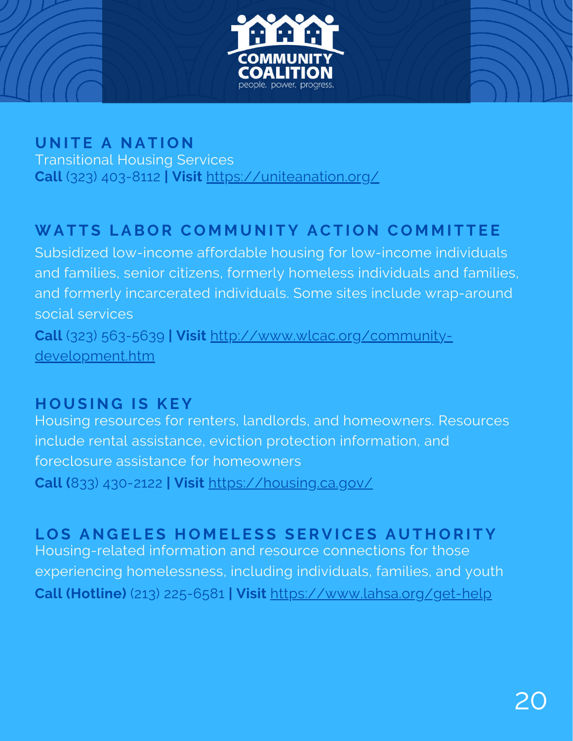## UNITE A NATION

Transitional Housing Services

**Call** (323) 403-8112 **| Visit** https://uniteanation.org/

## WATTS LABOR COMMUNITY ACTION COMMITTEE

Subsidized low-income affordable housing for low-income individuals and families, senior citizens, formerly homeless individuals and families, and formerly incarcerated individuals. Some sites include wrap-around social services

**Call** (323) 563-5639 **| Visit** http://www.wlcac.org/community-development.htm

## HOUSING IS KEY

Housing resources for renters, landlords, and homeowners. Resources include rental assistance, eviction protection information, and foreclosure assistance for homeowners

**Call (**833) 430-2122 **| Visit** https://housing.ca.gov/

## LOS ANGELES HOMELESS SERVICES AUTHORITY

Housing-related information and resource connections for those experiencing homelessness, including individuals, families, and youth

**Call (Hotline)** (213) 225-6581 **| Visit** https://www.lahsa.org/get-help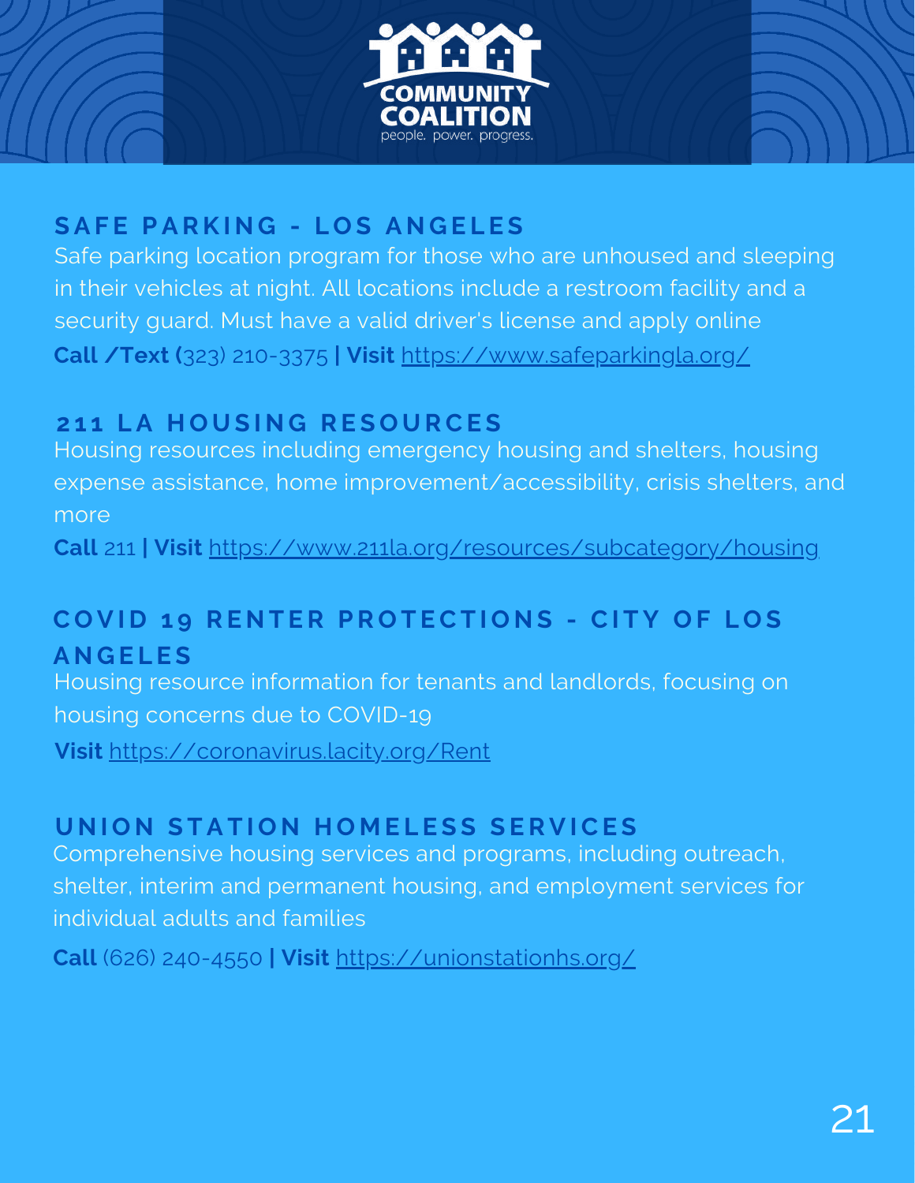## SAFE PARKING - LOS ANGELES

Safe parking location program for those who are unhoused and sleeping in their vehicles at night. All locations include a restroom facility and a security guard. Must have a valid driver's license and apply online

**Call /Text** (323) 210-3375 **| Visit** https://www.safeparkingla.org/

## 211 LA HOUSING RESOURCES

Housing resources including emergency housing and shelters, housing expense assistance, home improvement/accessibility, crisis shelters, and more

**Call** 211 **| Visit** https://www.211la.org/resources/subcategory/housing

## COVID 19 RENTER PROTECTIONS - CITY OF LOS ANGELES

Housing resource information for tenants and landlords, focusing on housing concerns due to COVID-19

**Visit** https://coronavirus.lacity.org/Rent

## UNION STATION HOMELESS SERVICES

Comprehensive housing services and programs, including outreach, shelter, interim and permanent housing, and employment services for individual adults and families

**Call** (626) 240-4550 **| Visit** https://unionstationhs.org/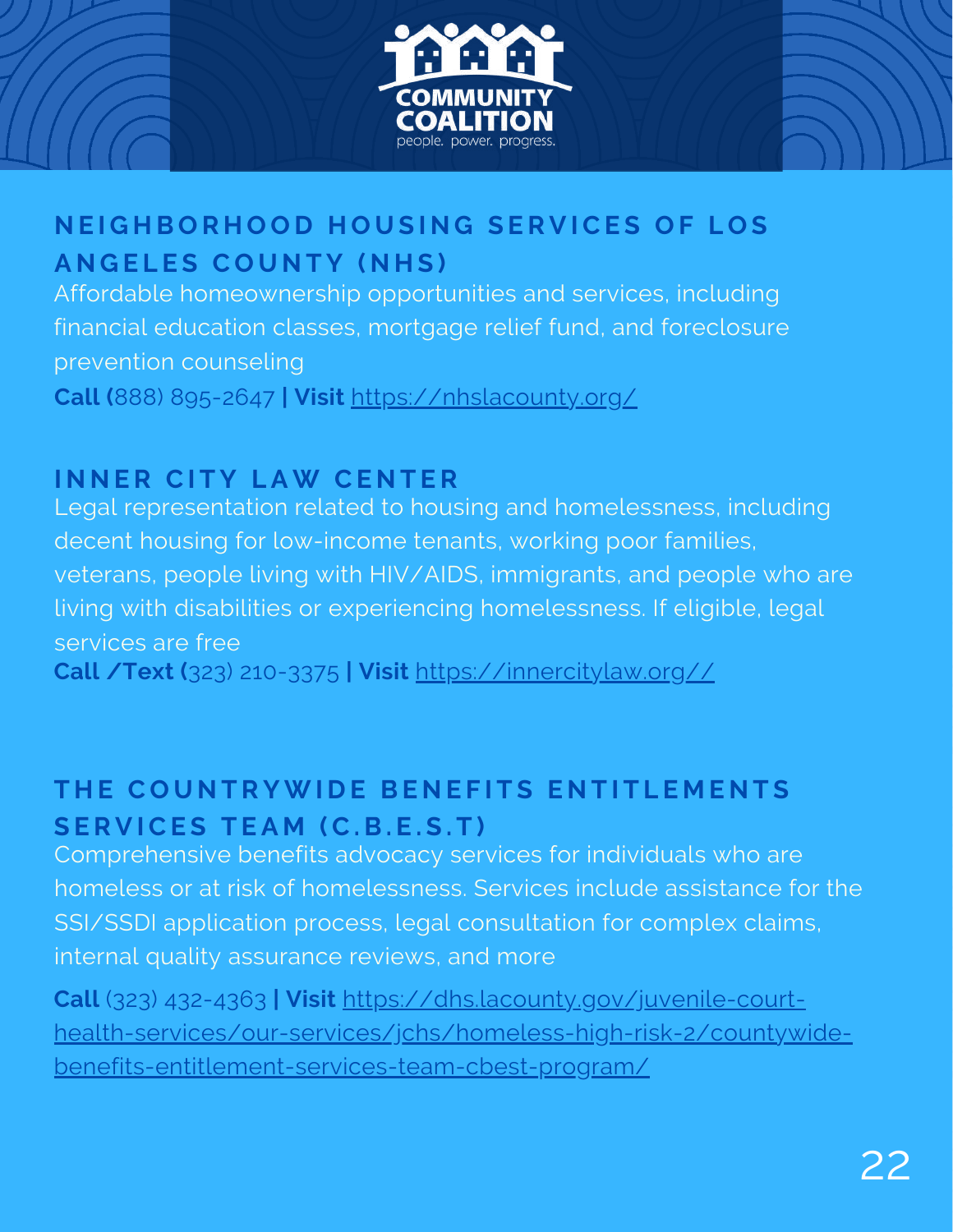## NEIGHBORHOOD HOUSING SERVICES OF LOS ANGELES COUNTY (NHS)

Affordable homeownership opportunities and services, including financial education classes, mortgage relief fund, and foreclosure prevention counseling

**Call (**888) 895-2647 **| Visit** https://nhslacounty.org/

## INNER CITY LAW CENTER

Legal representation related to housing and homelessness, including decent housing for low-income tenants, working poor families, veterans, people living with HIV/AIDS, immigrants, and people who are living with disabilities or experiencing homelessness. If eligible, legal services are free

**Call /Text (**323) 210-3375 **| Visit** https://innercitylaw.org//

## THE COUNTRYWIDE BENEFITS ENTITLEMENTS SERVICES TEAM (C.B.E.S.T)

Comprehensive benefits advocacy services for individuals who are homeless or at risk of homelessness. Services include assistance for the SSI/SSDI application process, legal consultation for complex claims, internal quality assurance reviews, and more

**Call** (323) 432-4363 **| Visit** https://dhs.lacounty.gov/juvenile-court-health-services/our-services/jchs/homeless-high-risk-2/countywide-benefits-entitlement-services-team-cbest-program/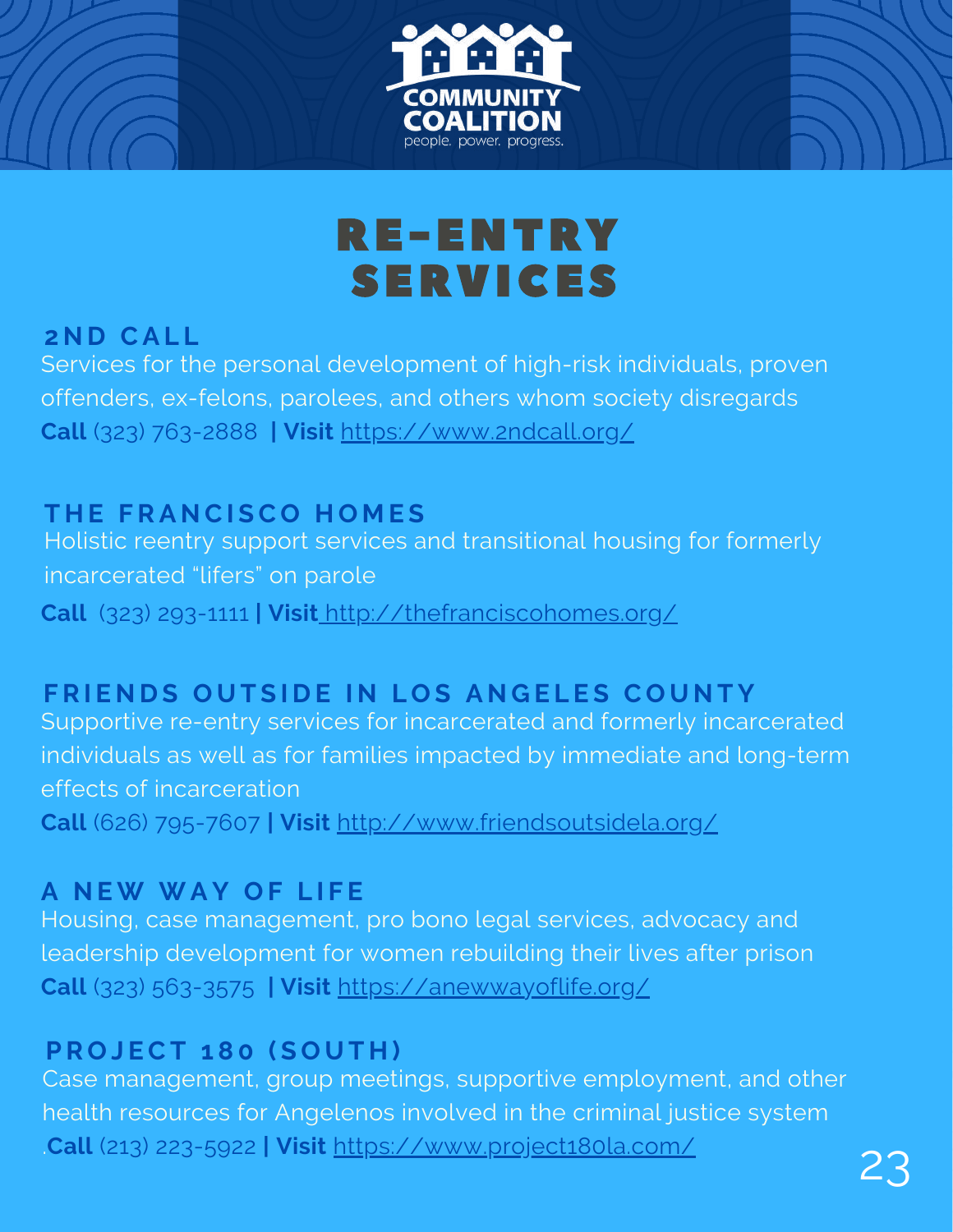# RE-ENTRY SERVICES

## 2ND CALL

Services for the personal development of high-risk individuals, proven offenders, ex-felons, parolees, and others whom society disregards

**Call** (323) 763-2888 **| Visit** https://www.2ndcall.org/

## THE FRANCISCO HOMES

Holistic reentry support services and transitional housing for formerly incarcerated "lifers" on parole

**Call** (323) 293-1111 **| Visit** http://thefranciscohomes.org/

## FRIENDS OUTSIDE IN LOS ANGELES COUNTY

Supportive re-entry services for incarcerated and formerly incarcerated individuals as well as for families impacted by immediate and long-term effects of incarceration

**Call** (626) 795-7607 **| Visit** http://www.friendsoutsidela.org/

## A NEW WAY OF LIFE

Housing, case management, pro bono legal services, advocacy and leadership development for women rebuilding their lives after prison

**Call** (323) 563-3575 **| Visit** https://anewwayoflife.org/

## PROJECT 180 (SOUTH)

Case management, group meetings, supportive employment, and other health resources for Angelenos involved in the criminal justice system

.**Call** (213) 223-5922 **| Visit** https://www.project180la.com/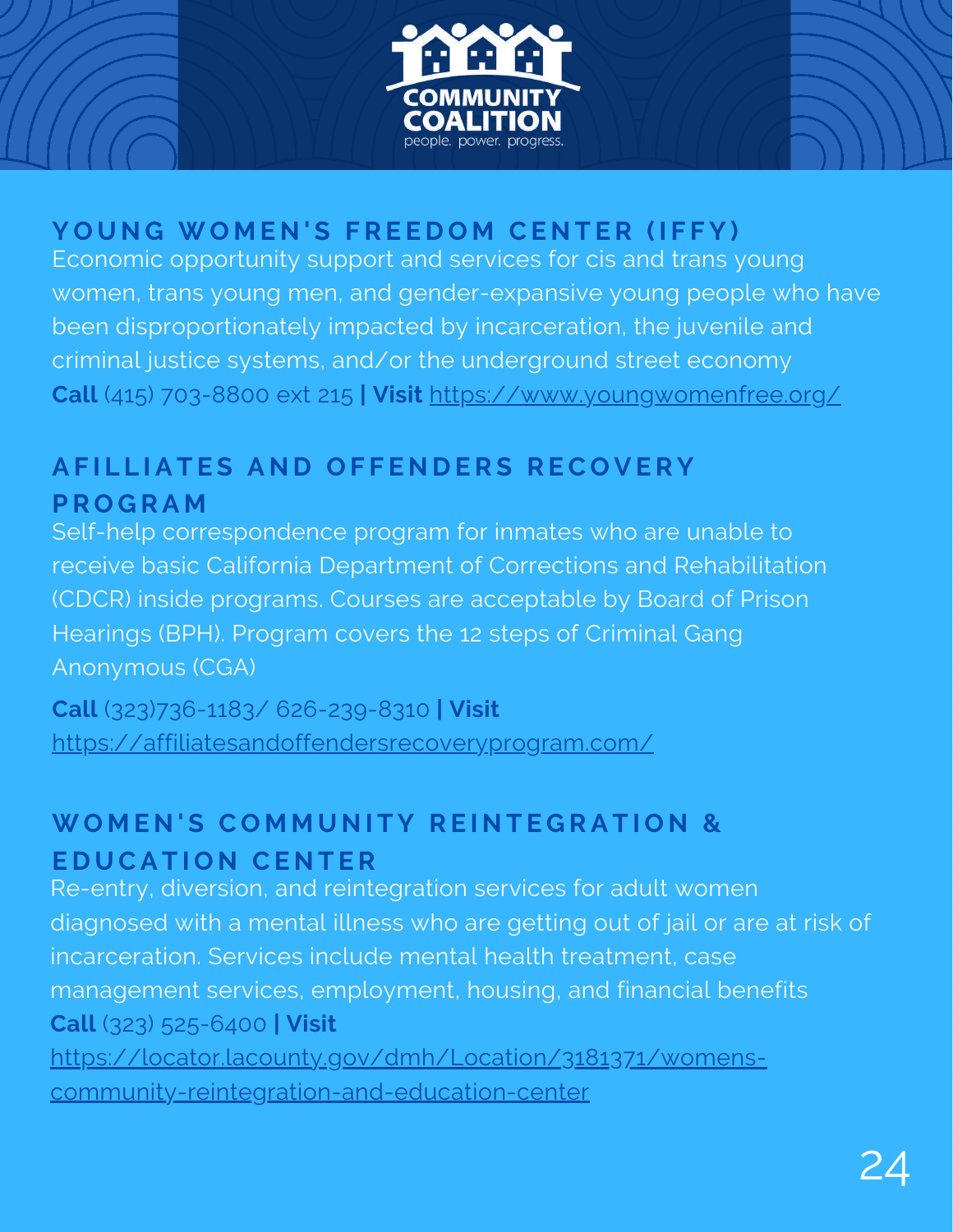## YOUNG WOMEN'S FREEDOM CENTER (IFFY)

Economic opportunity support and services for cis and trans young women, trans young men, and gender-expansive young people who have been disproportionately impacted by incarceration, the juvenile and criminal justice systems, and/or the underground street economy

**Call** (415) 703-8800 ext 215 **| Visit** https://www.youngwomenfree.org/

## AFILLIATES AND OFFENDERS RECOVERY PROGRAM

Self-help correspondence program for inmates who are unable to receive basic California Department of Corrections and Rehabilitation (CDCR) inside programs. Courses are acceptable by Board of Prison Hearings (BPH). Program covers the 12 steps of Criminal Gang Anonymous (CGA)

**Call** (323)736-1183/ 626-239-8310 **| Visit** https://affiliatesandoffendersrecoveryprogram.com/

## WOMEN'S COMMUNITY REINTEGRATION & EDUCATION CENTER

Re-entry, diversion, and reintegration services for adult women diagnosed with a mental illness who are getting out of jail or are at risk of incarceration. Services include mental health treatment, case management services, employment, housing, and financial benefits

**Call** (323) 525-6400 **| Visit** https://locator.lacounty.gov/dmh/Location/3181371/womens-community-reintegration-and-education-center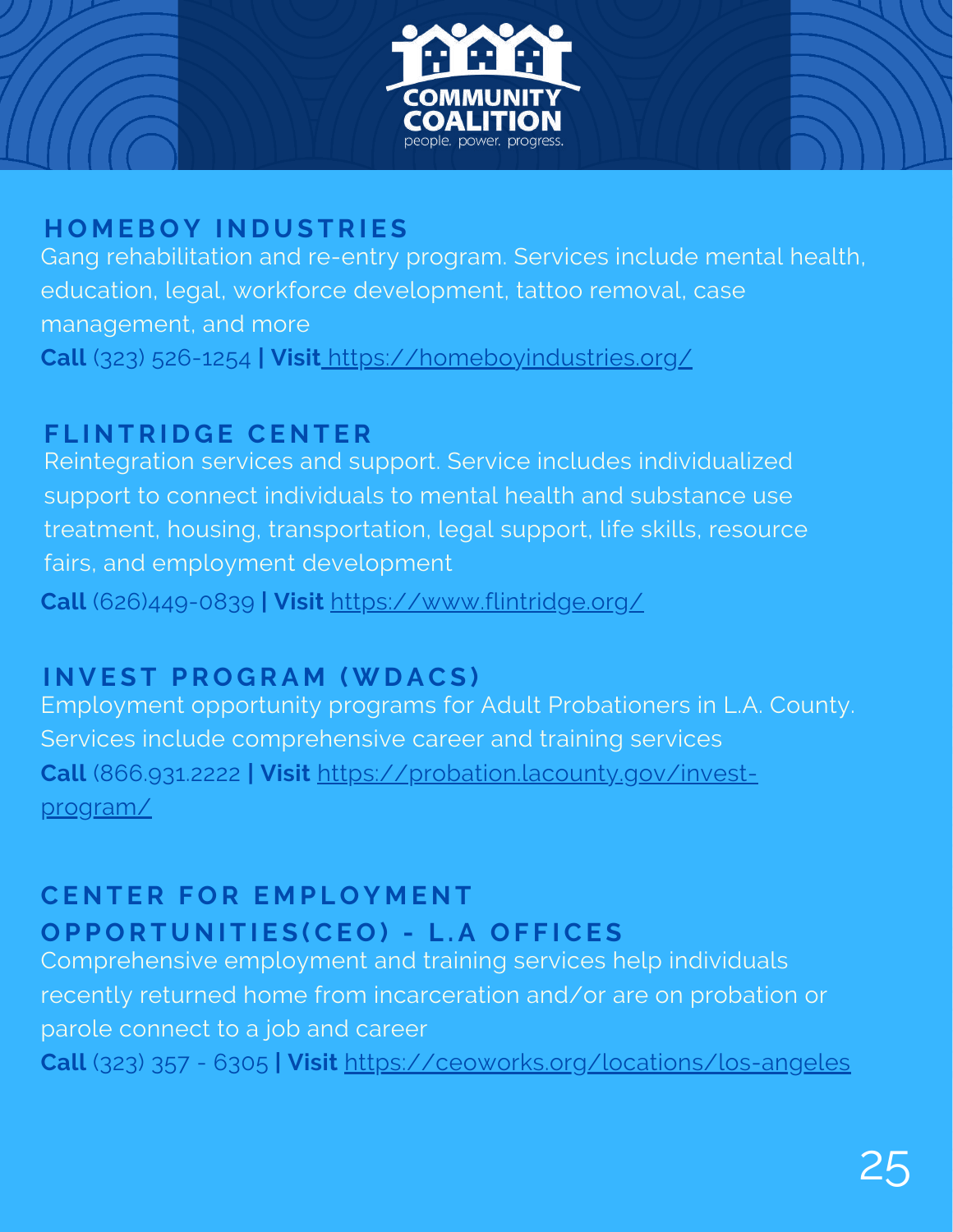## HOMEBOY INDUSTRIES

Gang rehabilitation and re-entry program. Services include mental health, education, legal, workforce development, tattoo removal, case management, and more

**Call** (323) 526-1254 **| Visit** https://homeboyindustries.org/

## FLINTRIDGE CENTER

Reintegration services and support. Service includes individualized support to connect individuals to mental health and substance use treatment, housing, transportation, legal support, life skills, resource fairs, and employment development

**Call** (626)449-0839 **| Visit** https://www.flintridge.org/

## INVEST PROGRAM (WDACS)

Employment opportunity programs for Adult Probationers in L.A. County. Services include comprehensive career and training services

**Call** (866.931.2222 **| Visit** https://probation.lacounty.gov/invest-program/

## CENTER FOR EMPLOYMENT OPPORTUNITIES(CEO) - L.A OFFICES

Comprehensive employment and training services help individuals recently returned home from incarceration and/or are on probation or parole connect to a job and career

**Call** (323) 357 - 6305 **| Visit** https://ceoworks.org/locations/los-angeles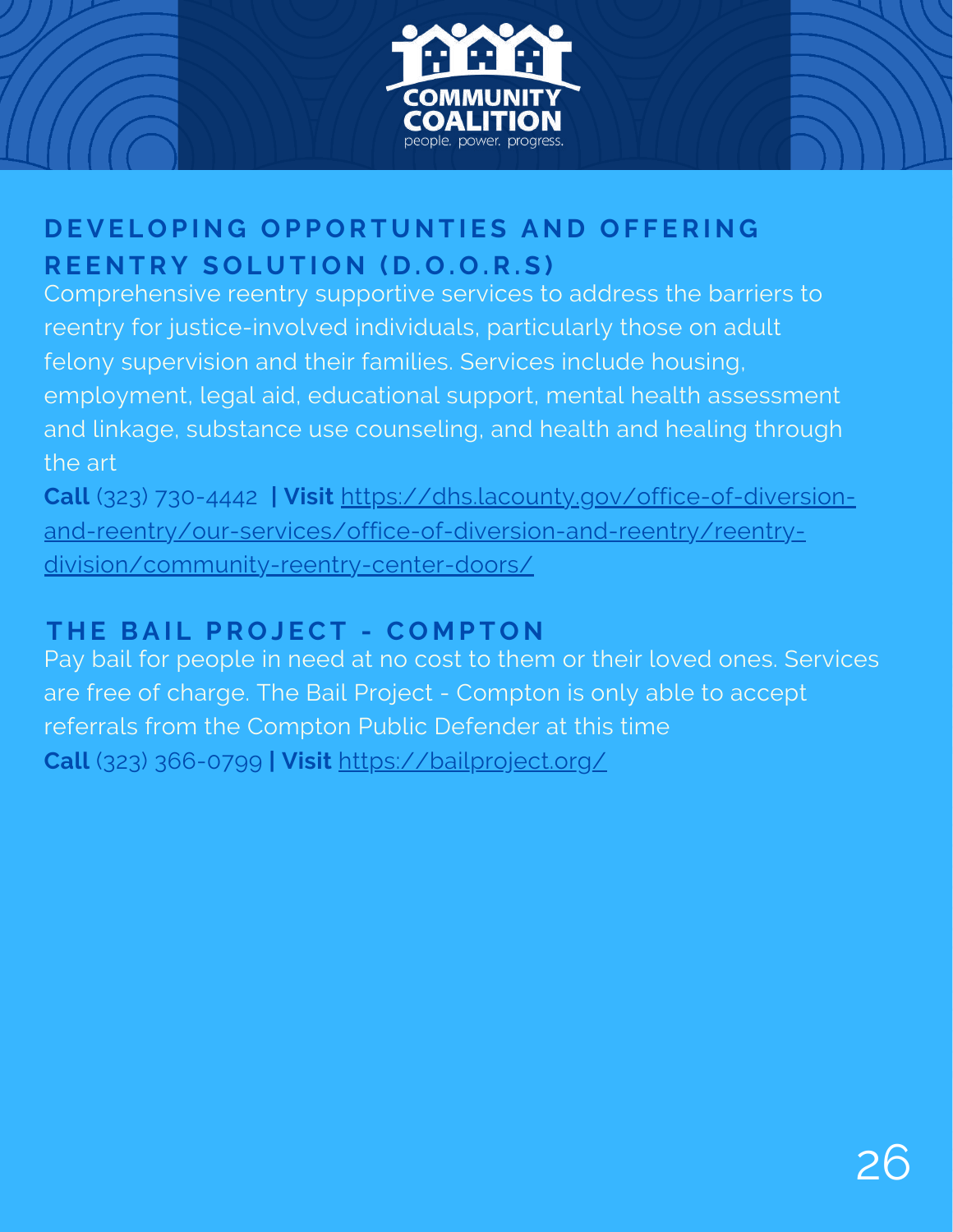## DEVELOPING OPPORTUNTIES AND OFFERING REENTRY SOLUTION (D.O.O.R.S)

Comprehensive reentry supportive services to address the barriers to reentry for justice-involved individuals, particularly those on adult felony supervision and their families. Services include housing, employment, legal aid, educational support, mental health assessment and linkage, substance use counseling, and health and healing through the art

**Call** (323) 730-4442 **| Visit** https://dhs.lacounty.gov/office-of-diversion-and-reentry/our-services/office-of-diversion-and-reentry/reentry-division/community-reentry-center-doors/

## THE BAIL PROJECT - COMPTON

Pay bail for people in need at no cost to them or their loved ones. Services are free of charge. The Bail Project - Compton is only able to accept referrals from the Compton Public Defender at this time

**Call** (323) 366-0799 **| Visit** https://bailproject.org/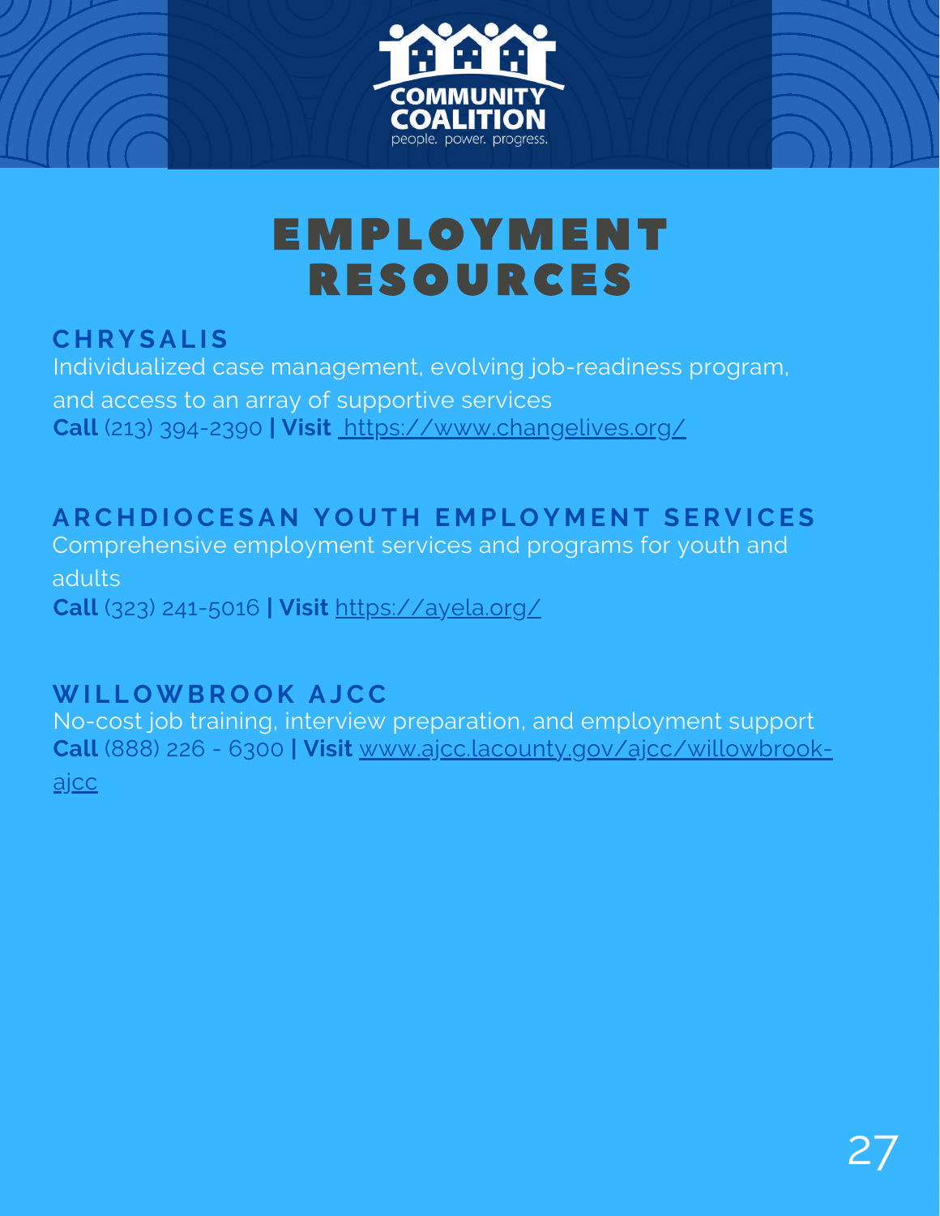# EMPLOYMENT RESOURCES

## CHRYSALIS

Individualized case management, evolving job-readiness program, and access to an array of supportive services

**Call** (213) 394-2390 **| Visit** https://www.changelives.org/

## ARCHDIOCESAN YOUTH EMPLOYMENT SERVICES

Comprehensive employment services and programs for youth and adults

**Call** (323) 241-5016 **| Visit** https://ayela.org/

## WILLOWBROOK AJCC

No-cost job training, interview preparation, and employment support

**Call** (888) 226 - 6300 **| Visit** www.ajcc.lacounty.gov/ajcc/willowbrook-ajcc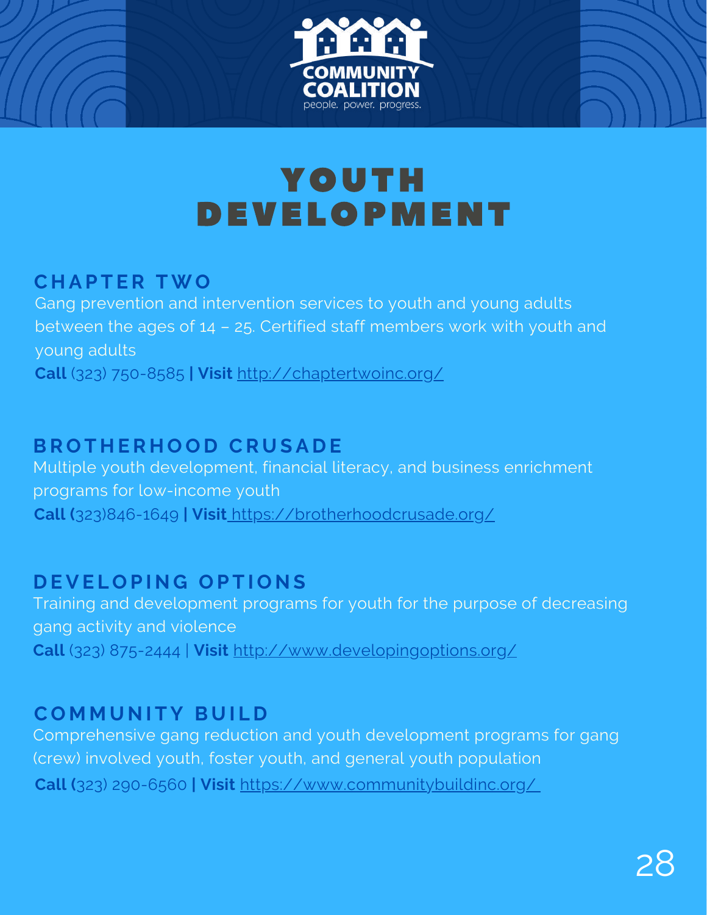# YOUTH DEVELOPMENT

## CHAPTER TWO

Gang prevention and intervention services to youth and young adults between the ages of 14 – 25. Certified staff members work with youth and young adults

**Call** (323) 750-8585 **| Visit** http://chaptertwoinc.org/

## BROTHERHOOD CRUSADE

Multiple youth development, financial literacy, and business enrichment programs for low-income youth

**Call (**323)846-1649 **| Visit** https://brotherhoodcrusade.org/

## DEVELOPING OPTIONS

Training and development programs for youth for the purpose of decreasing gang activity and violence

**Call** (323) 875-2444 | **Visit** http://www.developingoptions.org/

## COMMUNITY BUILD

Comprehensive gang reduction and youth development programs for gang (crew) involved youth, foster youth, and general youth population

**Call (**323) 290-6560 **| Visit** https://www.communitybuildinc.org/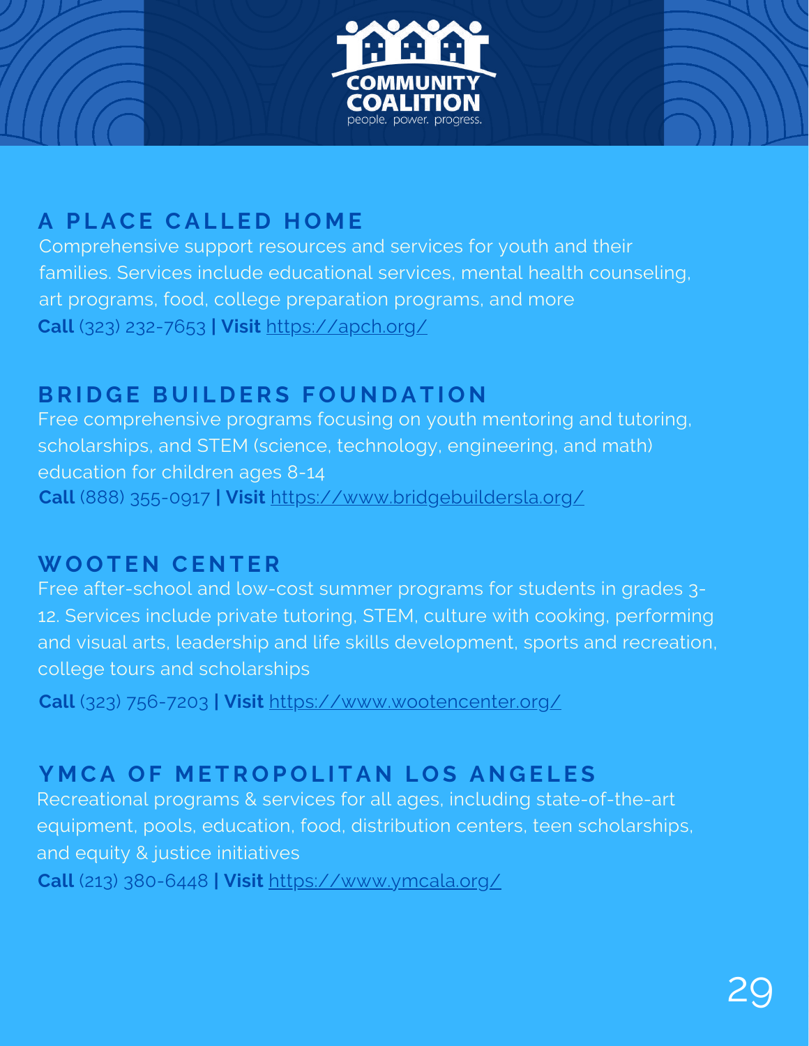## A PLACE CALLED HOME

Comprehensive support resources and services for youth and their families. Services include educational services, mental health counseling, art programs, food, college preparation programs, and more

**Call** (323) 232-7653 **| Visit** https://apch.org/

## BRIDGE BUILDERS FOUNDATION

Free comprehensive programs focusing on youth mentoring and tutoring, scholarships, and STEM (science, technology, engineering, and math) education for children ages 8-14

**Call** (888) 355-0917 **| Visit** https://www.bridgebuildersla.org/

## WOOTEN CENTER

Free after-school and low-cost summer programs for students in grades 3-12. Services include private tutoring, STEM, culture with cooking, performing and visual arts, leadership and life skills development, sports and recreation, college tours and scholarships

**Call** (323) 756-7203 **| Visit** https://www.wootencenter.org/

## YMCA OF METROPOLITAN LOS ANGELES

Recreational programs & services for all ages, including state-of-the-art equipment, pools, education, food, distribution centers, teen scholarships, and equity & justice initiatives

**Call** (213) 380-6448 **| Visit** https://www.ymcala.org/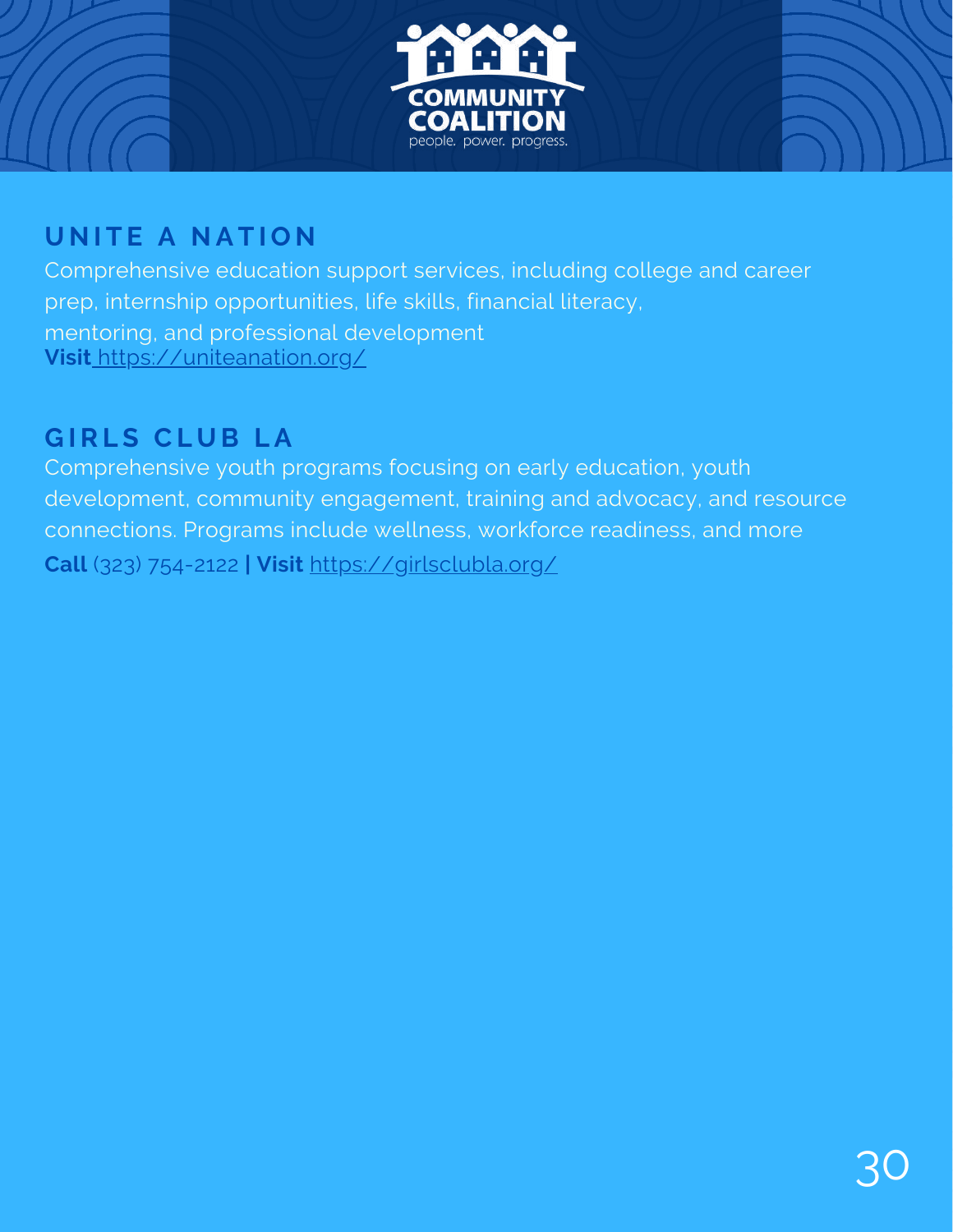## UNITE A NATION

Comprehensive education support services, including college and career prep, internship opportunities, life skills, financial literacy, mentoring, and professional development
**Visit** https://uniteanation.org/

## GIRLS CLUB LA

Comprehensive youth programs focusing on early education, youth development, community engagement, training and advocacy, and resource connections. Programs include wellness, workforce readiness, and more
**Call** (323) 754-2122 **| Visit** https://girlsclubla.org/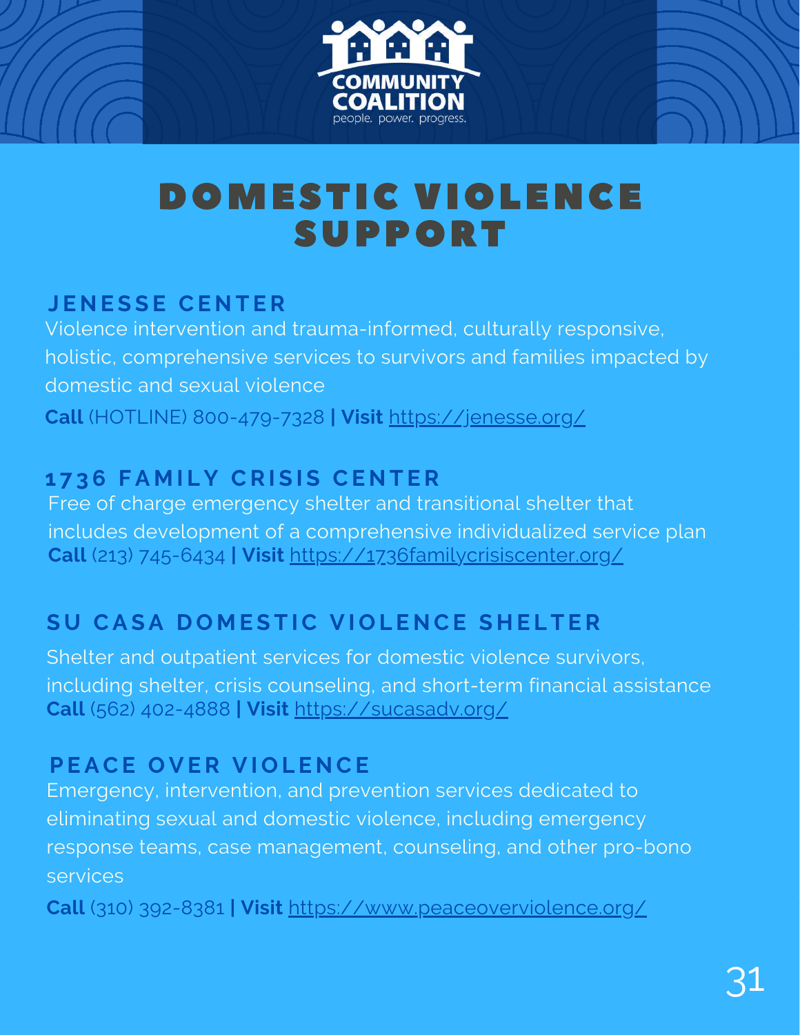COMMUNITY COALITION
people. power. progress.

# DOMESTIC VIOLENCE SUPPORT

## JENESSE CENTER

Violence intervention and trauma-informed, culturally responsive, holistic, comprehensive services to survivors and families impacted by domestic and sexual violence

**Call** (HOTLINE) 800-479-7328 **| Visit** https://jenesse.org/

## 1736 FAMILY CRISIS CENTER

Free of charge emergency shelter and transitional shelter that includes development of a comprehensive individualized service plan

**Call** (213) 745-6434 **| Visit** https://1736familycrisiscenter.org/

## SU CASA DOMESTIC VIOLENCE SHELTER

Shelter and outpatient services for domestic violence survivors, including shelter, crisis counseling, and short-term financial assistance

**Call** (562) 402-4888 **| Visit** https://sucasadv.org/

## PEACE OVER VIOLENCE

Emergency, intervention, and prevention services dedicated to eliminating sexual and domestic violence, including emergency response teams, case management, counseling, and other pro-bono services

**Call** (310) 392-8381 **| Visit** https://www.peaceoverviolence.org/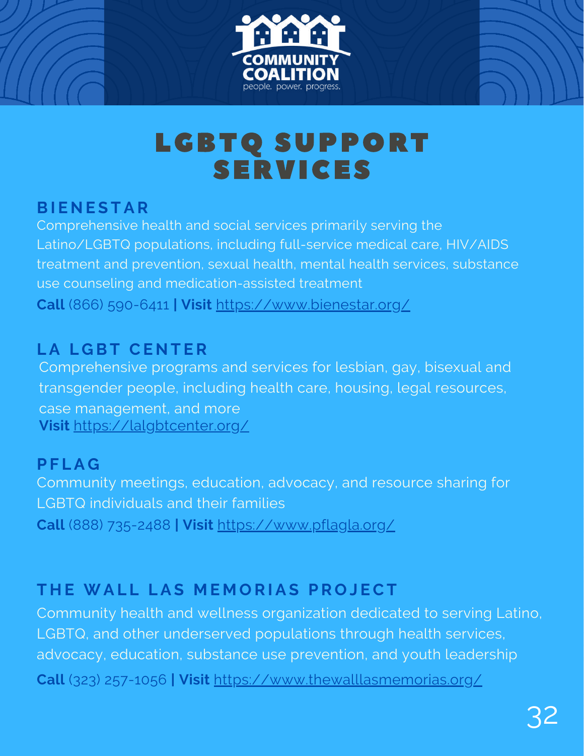# LGBTQ SUPPORT SERVICES

## BIENESTAR

Comprehensive health and social services primarily serving the Latino/LGBTQ populations, including full-service medical care, HIV/AIDS treatment and prevention, sexual health, mental health services, substance use counseling and medication-assisted treatment

**Call** (866) 590-6411 **| Visit** https://www.bienestar.org/

## LA LGBT CENTER

Comprehensive programs and services for lesbian, gay, bisexual and transgender people, including health care, housing, legal resources, case management, and more

**Visit** https://lalgbtcenter.org/

## PFLAG

Community meetings, education, advocacy, and resource sharing for LGBTQ individuals and their families

**Call** (888) 735-2488 **| Visit** https://www.pflagla.org/

## THE WALL LAS MEMORIAS PROJECT

Community health and wellness organization dedicated to serving Latino, LGBTQ, and other underserved populations through health services, advocacy, education, substance use prevention, and youth leadership

**Call** (323) 257-1056 **| Visit** https://www.thewalllasmemorias.org/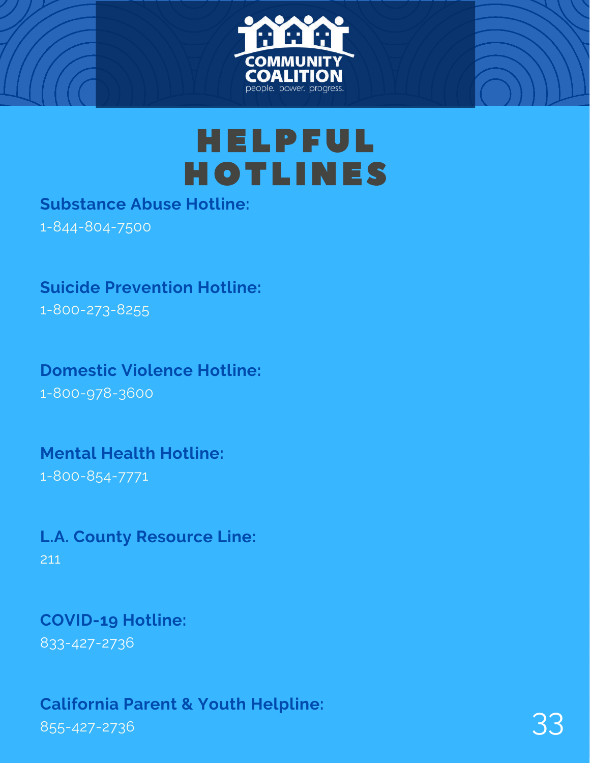COMMUNITY COALITION

people. power. progress.

# HELPFUL HOTLINES

**Substance Abuse Hotline:**
1-844-804-7500

**Suicide Prevention Hotline:**
1-800-273-8255

**Domestic Violence Hotline:**
1-800-978-3600

**Mental Health Hotline:**
1-800-854-7771

**L.A. County Resource Line:**
211

**COVID-19 Hotline:**
833-427-2736

**California Parent & Youth Helpline:**
855-427-2736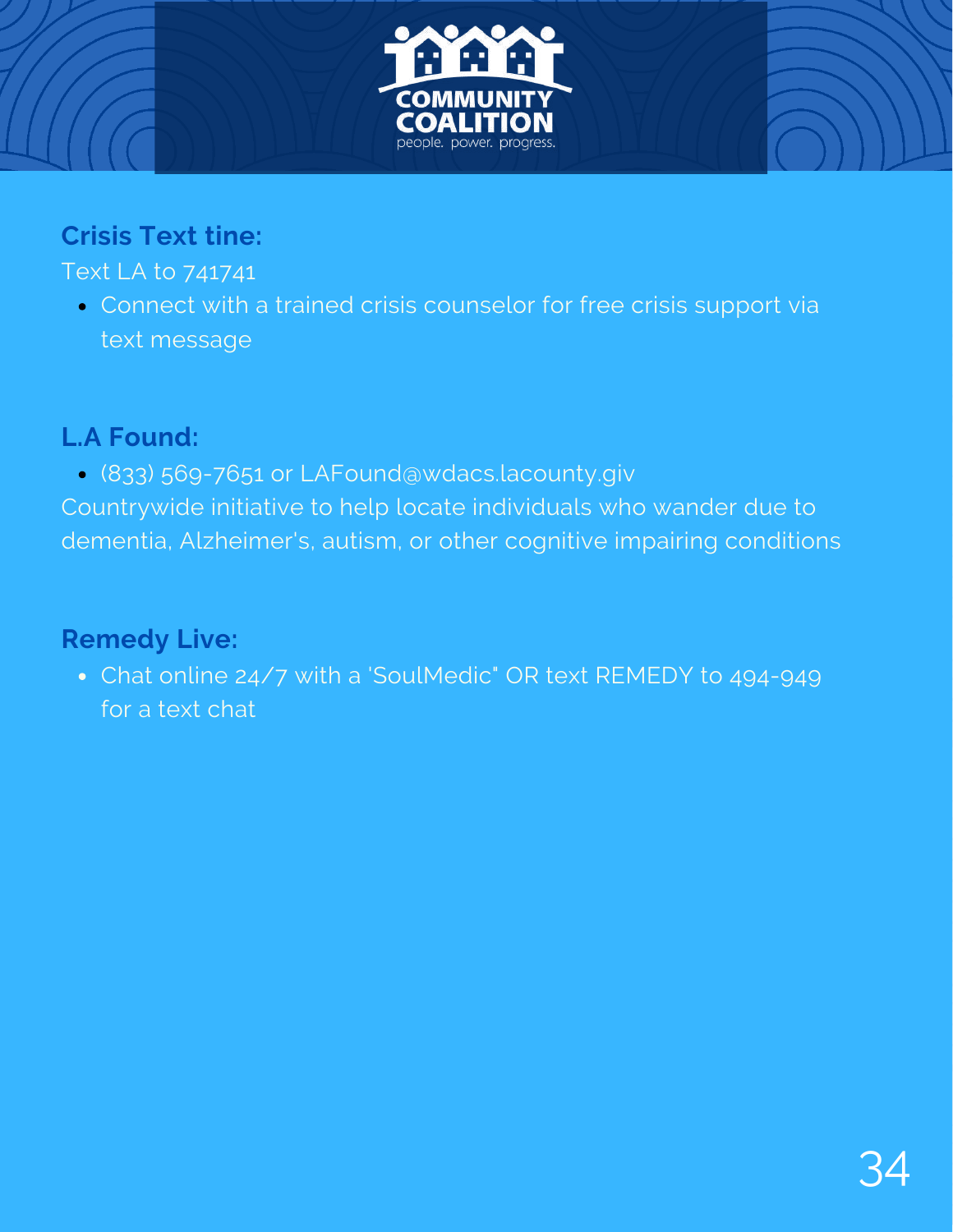COMMUNITY COALITION
people. power. progress.

### Crisis Text tine:

Text LA to 741741

- Connect with a trained crisis counselor for free crisis support via text message

### L.A Found:

- (833) 569-7651 or LAFound@wdacs.lacounty.giv

Countrywide initiative to help locate individuals who wander due to dementia, Alzheimer's, autism, or other cognitive impairing conditions

### Remedy Live:

- Chat online 24/7 with a 'SoulMedic" OR text REMEDY to 494-949 for a text chat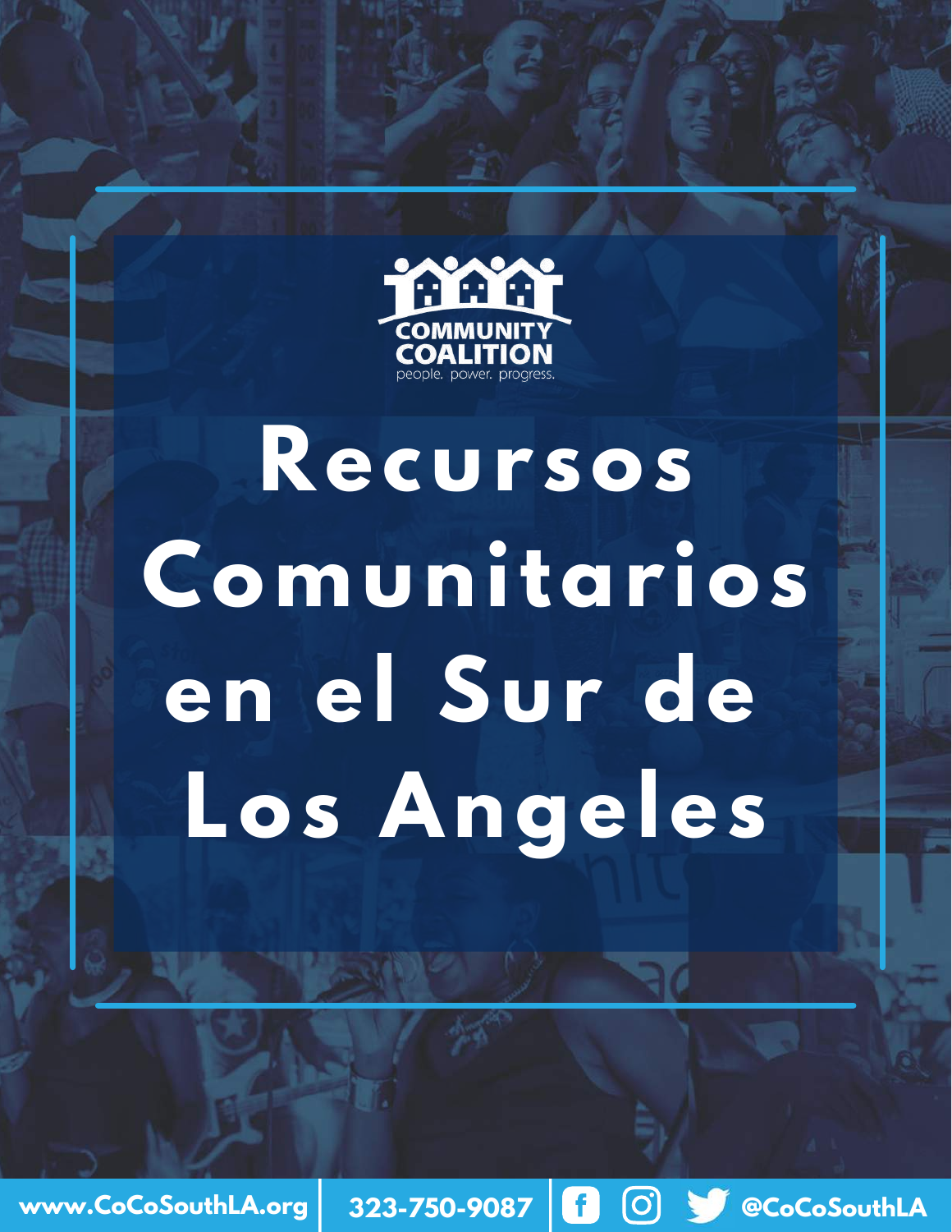COMMUNITY COALITION
people. power. progress.

# Recursos Comunitarios en el Sur de Los Angeles

www.CoCoSouthLA.org | 323-750-9087 | @CoCoSouthLA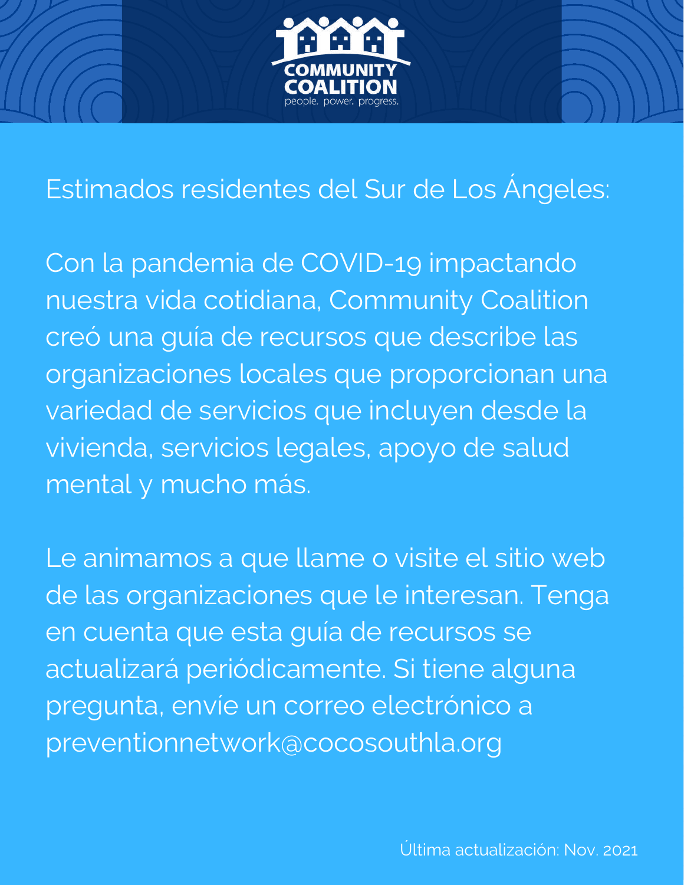COMMUNITY COALITION

people. power. progress.

Estimados residentes del Sur de Los Ángeles:

Con la pandemia de COVID-19 impactando nuestra vida cotidiana, Community Coalition creó una guía de recursos que describe las organizaciones locales que proporcionan una variedad de servicios que incluyen desde la vivienda, servicios legales, apoyo de salud mental y mucho más.

Le animamos a que llame o visite el sitio web de las organizaciones que le interesan. Tenga en cuenta que esta guía de recursos se actualizará periódicamente. Si tiene alguna pregunta, envíe un correo electrónico a preventionnetwork@cocosouthla.org

Última actualización: Nov. 2021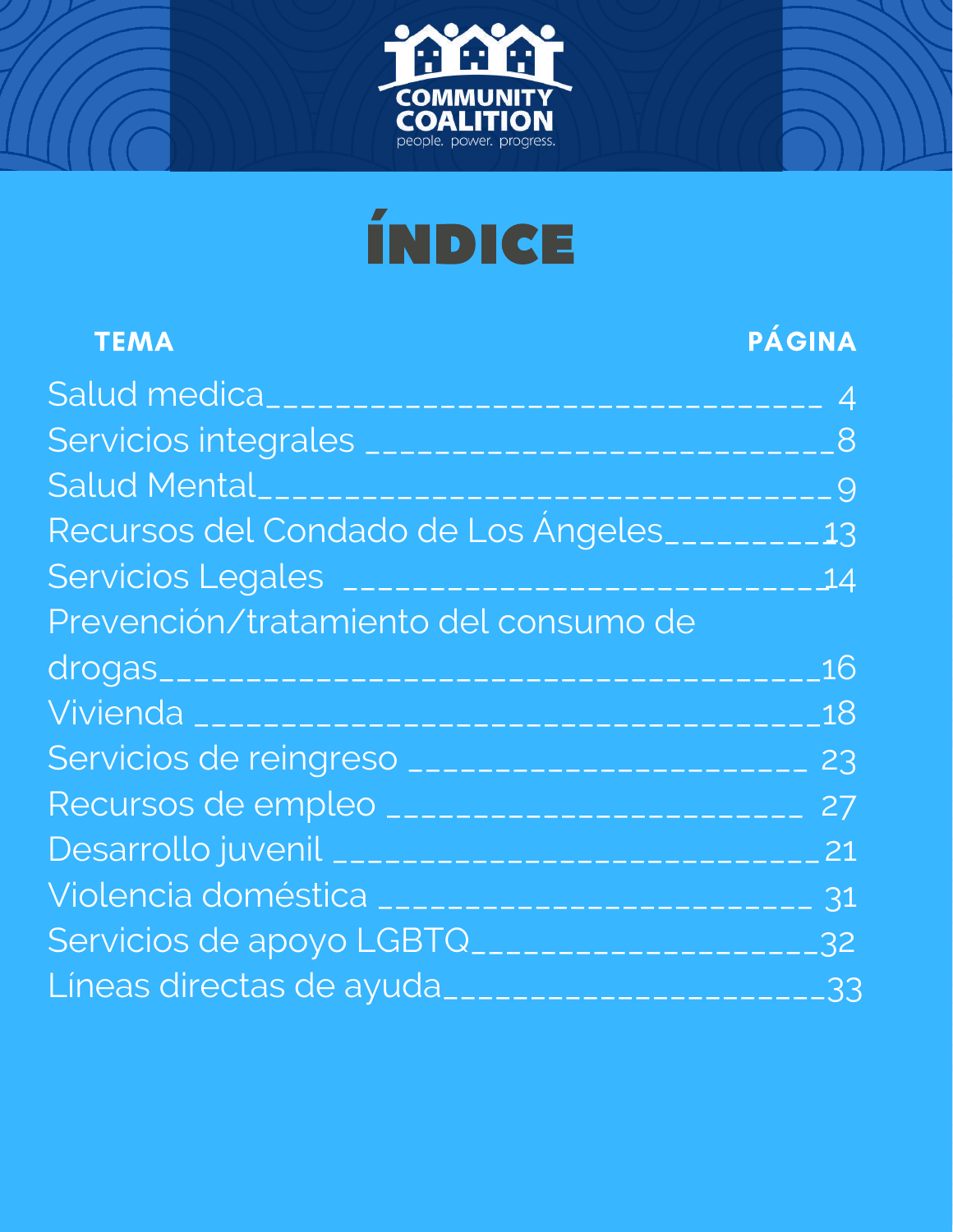COMMUNITY COALITION

people. power. progress.

# ÍNDICE

| TEMA | PÁGINA |
| --- | --- |
| Salud medica | 4 |
| Servicios integrales | 8 |
| Salud Mental | 9 |
| Recursos del Condado de Los Ángeles | 13 |
| Servicios Legales | 14 |
| Prevención/tratamiento del consumo de drogas | 16 |
| Vivienda | 18 |
| Servicios de reingreso | 23 |
| Recursos de empleo | 27 |
| Desarrollo juvenil | 21 |
| Violencia doméstica | 31 |
| Servicios de apoyo LGBTQ | 32 |
| Líneas directas de ayuda | 33 |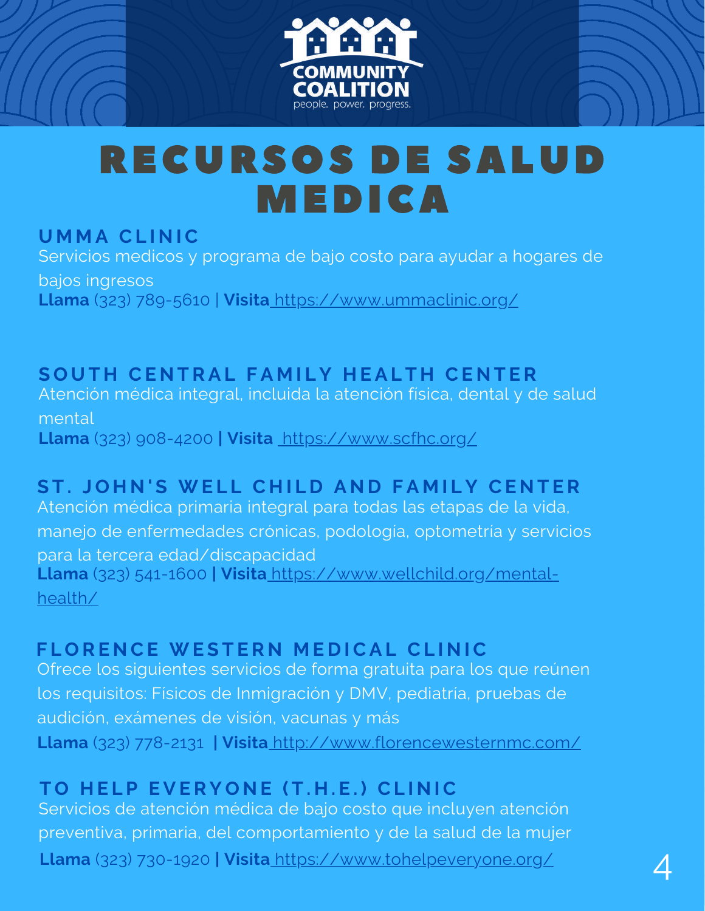# RECURSOS DE SALUD MEDICA

## UMMA CLINIC

Servicios medicos y programa de bajo costo para ayudar a hogares de bajos ingresos

**Llama** (323) 789-5610 | **Visita** https://www.ummaclinic.org/

## SOUTH CENTRAL FAMILY HEALTH CENTER

Atención médica integral, incluida la atención física, dental y de salud mental

**Llama** (323) 908-4200 **| Visita** https://www.scfhc.org/

## ST. JOHN'S WELL CHILD AND FAMILY CENTER

Atención médica primaria integral para todas las etapas de la vida, manejo de enfermedades crónicas, podología, optometría y servicios para la tercera edad/discapacidad

**Llama** (323) 541-1600 **| Visita** https://www.wellchild.org/mental-health/

## FLORENCE WESTERN MEDICAL CLINIC

Ofrece los siguientes servicios de forma gratuita para los que reúnen los requisitos: Físicos de Inmigración y DMV, pediatría, pruebas de audición, exámenes de visión, vacunas y más

**Llama** (323) 778-2131 **| Visita** http://www.florencewesternmc.com/

## TO HELP EVERYONE (T.H.E.) CLINIC

Servicios de atención médica de bajo costo que incluyen atención preventiva, primaria, del comportamiento y de la salud de la mujer

**Llama** (323) 730-1920 **| Visita** https://www.tohelpeveryone.org/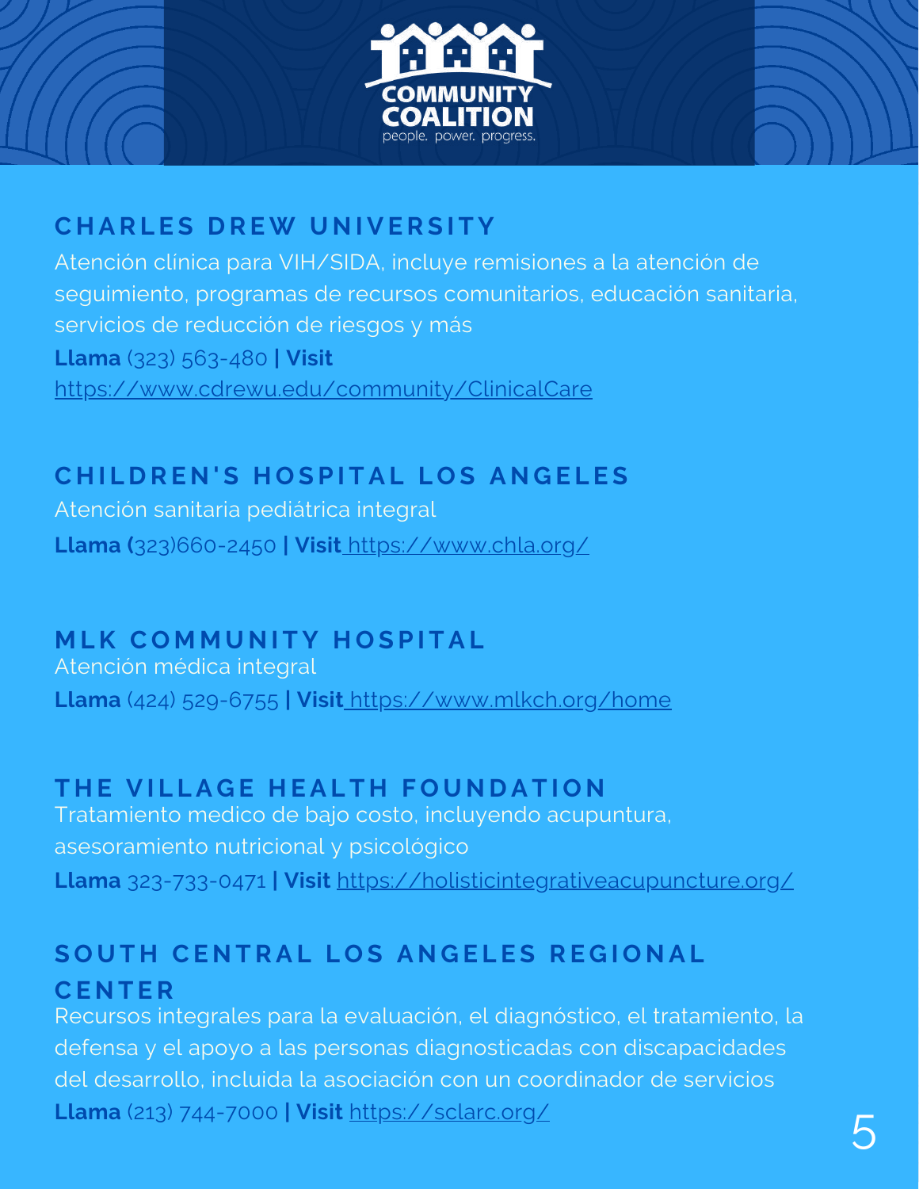## CHARLES DREW UNIVERSITY

Atención clínica para VIH/SIDA, incluye remisiones a la atención de seguimiento, programas de recursos comunitarios, educación sanitaria, servicios de reducción de riesgos y más

**Llama** (323) 563-480 **| Visit** https://www.cdrewu.edu/community/ClinicalCare

## CHILDREN'S HOSPITAL LOS ANGELES

Atención sanitaria pediátrica integral

**Llama (**323)660-2450 **| Visit** https://www.chla.org/

## MLK COMMUNITY HOSPITAL

Atención médica integral

**Llama** (424) 529-6755 **| Visit** https://www.mlkch.org/home

## THE VILLAGE HEALTH FOUNDATION

Tratamiento medico de bajo costo, incluyendo acupuntura, asesoramiento nutricional y psicológico

**Llama** 323-733-0471 **| Visit** https://holisticintegrativeacupuncture.org/

## SOUTH CENTRAL LOS ANGELES REGIONAL CENTER

Recursos integrales para la evaluación, el diagnóstico, el tratamiento, la defensa y el apoyo a las personas diagnosticadas con discapacidades del desarrollo, incluida la asociación con un coordinador de servicios

**Llama** (213) 744-7000 **| Visit** https://sclarc.org/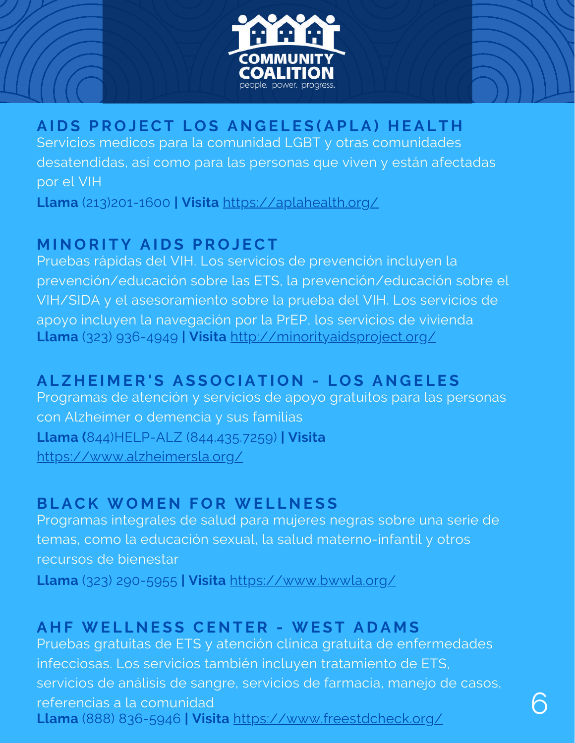## AIDS PROJECT LOS ANGELES(APLA) HEALTH

Servicios medicos para la comunidad LGBT y otras comunidades desatendidas, así como para las personas que viven y están afectadas por el VIH

**Llama** (213)201-1600 **| Visita** https://aplahealth.org/

## MINORITY AIDS PROJECT

Pruebas rápidas del VIH. Los servicios de prevención incluyen la prevención/educación sobre las ETS, la prevención/educación sobre el VIH/SIDA y el asesoramiento sobre la prueba del VIH. Los servicios de apoyo incluyen la navegación por la PrEP, los servicios de vivienda

**Llama** (323) 936-4949 **| Visita** http://minorityaidsproject.org/

## ALZHEIMER'S ASSOCIATION - LOS ANGELES

Programas de atención y servicios de apoyo gratuitos para las personas con Alzheimer o demencia y sus familias

**Llama (**844)HELP-ALZ (844.435.7259) **| Visita** https://www.alzheimersla.org/

## BLACK WOMEN FOR WELLNESS

Programas integrales de salud para mujeres negras sobre una serie de temas, como la educación sexual, la salud materno-infantil y otros recursos de bienestar

**Llama** (323) 290-5955 **| Visita** https://www.bwwla.org/

## AHF WELLNESS CENTER - WEST ADAMS

Pruebas gratuitas de ETS y atención clínica gratuita de enfermedades infecciosas. Los servicios también incluyen tratamiento de ETS, servicios de análisis de sangre, servicios de farmacia, manejo de casos, referencias a la comunidad

**Llama** (888) 836-5946 **| Visita** https://www.freestdcheck.org/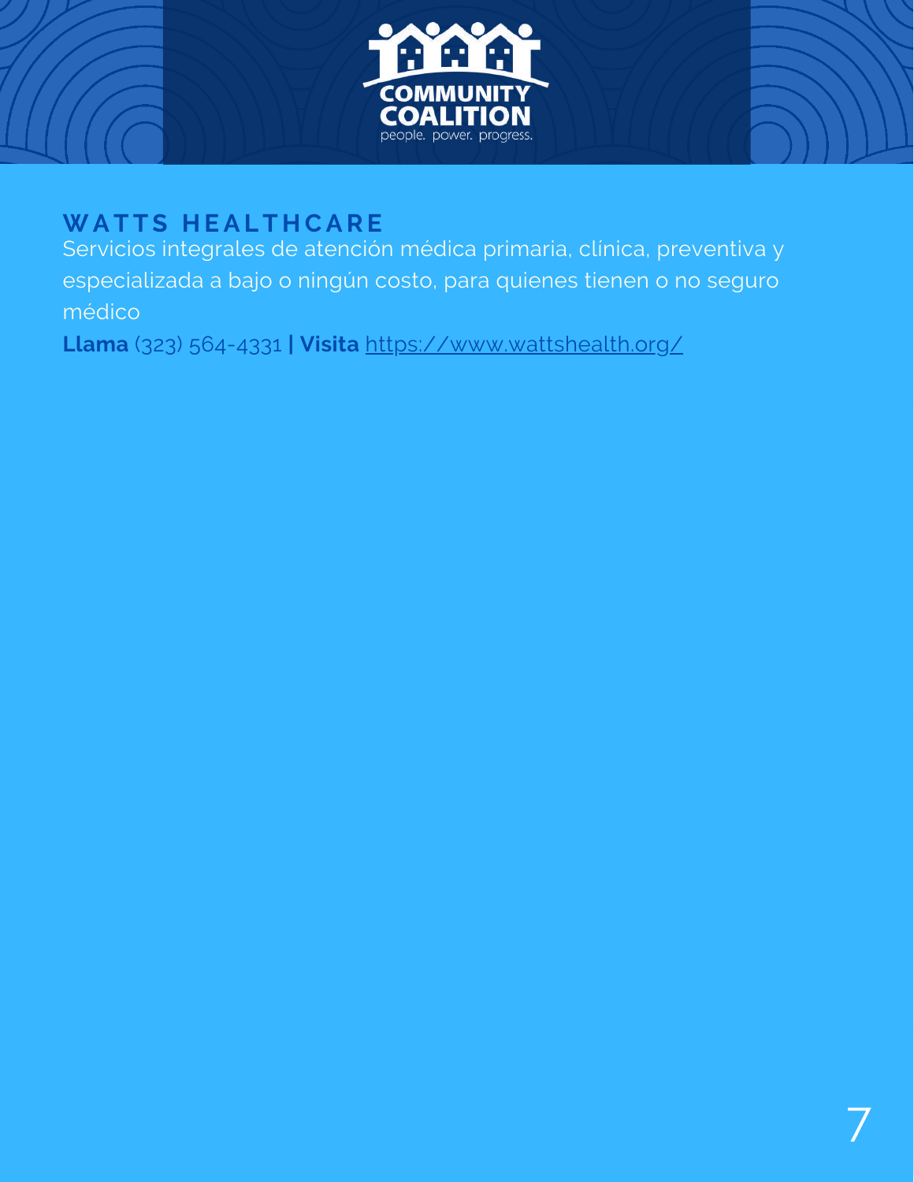## WATTS HEALTHCARE

Servicios integrales de atención médica primaria, clínica, preventiva y especializada a bajo o ningún costo, para quienes tienen o no seguro médico

**Llama** (323) 564-4331 **| Visita** https://www.wattshealth.org/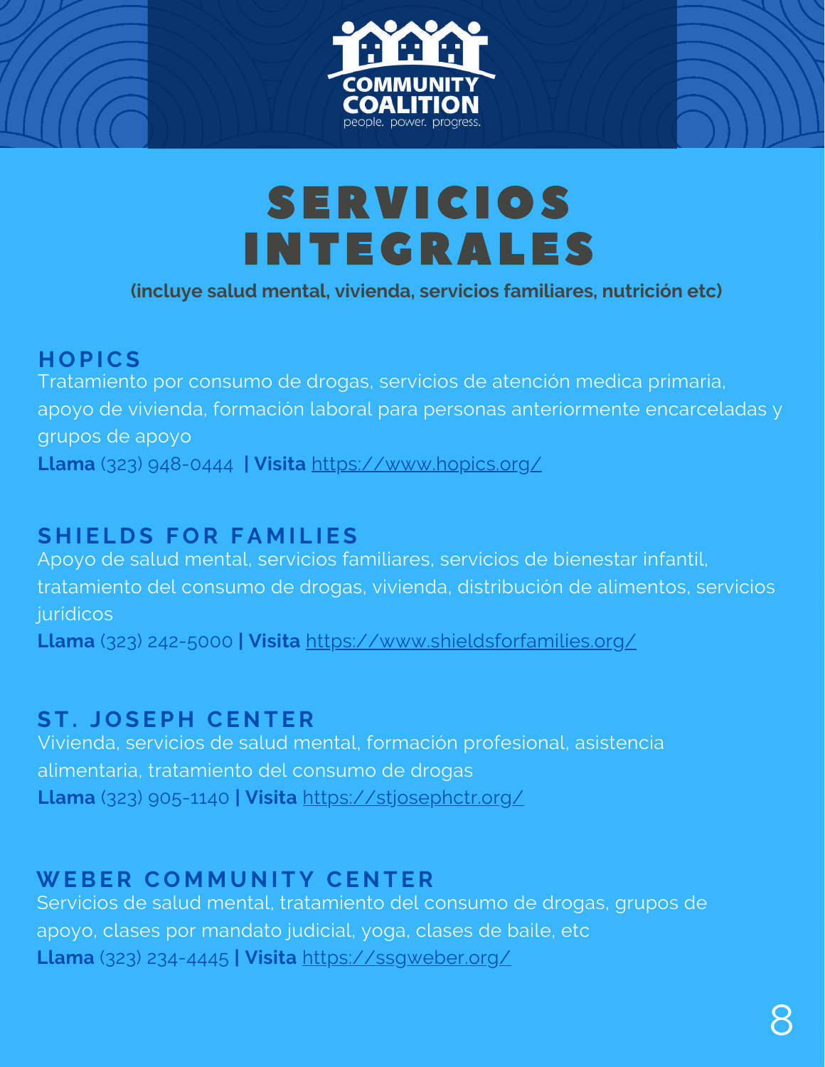# SERVICIOS INTEGRALES

**(incluye salud mental, vivienda, servicios familiares, nutrición etc)**

## HOPICS

Tratamiento por consumo de drogas, servicios de atención medica primaria, apoyo de vivienda, formación laboral para personas anteriormente encarceladas y grupos de apoyo

**Llama** (323) 948-0444 **| Visita** https://www.hopics.org/

## SHIELDS FOR FAMILIES

Apoyo de salud mental, servicios familiares, servicios de bienestar infantil, tratamiento del consumo de drogas, vivienda, distribución de alimentos, servicios jurídicos

**Llama** (323) 242-5000 **| Visita** https://www.shieldsforfamilies.org/

## ST. JOSEPH CENTER

Vivienda, servicios de salud mental, formación profesional, asistencia alimentaria, tratamiento del consumo de drogas

**Llama** (323) 905-1140 **| Visita** https://stjosephctr.org/

## WEBER COMMUNITY CENTER

Servicios de salud mental, tratamiento del consumo de drogas, grupos de apoyo, clases por mandato judicial, yoga, clases de baile, etc

**Llama** (323) 234-4445 **| Visita** https://ssgweber.org/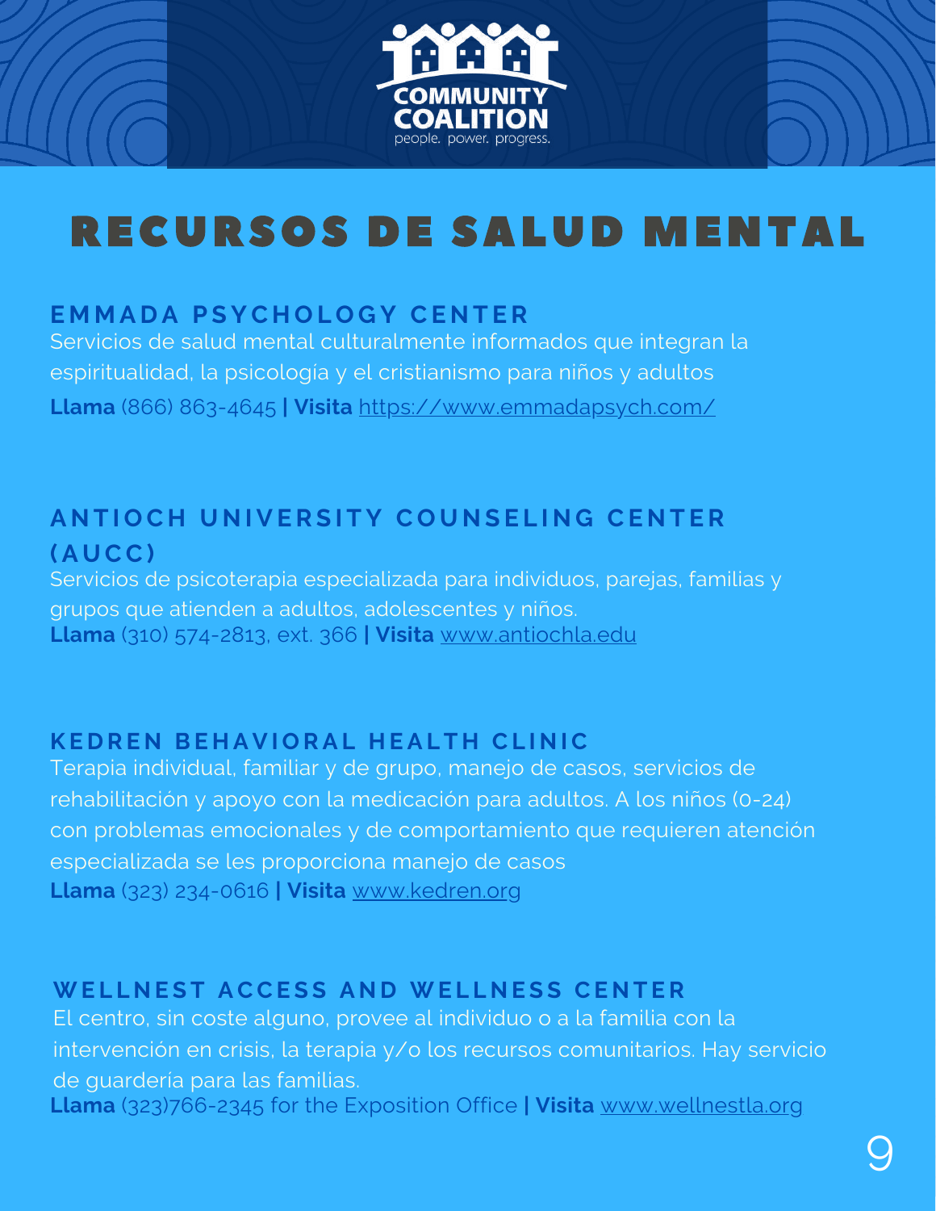COMMUNITY COALITION

people. power. progress.

# RECURSOS DE SALUD MENTAL

## EMMADA PSYCHOLOGY CENTER

Servicios de salud mental culturalmente informados que integran la espiritualidad, la psicología y el cristianismo para niños y adultos

**Llama** (866) 863-4645 **| Visita** https://www.emmadapsych.com/

## ANTIOCH UNIVERSITY COUNSELING CENTER (AUCC)

Servicios de psicoterapia especializada para individuos, parejas, familias y grupos que atienden a adultos, adolescentes y niños.

**Llama** (310) 574-2813, ext. 366 **| Visita** www.antiochla.edu

## KEDREN BEHAVIORAL HEALTH CLINIC

Terapia individual, familiar y de grupo, manejo de casos, servicios de rehabilitación y apoyo con la medicación para adultos. A los niños (0-24) con problemas emocionales y de comportamiento que requieren atención especializada se les proporciona manejo de casos

**Llama** (323) 234-0616 **| Visita** www.kedren.org

## WELLNEST ACCESS AND WELLNESS CENTER

El centro, sin coste alguno, provee al individuo o a la familia con la intervención en crisis, la terapia y/o los recursos comunitarios. Hay servicio de guardería para las familias.

**Llama** (323)766-2345 for the Exposition Office **| Visita** www.wellnestla.org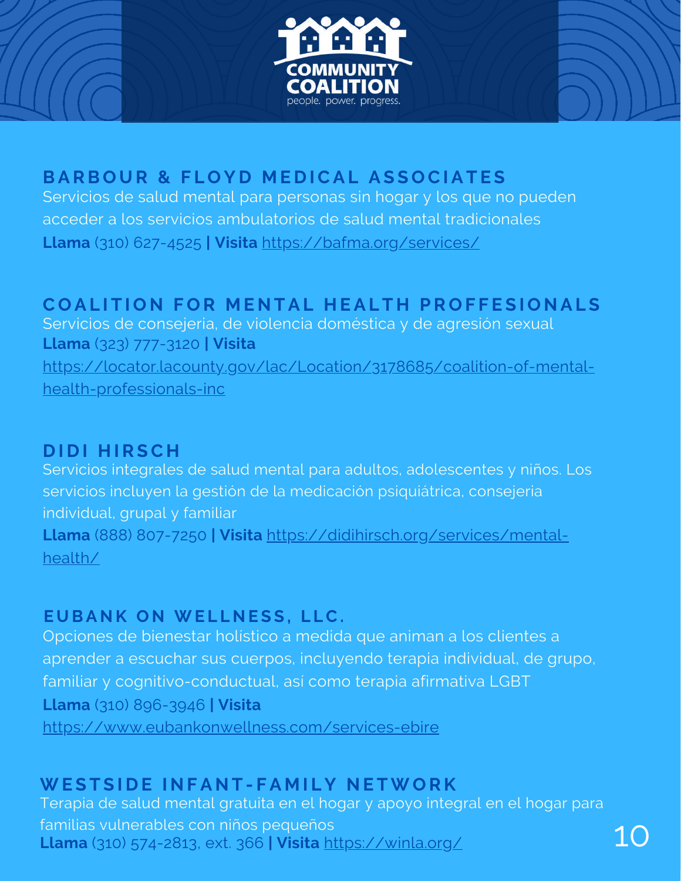## BARBOUR & FLOYD MEDICAL ASSOCIATES

Servicios de salud mental para personas sin hogar y los que no pueden acceder a los servicios ambulatorios de salud mental tradicionales

**Llama** (310) 627-4525 **| Visita** https://bafma.org/services/

## COALITION FOR MENTAL HEALTH PROFFESIONALS

Servicios de consejeria, de violencia doméstica y de agresión sexual

**Llama** (323) 777-3120 **| Visita** https://locator.lacounty.gov/lac/Location/3178685/coalition-of-mental-health-professionals-inc

## DIDI HIRSCH

Servicios integrales de salud mental para adultos, adolescentes y niños. Los servicios incluyen la gestión de la medicación psiquiátrica, consejeria individual, grupal y familiar

**Llama** (888) 807-7250 **| Visita** https://didihirsch.org/services/mental-health/

## EUBANK ON WELLNESS, LLC.

Opciones de bienestar holístico a medida que animan a los clientes a aprender a escuchar sus cuerpos, incluyendo terapia individual, de grupo, familiar y cognitivo-conductual, así como terapia afirmativa LGBT

**Llama** (310) 896-3946 **| Visita** https://www.eubankonwellness.com/services-ebire

## WESTSIDE INFANT-FAMILY NETWORK

Terapia de salud mental gratuita en el hogar y apoyo integral en el hogar para familias vulnerables con niños pequeños

**Llama** (310) 574-2813, ext. 366 **| Visita** https://winla.org/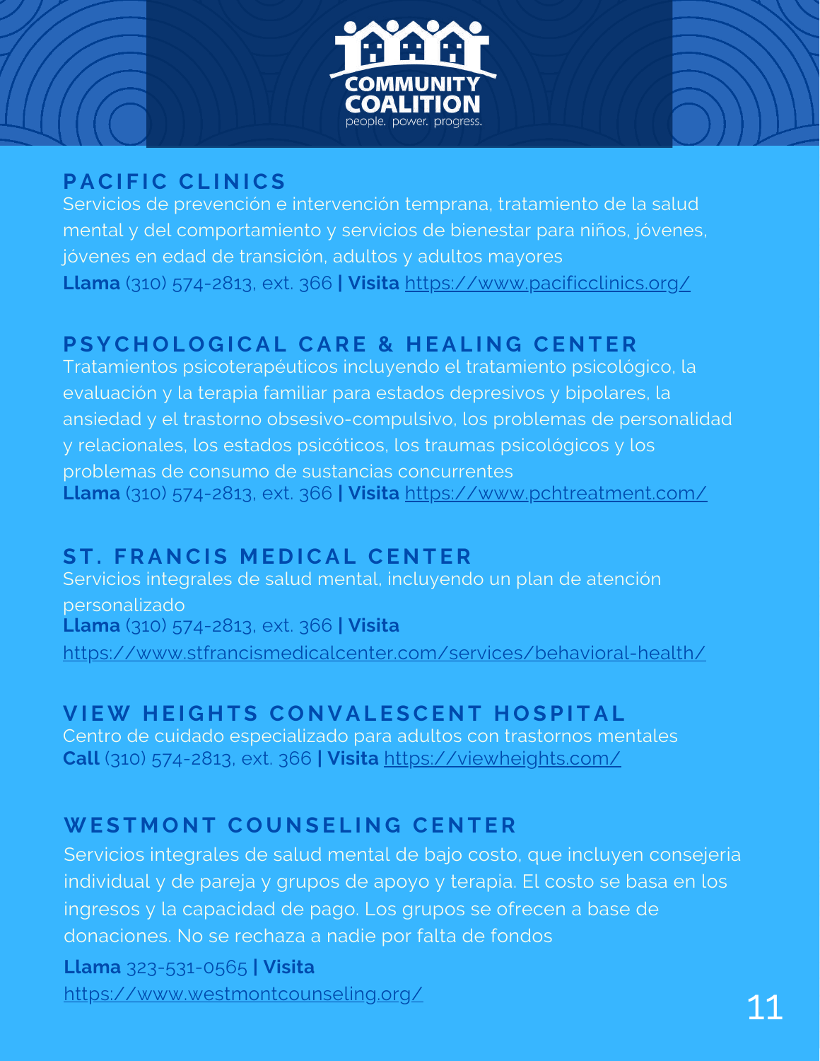## PACIFIC CLINICS

Servicios de prevención e intervención temprana, tratamiento de la salud mental y del comportamiento y servicios de bienestar para niños, jóvenes, jóvenes en edad de transición, adultos y adultos mayores

**Llama** (310) 574-2813, ext. 366 **| Visita** https://www.pacificclinics.org/

## PSYCHOLOGICAL CARE & HEALING CENTER

Tratamientos psicoterapéuticos incluyendo el tratamiento psicológico, la evaluación y la terapia familiar para estados depresivos y bipolares, la ansiedad y el trastorno obsesivo-compulsivo, los problemas de personalidad y relacionales, los estados psicóticos, los traumas psicológicos y los problemas de consumo de sustancias concurrentes

**Llama** (310) 574-2813, ext. 366 **| Visita** https://www.pchtreatment.com/

## ST. FRANCIS MEDICAL CENTER

Servicios integrales de salud mental, incluyendo un plan de atención personalizado

**Llama** (310) 574-2813, ext. 366 **| Visita** https://www.stfrancismedicalcenter.com/services/behavioral-health/

## VIEW HEIGHTS CONVALESCENT HOSPITAL

Centro de cuidado especializado para adultos con trastornos mentales

**Call** (310) 574-2813, ext. 366 **| Visita** https://viewheights.com/

## WESTMONT COUNSELING CENTER

Servicios integrales de salud mental de bajo costo, que incluyen consejeria individual y de pareja y grupos de apoyo y terapia. El costo se basa en los ingresos y la capacidad de pago. Los grupos se ofrecen a base de donaciones. No se rechaza a nadie por falta de fondos

**Llama** 323-531-0565 **| Visita** https://www.westmontcounseling.org/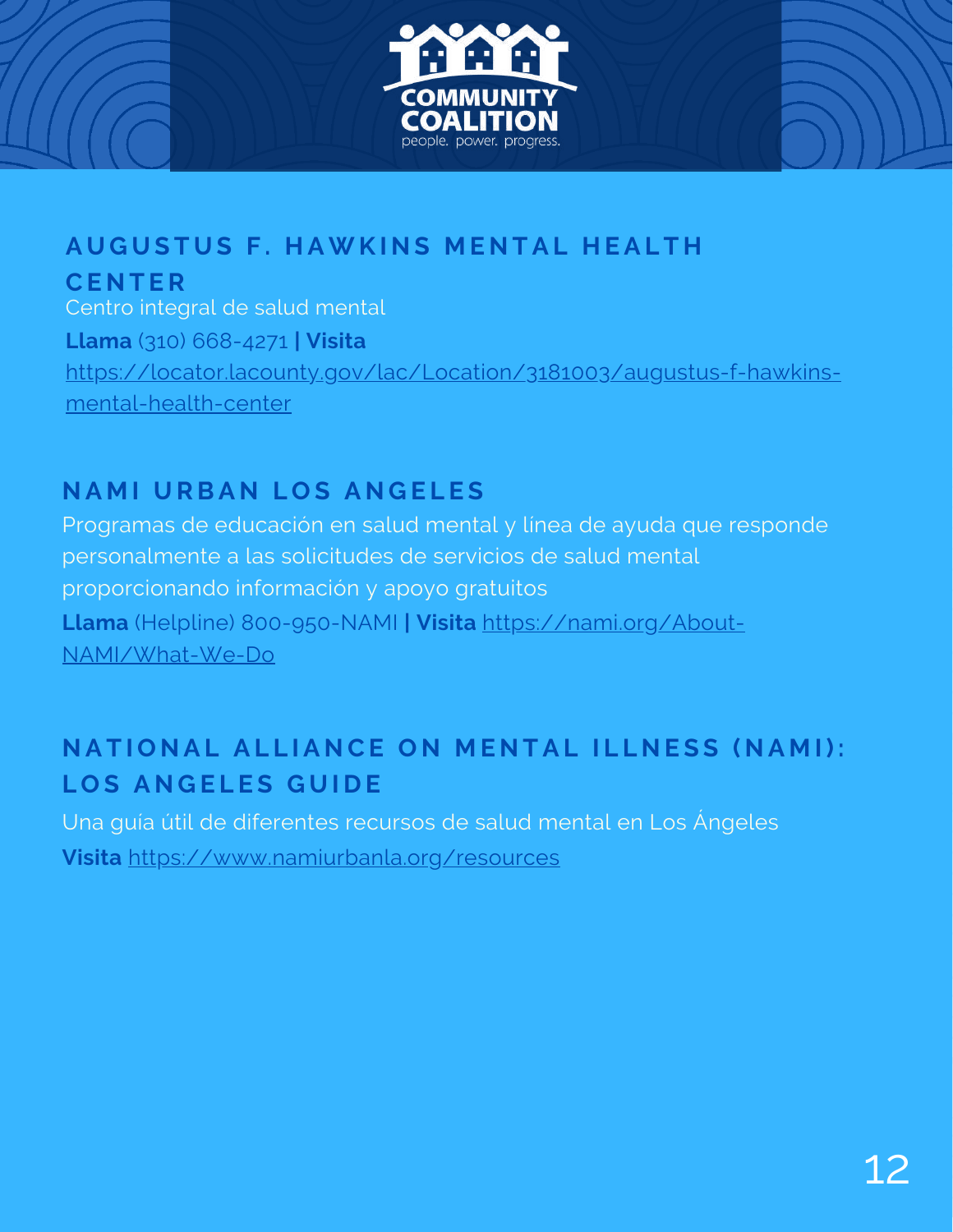## AUGUSTUS F. HAWKINS MENTAL HEALTH CENTER

Centro integral de salud mental

**Llama** (310) 668-4271 **| Visita** https://locator.lacounty.gov/lac/Location/3181003/augustus-f-hawkins-mental-health-center

## NAMI URBAN LOS ANGELES

Programas de educación en salud mental y línea de ayuda que responde personalmente a las solicitudes de servicios de salud mental proporcionando información y apoyo gratuitos

**Llama** (Helpline) 800-950-NAMI **| Visita** https://nami.org/About-NAMI/What-We-Do

## NATIONAL ALLIANCE ON MENTAL ILLNESS (NAMI): LOS ANGELES GUIDE

Una guía útil de diferentes recursos de salud mental en Los Ángeles

**Visita** https://www.namiurbanla.org/resources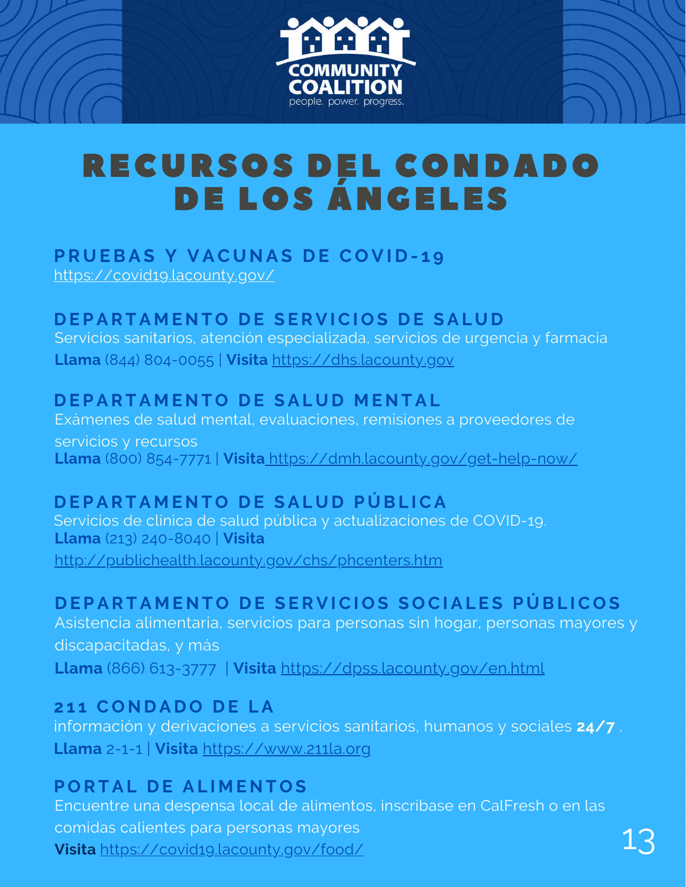COMMUNITY COALITION

people. power. progress.

# RECURSOS DEL CONDADO DE LOS ÁNGELES

## PRUEBAS Y VACUNAS DE COVID-19

https://covid19.lacounty.gov/

## DEPARTAMENTO DE SERVICIOS DE SALUD

Servicios sanitarios, atención especializada, servicios de urgencia y farmacia

**Llama** (844) 804-0055 | **Visita** https://dhs.lacounty.gov

## DEPARTAMENTO DE SALUD MENTAL

Exámenes de salud mental, evaluaciones, remisiones a proveedores de servicios y recursos

**Llama** (800) 854-7771 | **Visita** https://dmh.lacounty.gov/get-help-now/

## DEPARTAMENTO DE SALUD PÚBLICA

Servicios de clínica de salud pública y actualizaciones de COVID-19.

**Llama** (213) 240-8040 | **Visita** http://publichealth.lacounty.gov/chs/phcenters.htm

## DEPARTAMENTO DE SERVICIOS SOCIALES PÚBLICOS

Asistencia alimentaria, servicios para personas sin hogar, personas mayores y discapacitadas, y más

**Llama** (866) 613-3777 | **Visita** https://dpss.lacounty.gov/en.html

## 211 CONDADO DE LA

información y derivaciones a servicios sanitarios, humanos y sociales **24/7** .

**Llama** 2-1-1 | **Visita** https://www.211la.org

## PORTAL DE ALIMENTOS

Encuentre una despensa local de alimentos, inscríbase en CalFresh o en las comidas calientes para personas mayores

**Visita** https://covid19.lacounty.gov/food/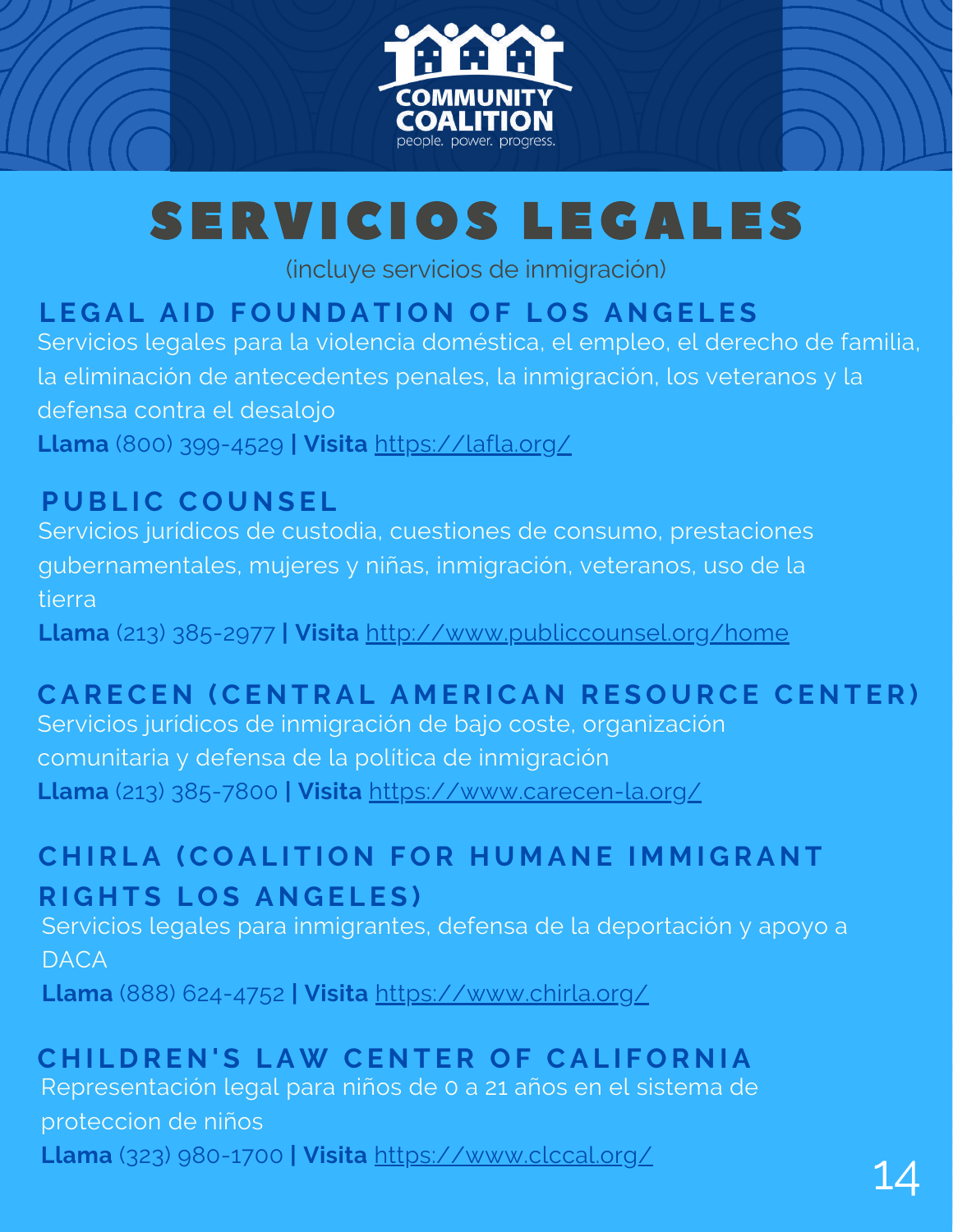COMMUNITY COALITION
people. power. progress.

# SERVICIOS LEGALES

(incluye servicios de inmigración)

## LEGAL AID FOUNDATION OF LOS ANGELES

Servicios legales para la violencia doméstica, el empleo, el derecho de familia, la eliminación de antecedentes penales, la inmigración, los veteranos y la defensa contra el desalojo

**Llama** (800) 399-4529 **| Visita** https://lafla.org/

## PUBLIC COUNSEL

Servicios jurídicos de custodia, cuestiones de consumo, prestaciones gubernamentales, mujeres y niñas, inmigración, veteranos, uso de la tierra

**Llama** (213) 385-2977 **| Visita** http://www.publiccounsel.org/home

## CARECEN (CENTRAL AMERICAN RESOURCE CENTER)

Servicios jurídicos de inmigración de bajo coste, organización comunitaria y defensa de la política de inmigración

**Llama** (213) 385-7800 **| Visita** https://www.carecen-la.org/

## CHIRLA (COALITION FOR HUMANE IMMIGRANT RIGHTS LOS ANGELES)

Servicios legales para inmigrantes, defensa de la deportación y apoyo a DACA

**Llama** (888) 624-4752 **| Visita** https://www.chirla.org/

## CHILDREN'S LAW CENTER OF CALIFORNIA

Representación legal para niños de 0 a 21 años en el sistema de proteccion de niños

**Llama** (323) 980-1700 **| Visita** https://www.clccal.org/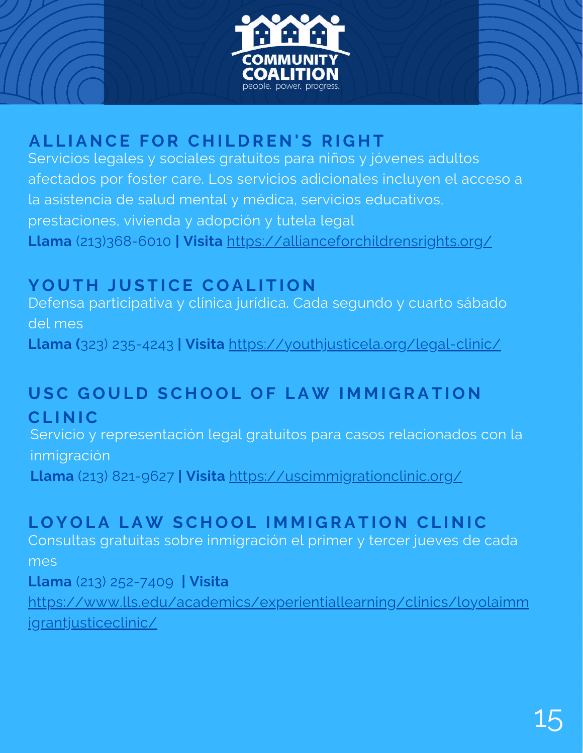## ALLIANCE FOR CHILDREN'S RIGHT

Servicios legales y sociales gratuitos para niños y jóvenes adultos afectados por foster care. Los servicios adicionales incluyen el acceso a la asistencia de salud mental y médica, servicios educativos, prestaciones, vivienda y adopción y tutela legal

**Llama** (213)368-6010 **| Visita** https://allianceforchildrensrights.org/

## YOUTH JUSTICE COALITION

Defensa participativa y clínica jurídica. Cada segundo y cuarto sábado del mes

**Llama (**323) 235-4243 **| Visita** https://youthjusticela.org/legal-clinic/

## USC GOULD SCHOOL OF LAW IMMIGRATION CLINIC

Servicio y representación legal gratuitos para casos relacionados con la inmigración

**Llama** (213) 821-9627 **| Visita** https://uscimmigrationclinic.org/

## LOYOLA LAW SCHOOL IMMIGRATION CLINIC

Consultas gratuitas sobre inmigración el primer y tercer jueves de cada mes

**Llama** (213) 252-7409 **| Visita** https://www.lls.edu/academics/experientiallearning/clinics/loyolaimmigrantjusticeclinic/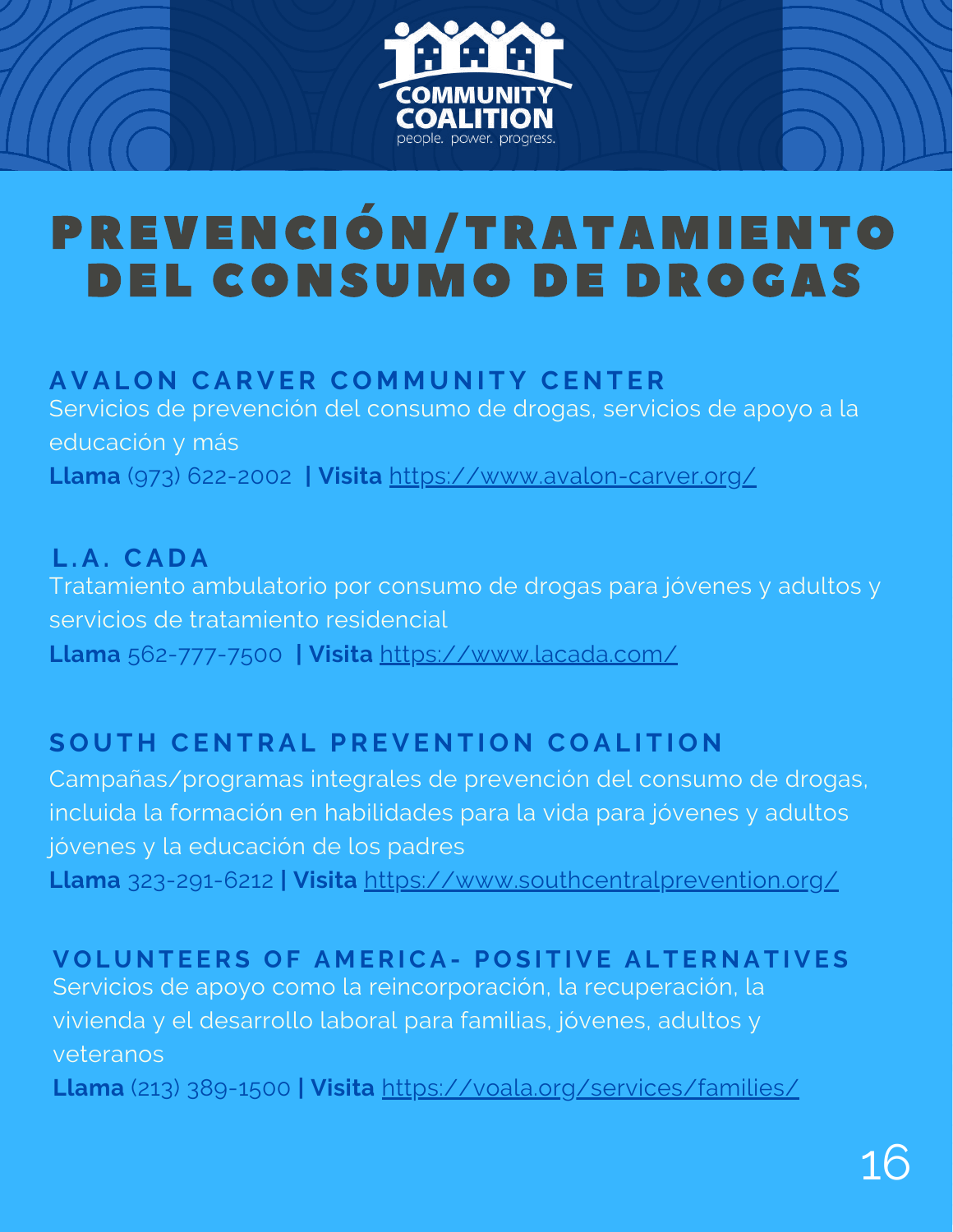# PREVENCIÓN/TRATAMIENTO DEL CONSUMO DE DROGAS

## AVALON CARVER COMMUNITY CENTER

Servicios de prevención del consumo de drogas, servicios de apoyo a la educación y más

**Llama** (973) 622-2002 **| Visita** https://www.avalon-carver.org/

## L.A. CADA

Tratamiento ambulatorio por consumo de drogas para jóvenes y adultos y servicios de tratamiento residencial

**Llama** 562-777-7500 **| Visita** https://www.lacada.com/

## SOUTH CENTRAL PREVENTION COALITION

Campañas/programas integrales de prevención del consumo de drogas, incluida la formación en habilidades para la vida para jóvenes y adultos jóvenes y la educación de los padres

**Llama** 323-291-6212 **| Visita** https://www.southcentralprevention.org/

## VOLUNTEERS OF AMERICA- POSITIVE ALTERNATIVES

Servicios de apoyo como la reincorporación, la recuperación, la vivienda y el desarrollo laboral para familias, jóvenes, adultos y veteranos

**Llama** (213) 389-1500 **| Visita** https://voala.org/services/families/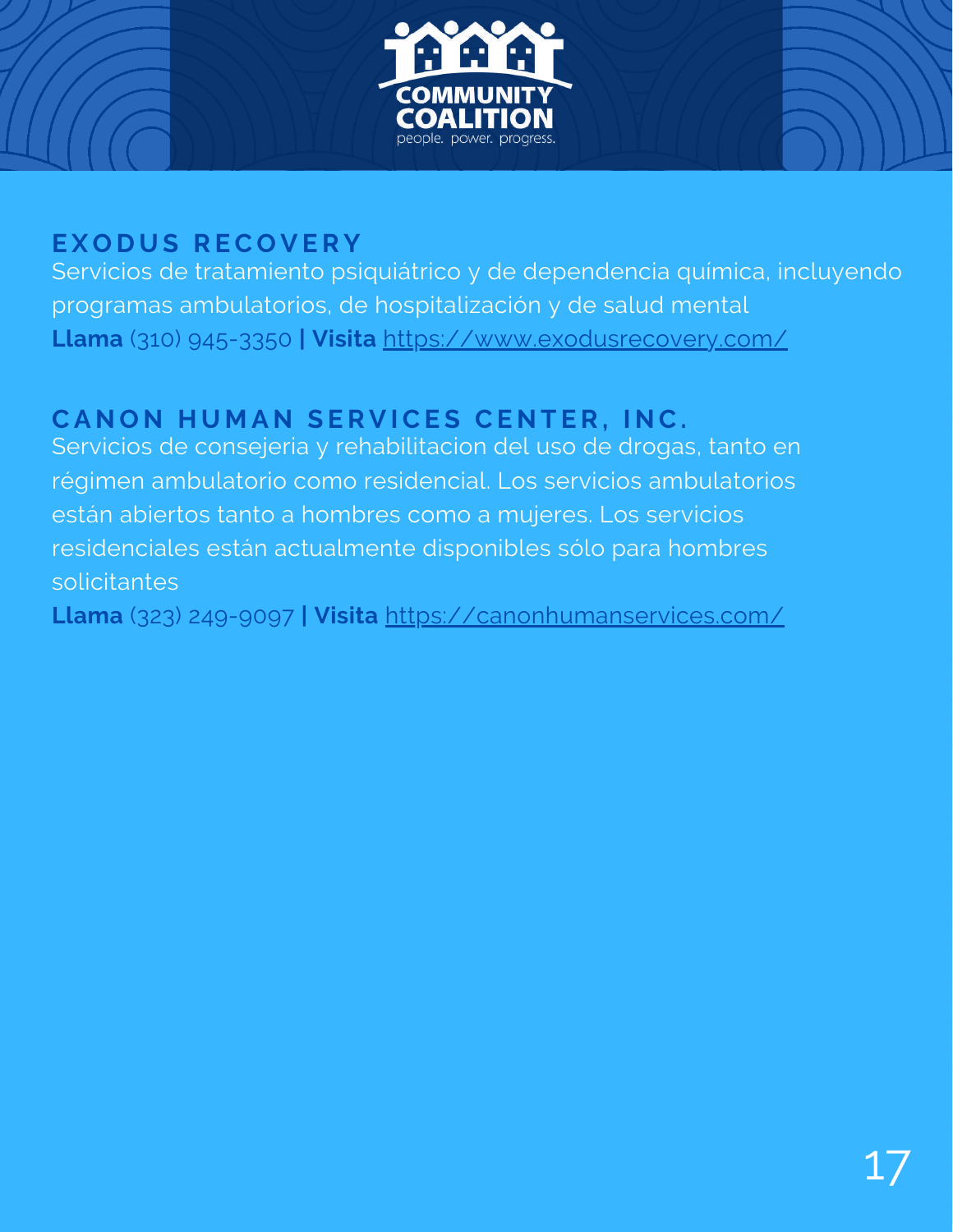## EXODUS RECOVERY

Servicios de tratamiento psiquiátrico y de dependencia química, incluyendo programas ambulatorios, de hospitalización y de salud mental

**Llama** (310) 945-3350 **| Visita** https://www.exodusrecovery.com/

## CANON HUMAN SERVICES CENTER, INC.

Servicios de consejeria y rehabilitacion del uso de drogas, tanto en régimen ambulatorio como residencial. Los servicios ambulatorios están abiertos tanto a hombres como a mujeres. Los servicios residenciales están actualmente disponibles sólo para hombres solicitantes

**Llama** (323) 249-9097 **| Visita** https://canonhumanservices.com/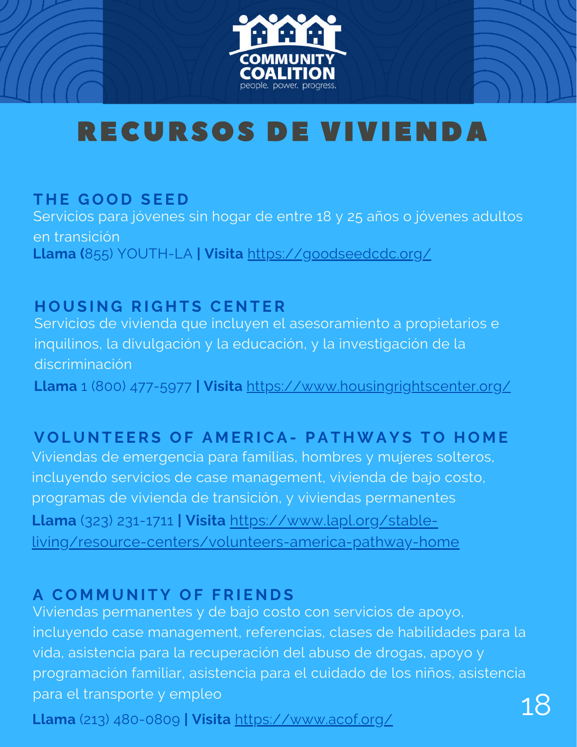# RECURSOS DE VIVIENDA

## THE GOOD SEED

Servicios para jóvenes sin hogar de entre 18 y 25 años o jóvenes adultos en transición

**Llama (**855) YOUTH-LA **| Visita** https://goodseedcdc.org/

## HOUSING RIGHTS CENTER

Servicios de vivienda que incluyen el asesoramiento a propietarios e inquilinos, la divulgación y la educación, y la investigación de la discriminación

**Llama** 1 (800) 477-5977 **| Visita** https://www.housingrightscenter.org/

## VOLUNTEERS OF AMERICA- PATHWAYS TO HOME

Viviendas de emergencia para familias, hombres y mujeres solteros, incluyendo servicios de case management, vivienda de bajo costo, programas de vivienda de transición, y viviendas permanentes

**Llama** (323) 231-1711 **| Visita** https://www.lapl.org/stable-living/resource-centers/volunteers-america-pathway-home

## A COMMUNITY OF FRIENDS

Viviendas permanentes y de bajo costo con servicios de apoyo, incluyendo case management, referencias, clases de habilidades para la vida, asistencia para la recuperación del abuso de drogas, apoyo y programación familiar, asistencia para el cuidado de los niños, asistencia para el transporte y empleo

**Llama** (213) 480-0809 **| Visita** https://www.acof.org/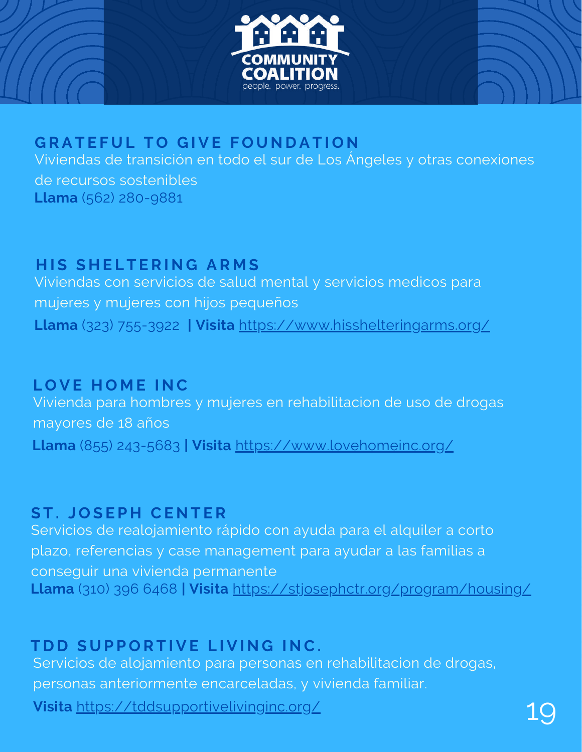## GRATEFUL TO GIVE FOUNDATION

Viviendas de transición en todo el sur de Los Ángeles y otras conexiones de recursos sostenibles

**Llama** (562) 280-9881

## HIS SHELTERING ARMS

Viviendas con servicios de salud mental y servicios medicos para mujeres y mujeres con hijos pequeños

**Llama** (323) 755-3922 **| Visita** https://www.hisshelteringarms.org/

## LOVE HOME INC

Vivienda para hombres y mujeres en rehabilitacion de uso de drogas mayores de 18 años

**Llama** (855) 243-5683 **| Visita** https://www.lovehomeinc.org/

## ST. JOSEPH CENTER

Servicios de realojamiento rápido con ayuda para el alquiler a corto plazo, referencias y case management para ayudar a las familias a conseguir una vivienda permanente

**Llama** (310) 396 6468 **| Visita** https://stjosephctr.org/program/housing/

## TDD SUPPORTIVE LIVING INC.

Servicios de alojamiento para personas en rehabilitacion de drogas, personas anteriormente encarceladas, y vivienda familiar.

**Visita** https://tddsupportivelivinginc.org/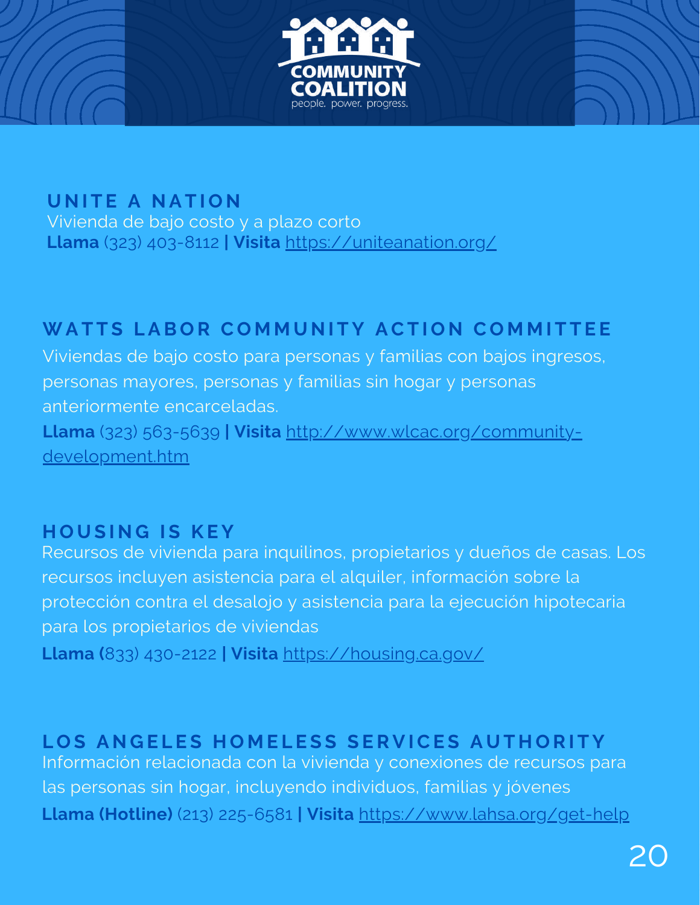## UNITE A NATION

Vivienda de bajo costo y a plazo corto

**Llama** (323) 403-8112 **| Visita** https://uniteanation.org/

## WATTS LABOR COMMUNITY ACTION COMMITTEE

Viviendas de bajo costo para personas y familias con bajos ingresos, personas mayores, personas y familias sin hogar y personas anteriormente encarceladas.

**Llama** (323) 563-5639 **| Visita** http://www.wlcac.org/community-development.htm

## HOUSING IS KEY

Recursos de vivienda para inquilinos, propietarios y dueños de casas. Los recursos incluyen asistencia para el alquiler, información sobre la protección contra el desalojo y asistencia para la ejecución hipotecaria para los propietarios de viviendas

**Llama (**833) 430-2122 **| Visita** https://housing.ca.gov/

## LOS ANGELES HOMELESS SERVICES AUTHORITY

Información relacionada con la vivienda y conexiones de recursos para las personas sin hogar, incluyendo individuos, familias y jóvenes

**Llama (Hotline)** (213) 225-6581 **| Visita** https://www.lahsa.org/get-help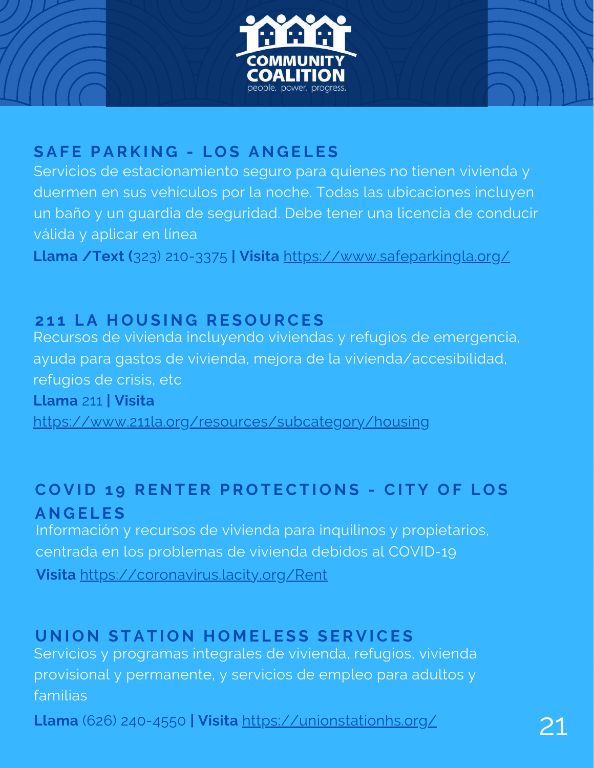## SAFE PARKING - LOS ANGELES

Servicios de estacionamiento seguro para quienes no tienen vivienda y duermen en sus vehículos por la noche. Todas las ubicaciones incluyen un baño y un guardia de seguridad. Debe tener una licencia de conducir válida y aplicar en línea

**Llama /Text (**323) 210-3375 **| Visita** https://www.safeparkingla.org/

## 211 LA HOUSING RESOURCES

Recursos de vivienda incluyendo viviendas y refugios de emergencia, ayuda para gastos de vivienda, mejora de la vivienda/accesibilidad, refugios de crisis, etc

**Llama** 211 **| Visita** https://www.211la.org/resources/subcategory/housing

## COVID 19 RENTER PROTECTIONS - CITY OF LOS ANGELES

Información y recursos de vivienda para inquilinos y propietarios, centrada en los problemas de vivienda debidos al COVID-19

**Visita** https://coronavirus.lacity.org/Rent

## UNION STATION HOMELESS SERVICES

Servicios y programas integrales de vivienda, refugios, vivienda provisional y permanente, y servicios de empleo para adultos y familias

**Llama** (626) 240-4550 **| Visita** https://unionstationhs.org/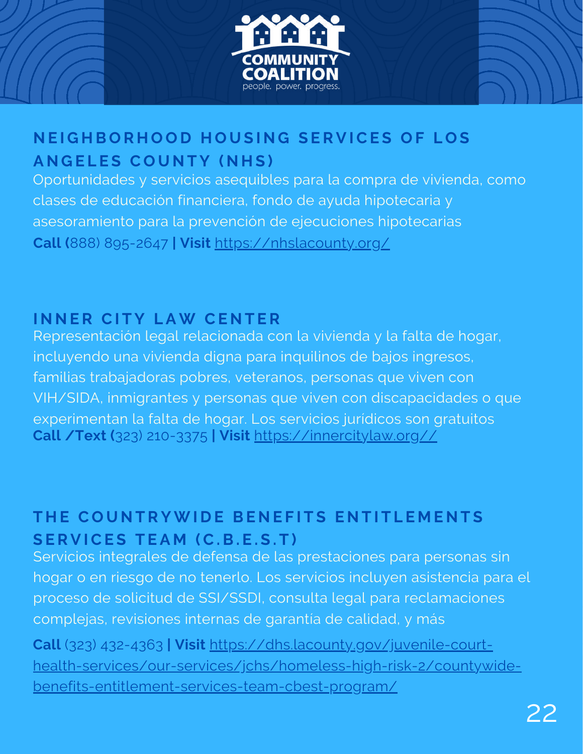## NEIGHBORHOOD HOUSING SERVICES OF LOS ANGELES COUNTY (NHS)

Oportunidades y servicios asequibles para la compra de vivienda, como clases de educación financiera, fondo de ayuda hipotecaria y asesoramiento para la prevención de ejecuciones hipotecarias

**Call (**888) 895-2647 **| Visit** https://nhslacounty.org/

## INNER CITY LAW CENTER

Representación legal relacionada con la vivienda y la falta de hogar, incluyendo una vivienda digna para inquilinos de bajos ingresos, familias trabajadoras pobres, veteranos, personas que viven con VIH/SIDA, inmigrantes y personas que viven con discapacidades o que experimentan la falta de hogar. Los servicios jurídicos son gratuitos

**Call /Text (**323) 210-3375 **| Visit** https://innercitylaw.org//

## THE COUNTRYWIDE BENEFITS ENTITLEMENTS SERVICES TEAM (C.B.E.S.T)

Servicios integrales de defensa de las prestaciones para personas sin hogar o en riesgo de no tenerlo. Los servicios incluyen asistencia para el proceso de solicitud de SSI/SSDI, consulta legal para reclamaciones complejas, revisiones internas de garantía de calidad, y más

**Call** (323) 432-4363 **| Visit** https://dhs.lacounty.gov/juvenile-court-health-services/our-services/jchs/homeless-high-risk-2/countywide-benefits-entitlement-services-team-cbest-program/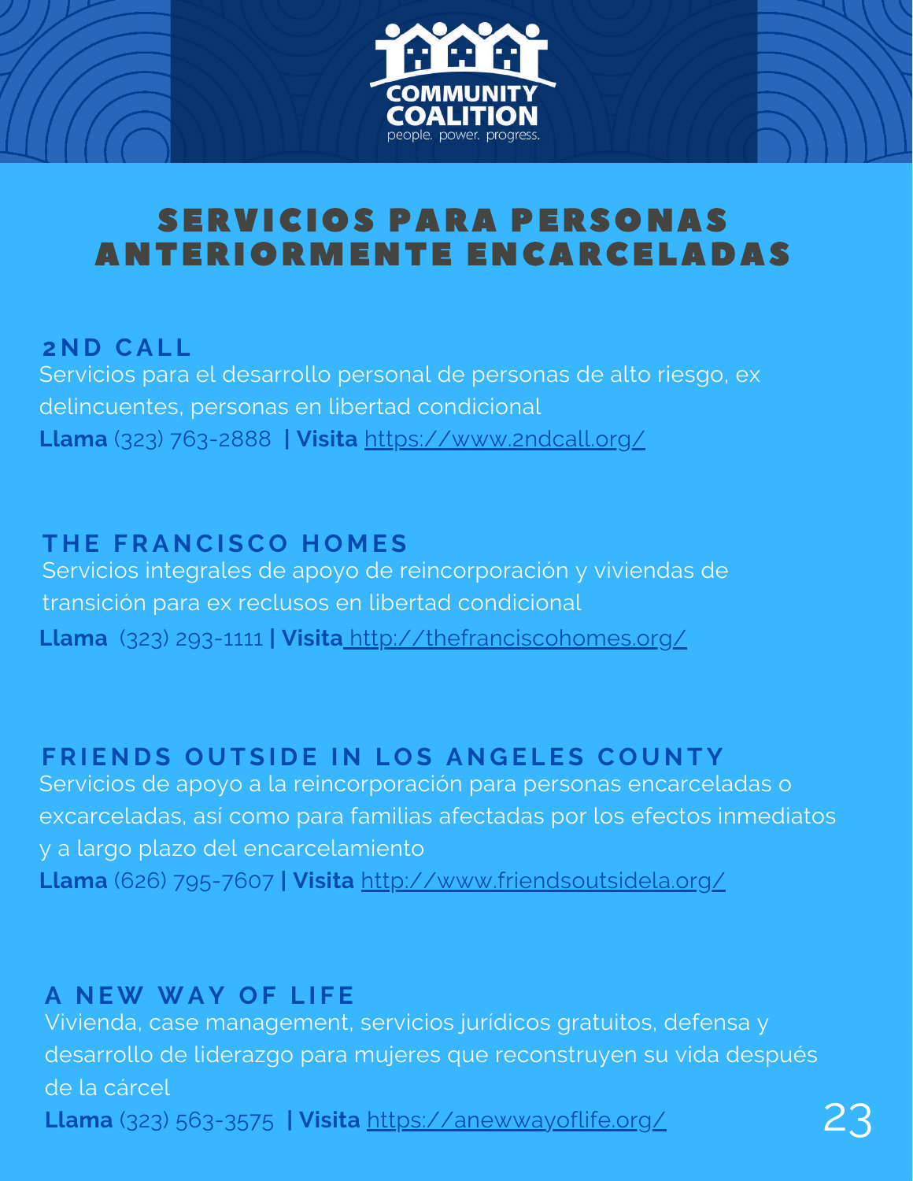# SERVICIOS PARA PERSONAS ANTERIORMENTE ENCARCELADAS

## 2ND CALL

Servicios para el desarrollo personal de personas de alto riesgo, ex delincuentes, personas en libertad condicional

**Llama** (323) 763-2888 **| Visita** https://www.2ndcall.org/

## THE FRANCISCO HOMES

Servicios integrales de apoyo de reincorporación y viviendas de transición para ex reclusos en libertad condicional

**Llama** (323) 293-1111 **| Visita** http://thefranciscohomes.org/

## FRIENDS OUTSIDE IN LOS ANGELES COUNTY

Servicios de apoyo a la reincorporación para personas encarceladas o excarceladas, así como para familias afectadas por los efectos inmediatos y a largo plazo del encarcelamiento

**Llama** (626) 795-7607 **| Visita** http://www.friendsoutsidela.org/

## A NEW WAY OF LIFE

Vivienda, case management, servicios jurídicos gratuitos, defensa y desarrollo de liderazgo para mujeres que reconstruyen su vida después de la cárcel

**Llama** (323) 563-3575 **| Visita** https://anewwayoflife.org/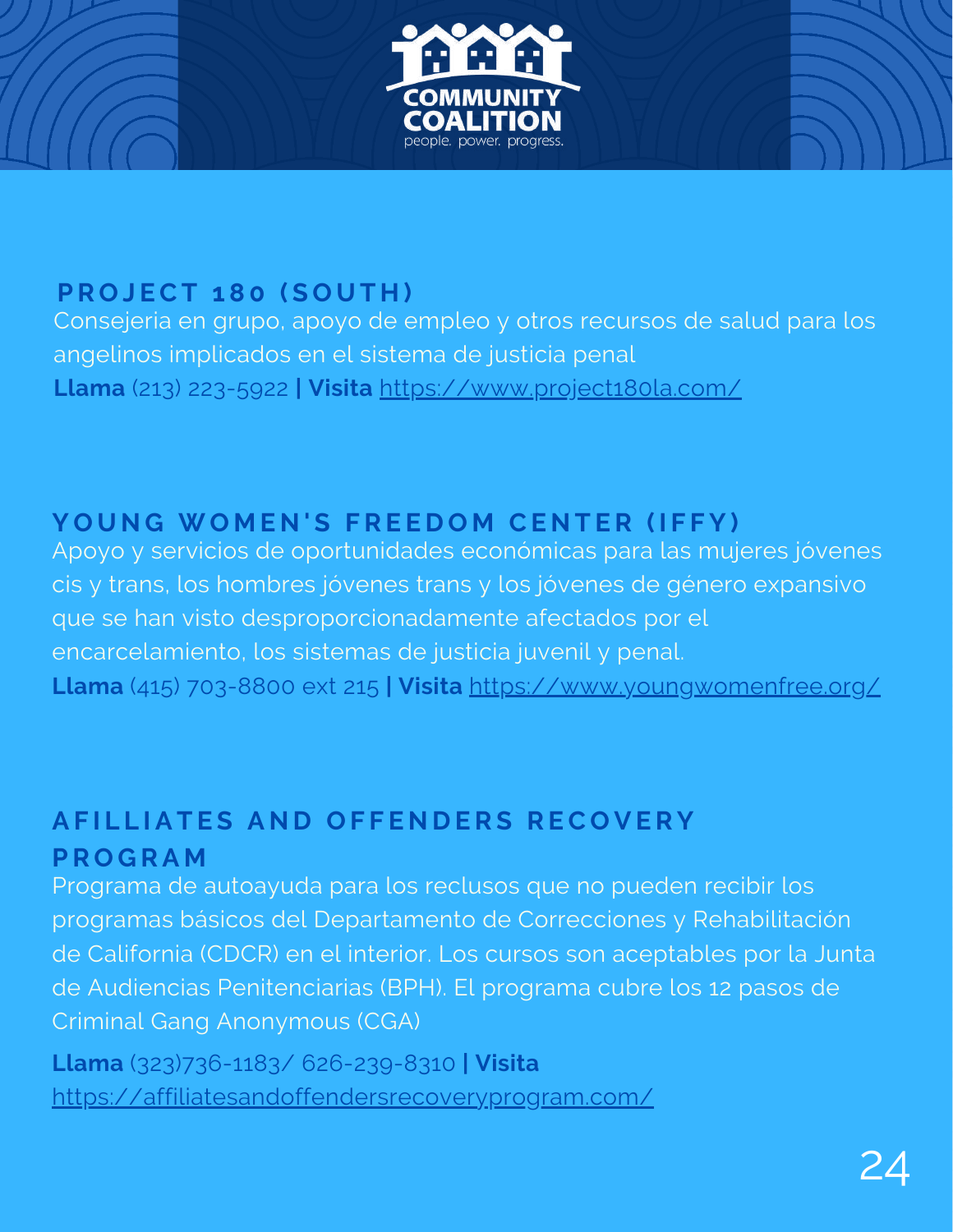COMMUNITY COALITION
people. power. progress.

## PROJECT 180 (SOUTH)

Consejeria en grupo, apoyo de empleo y otros recursos de salud para los angelinos implicados en el sistema de justicia penal

**Llama** (213) 223-5922 **| Visita** https://www.project180la.com/

## YOUNG WOMEN'S FREEDOM CENTER (IFFY)

Apoyo y servicios de oportunidades económicas para las mujeres jóvenes cis y trans, los hombres jóvenes trans y los jóvenes de género expansivo que se han visto desproporcionadamente afectados por el encarcelamiento, los sistemas de justicia juvenil y penal.

**Llama** (415) 703-8800 ext 215 **| Visita** https://www.youngwomenfree.org/

## AFILLIATES AND OFFENDERS RECOVERY PROGRAM

Programa de autoayuda para los reclusos que no pueden recibir los programas básicos del Departamento de Correcciones y Rehabilitación de California (CDCR) en el interior. Los cursos son aceptables por la Junta de Audiencias Penitenciarias (BPH). El programa cubre los 12 pasos de Criminal Gang Anonymous (CGA)

**Llama** (323)736-1183/ 626-239-8310 **| Visita** https://affiliatesandoffendersrecoveryprogram.com/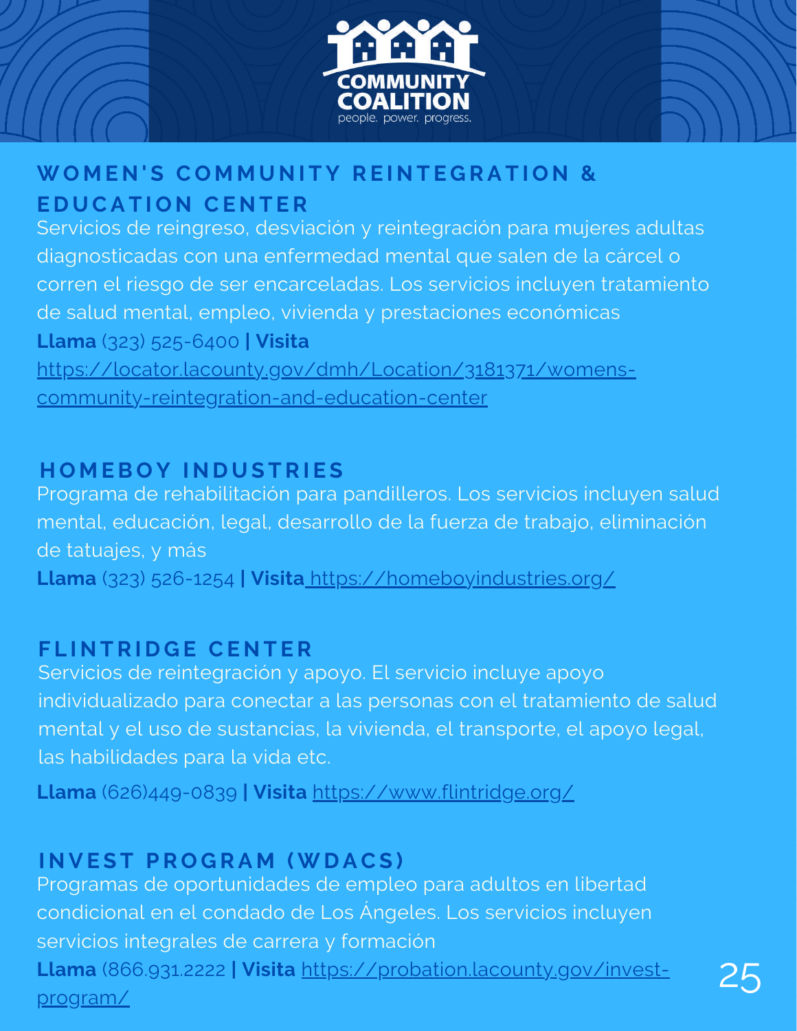## WOMEN'S COMMUNITY REINTEGRATION & EDUCATION CENTER

Servicios de reingreso, desviación y reintegración para mujeres adultas diagnosticadas con una enfermedad mental que salen de la cárcel o corren el riesgo de ser encarceladas. Los servicios incluyen tratamiento de salud mental, empleo, vivienda y prestaciones económicas

**Llama** (323) 525-6400 **| Visita** https://locator.lacounty.gov/dmh/Location/3181371/womens-community-reintegration-and-education-center

## HOMEBOY INDUSTRIES

Programa de rehabilitación para pandilleros. Los servicios incluyen salud mental, educación, legal, desarrollo de la fuerza de trabajo, eliminación de tatuajes, y más

**Llama** (323) 526-1254 **| Visita** https://homeboyindustries.org/

## FLINTRIDGE CENTER

Servicios de reintegración y apoyo. El servicio incluye apoyo individualizado para conectar a las personas con el tratamiento de salud mental y el uso de sustancias, la vivienda, el transporte, el apoyo legal, las habilidades para la vida etc.

**Llama** (626)449-0839 **| Visita** https://www.flintridge.org/

## INVEST PROGRAM (WDACS)

Programas de oportunidades de empleo para adultos en libertad condicional en el condado de Los Ángeles. Los servicios incluyen servicios integrales de carrera y formación

**Llama** (866.931.2222 **| Visita** https://probation.lacounty.gov/invest-program/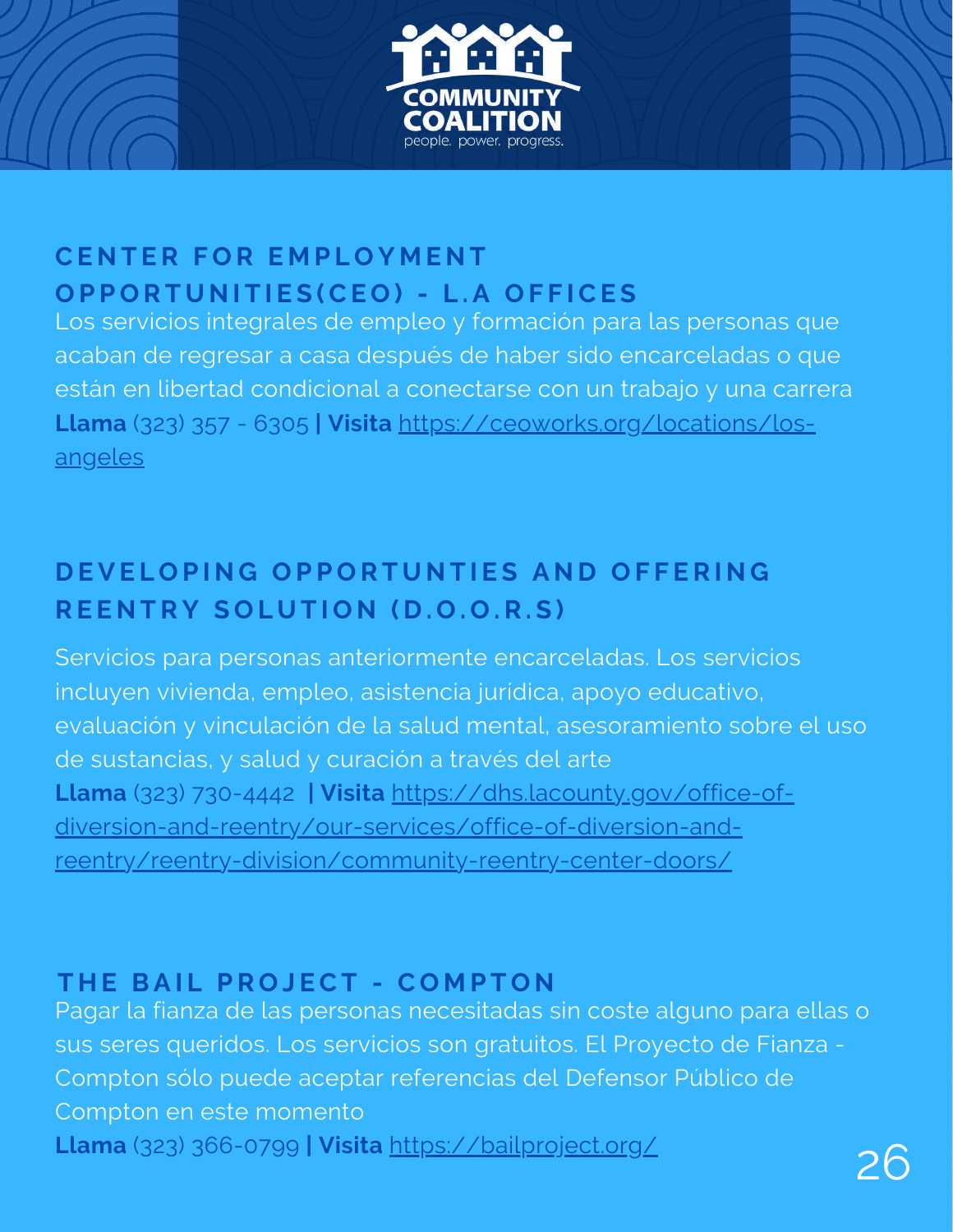## CENTER FOR EMPLOYMENT OPPORTUNITIES(CEO) - L.A OFFICES

Los servicios integrales de empleo y formación para las personas que acaban de regresar a casa después de haber sido encarceladas o que están en libertad condicional a conectarse con un trabajo y una carrera

**Llama** (323) 357 - 6305 **| Visita** https://ceoworks.org/locations/los-angeles

## DEVELOPING OPPORTUNTIES AND OFFERING REENTRY SOLUTION (D.O.O.R.S)

Servicios para personas anteriormente encarceladas. Los servicios incluyen vivienda, empleo, asistencia jurídica, apoyo educativo, evaluación y vinculación de la salud mental, asesoramiento sobre el uso de sustancias, y salud y curación a través del arte

**Llama** (323) 730-4442 **| Visita** https://dhs.lacounty.gov/office-of-diversion-and-reentry/our-services/office-of-diversion-and-reentry/reentry-division/community-reentry-center-doors/

## THE BAIL PROJECT - COMPTON

Pagar la fianza de las personas necesitadas sin coste alguno para ellas o sus seres queridos. Los servicios son gratuitos. El Proyecto de Fianza - Compton sólo puede aceptar referencias del Defensor Público de Compton en este momento

**Llama** (323) 366-0799 **| Visita** https://bailproject.org/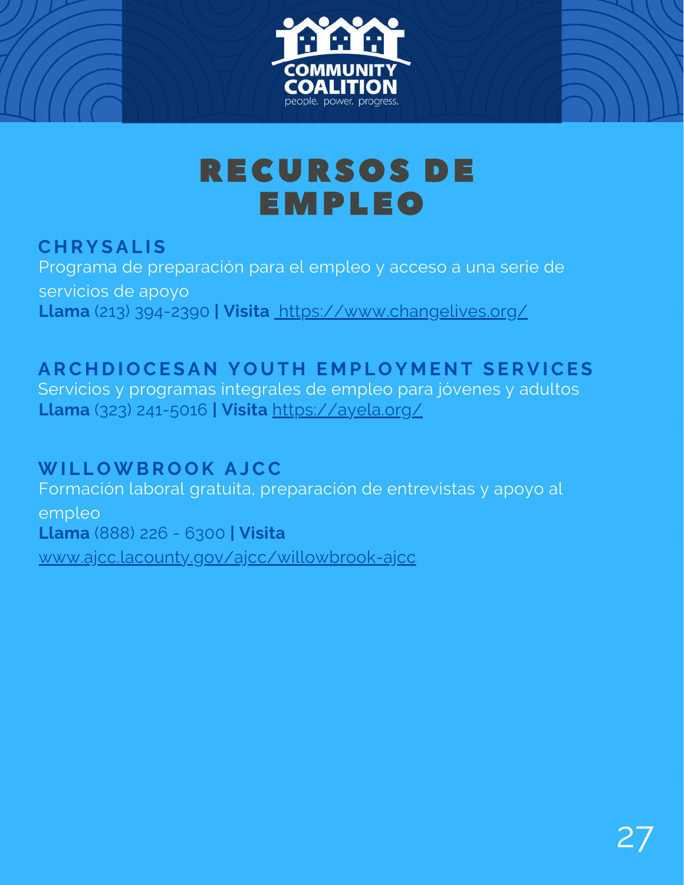# RECURSOS DE EMPLEO

## CHRYSALIS

Programa de preparación para el empleo y acceso a una serie de servicios de apoyo

**Llama** (213) 394-2390 **| Visita** https://www.changelives.org/

## ARCHDIOCESAN YOUTH EMPLOYMENT SERVICES

Servicios y programas integrales de empleo para jóvenes y adultos

**Llama** (323) 241-5016 **| Visita** https://ayela.org/

## WILLOWBROOK AJCC

Formación laboral gratuita, preparación de entrevistas y apoyo al empleo

**Llama** (888) 226 - 6300 **| Visita** www.ajcc.lacounty.gov/ajcc/willowbrook-ajcc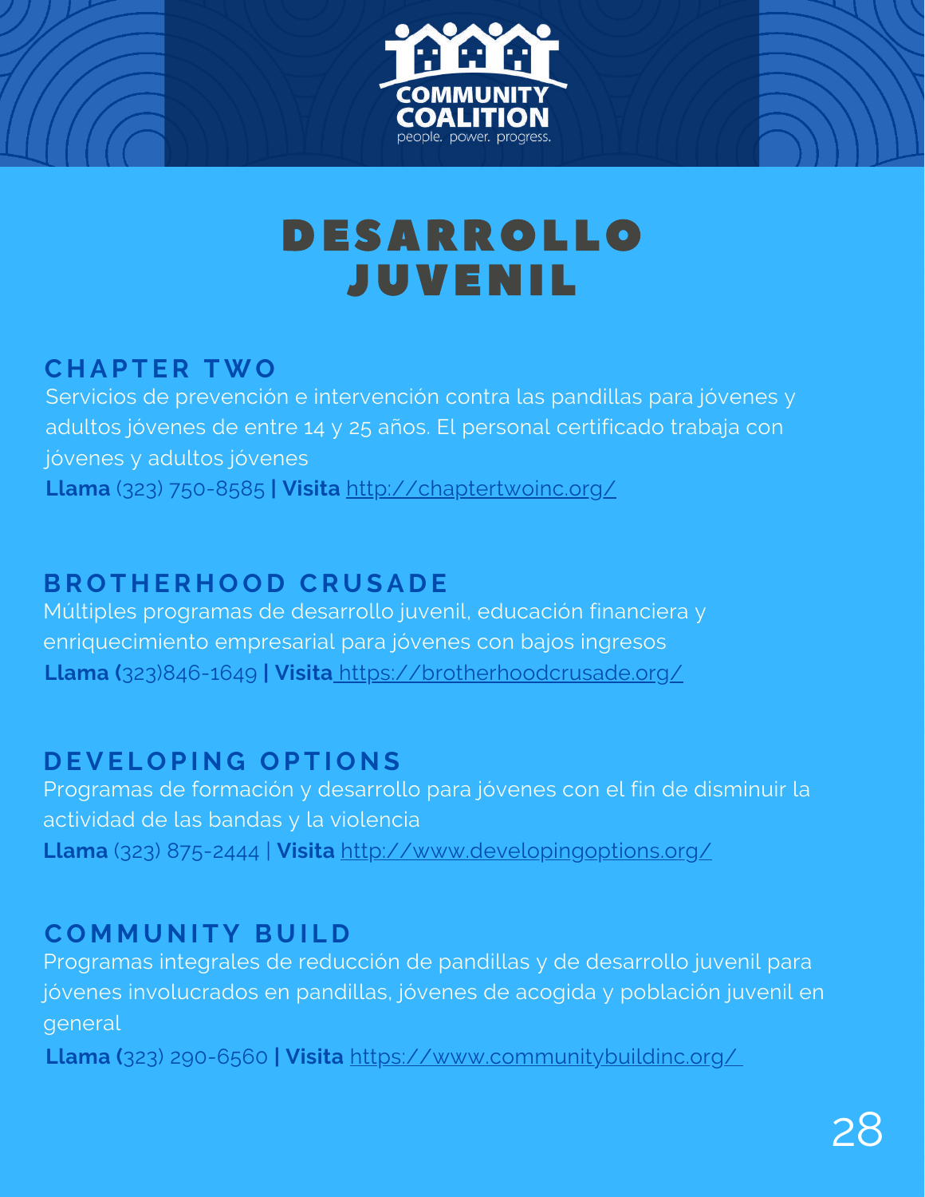# DESARROLLO JUVENIL

## CHAPTER TWO

Servicios de prevención e intervención contra las pandillas para jóvenes y adultos jóvenes de entre 14 y 25 años. El personal certificado trabaja con jóvenes y adultos jóvenes

**Llama** (323) 750-8585 **| Visita** http://chaptertwoinc.org/

## BROTHERHOOD CRUSADE

Múltiples programas de desarrollo juvenil, educación financiera y enriquecimiento empresarial para jóvenes con bajos ingresos

**Llama (**323)846-1649 **| Visita** https://brotherhoodcrusade.org/

## DEVELOPING OPTIONS

Programas de formación y desarrollo para jóvenes con el fin de disminuir la actividad de las bandas y la violencia

**Llama** (323) 875-2444 | **Visita** http://www.developingoptions.org/

## COMMUNITY BUILD

Programas integrales de reducción de pandillas y de desarrollo juvenil para jóvenes involucrados en pandillas, jóvenes de acogida y población juvenil en general

**Llama (**323) 290-6560 **| Visita** https://www.communitybuildinc.org/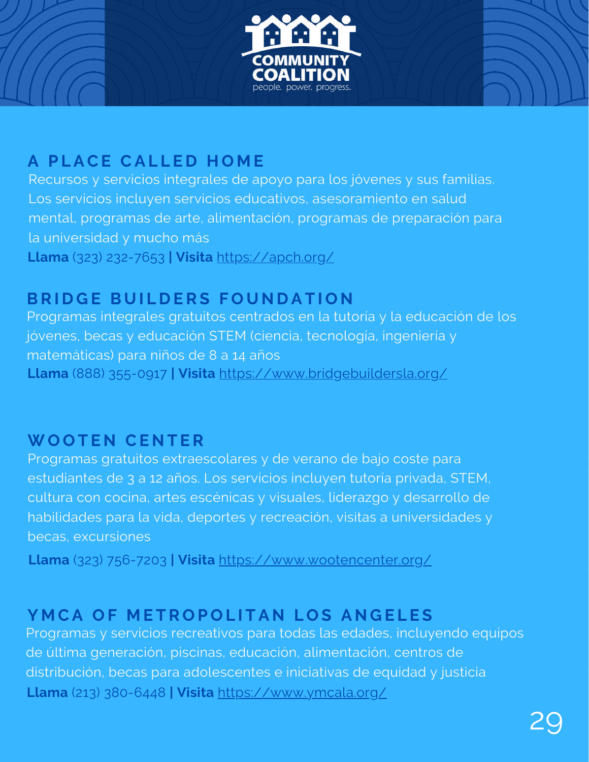## A PLACE CALLED HOME

Recursos y servicios integrales de apoyo para los jóvenes y sus familias. Los servicios incluyen servicios educativos, asesoramiento en salud mental, programas de arte, alimentación, programas de preparación para la universidad y mucho más

**Llama** (323) 232-7653 **| Visita** https://apch.org/

## BRIDGE BUILDERS FOUNDATION

Programas integrales gratuitos centrados en la tutoría y la educación de los jóvenes, becas y educación STEM (ciencia, tecnología, ingeniería y matemáticas) para niños de 8 a 14 años

**Llama** (888) 355-0917 **| Visita** https://www.bridgebuildersla.org/

## WOOTEN CENTER

Programas gratuitos extraescolares y de verano de bajo coste para estudiantes de 3 a 12 años. Los servicios incluyen tutoría privada, STEM, cultura con cocina, artes escénicas y visuales, liderazgo y desarrollo de habilidades para la vida, deportes y recreación, visitas a universidades y becas, excursiones

**Llama** (323) 756-7203 **| Visita** https://www.wootencenter.org/

## YMCA OF METROPOLITAN LOS ANGELES

Programas y servicios recreativos para todas las edades, incluyendo equipos de última generación, piscinas, educación, alimentación, centros de distribución, becas para adolescentes e iniciativas de equidad y justicia

**Llama** (213) 380-6448 **| Visita** https://www.ymcala.org/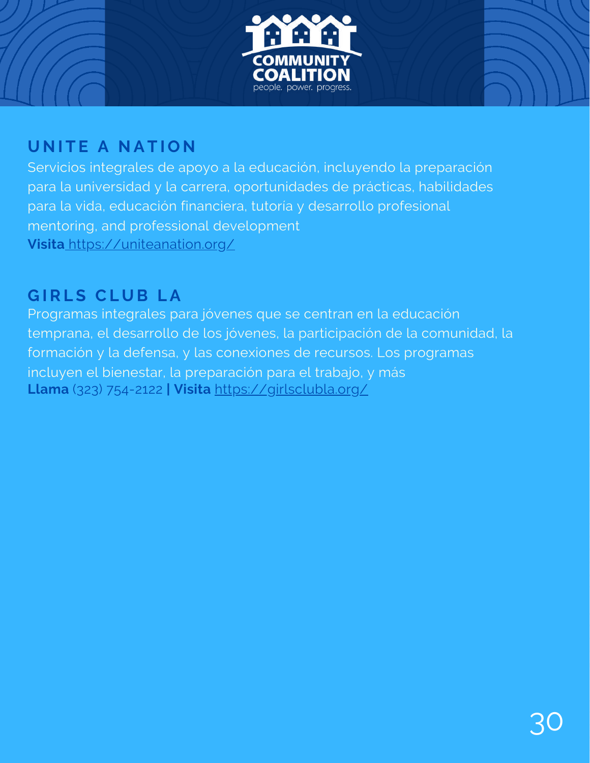## UNITE A NATION

Servicios integrales de apoyo a la educación, incluyendo la preparación para la universidad y la carrera, oportunidades de prácticas, habilidades para la vida, educación financiera, tutoria y desarrollo profesional mentoring, and professional development

**Visita** https://uniteanation.org/

## GIRLS CLUB LA

Programas integrales para jóvenes que se centran en la educación temprana, el desarrollo de los jóvenes, la participación de la comunidad, la formación y la defensa, y las conexiones de recursos. Los programas incluyen el bienestar, la preparación para el trabajo, y más

**Llama** (323) 754-2122 **| Visita** https://girlsclubla.org/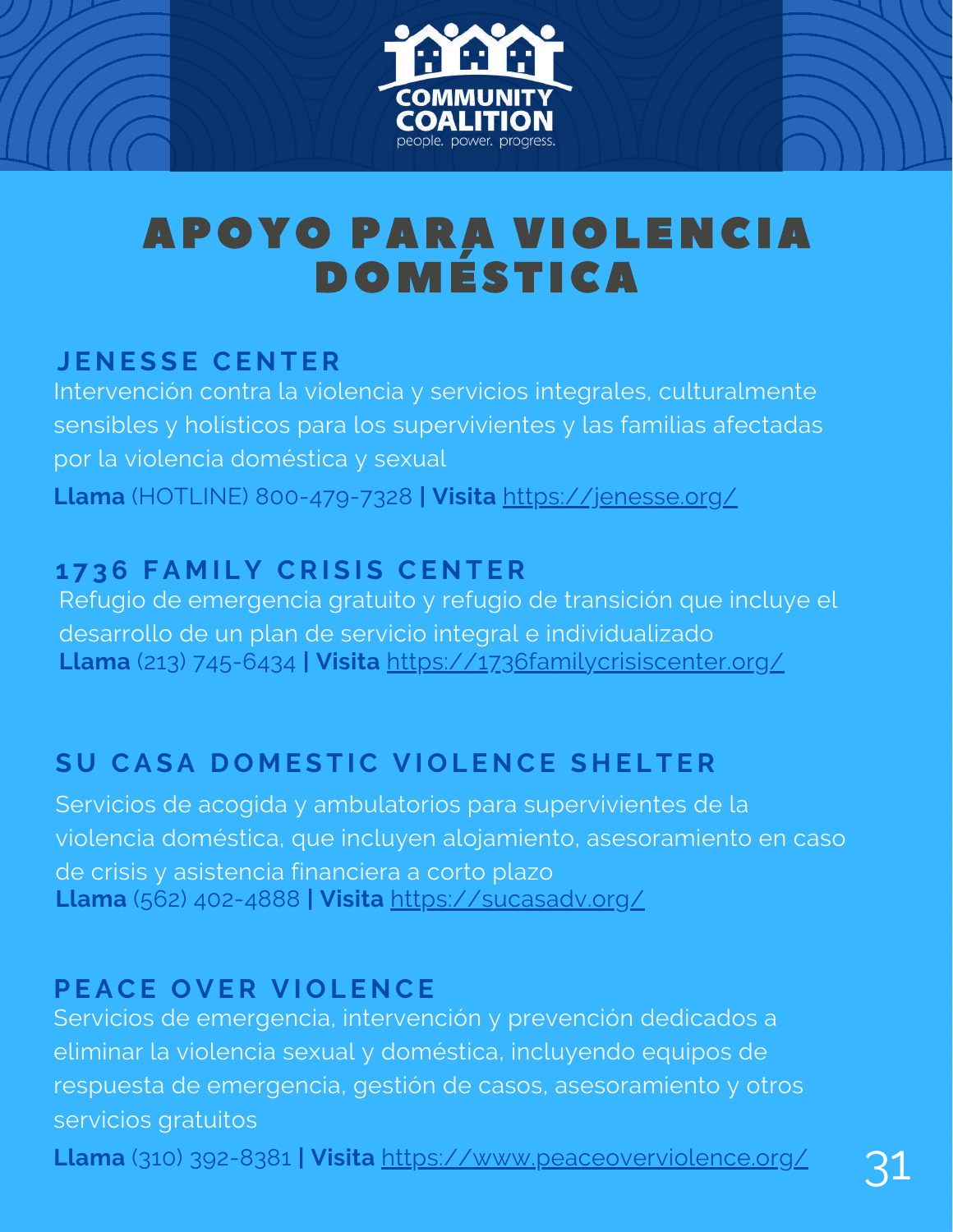# APOYO PARA VIOLENCIA DOMÉSTICA

## JENESSE CENTER

Intervención contra la violencia y servicios integrales, culturalmente sensibles y holísticos para los supervivientes y las familias afectadas por la violencia doméstica y sexual

**Llama** (HOTLINE) 800-479-7328 **| Visita** https://jenesse.org/

## 1736 FAMILY CRISIS CENTER

Refugio de emergencia gratuito y refugio de transición que incluye el desarrollo de un plan de servicio integral e individualizado

**Llama** (213) 745-6434 **| Visita** https://1736familycrisiscenter.org/

## SU CASA DOMESTIC VIOLENCE SHELTER

Servicios de acogida y ambulatorios para supervivientes de la violencia doméstica, que incluyen alojamiento, asesoramiento en caso de crisis y asistencia financiera a corto plazo

**Llama** (562) 402-4888 **| Visita** https://sucasadv.org/

## PEACE OVER VIOLENCE

Servicios de emergencia, intervención y prevención dedicados a eliminar la violencia sexual y doméstica, incluyendo equipos de respuesta de emergencia, gestión de casos, asesoramiento y otros servicios gratuitos

**Llama** (310) 392-8381 **| Visita** https://www.peaceoverviolence.org/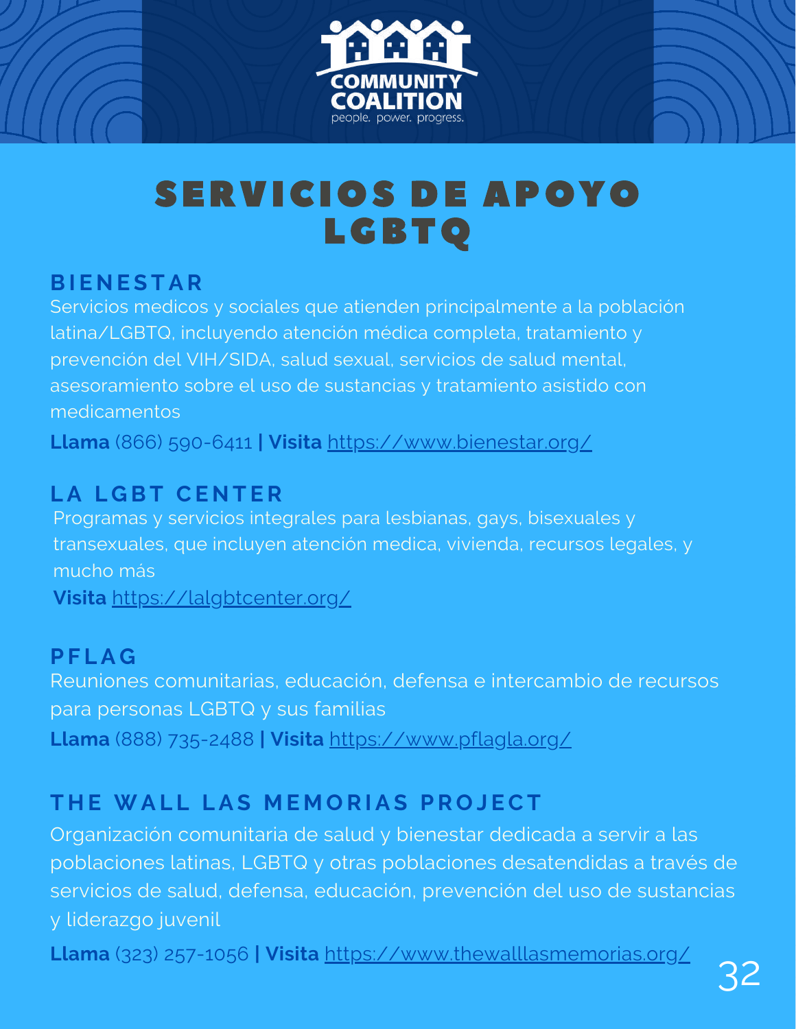# SERVICIOS DE APOYO LGBTQ

## BIENESTAR

Servicios medicos y sociales que atienden principalmente a la población latina/LGBTQ, incluyendo atención médica completa, tratamiento y prevención del VIH/SIDA, salud sexual, servicios de salud mental, asesoramiento sobre el uso de sustancias y tratamiento asistido con medicamentos

**Llama** (866) 590-6411 **| Visita** https://www.bienestar.org/

## LA LGBT CENTER

Programas y servicios integrales para lesbianas, gays, bisexuales y transexuales, que incluyen atención medica, vivienda, recursos legales, y mucho más

**Visita** https://lalgbtcenter.org/

## PFLAG

Reuniones comunitarias, educación, defensa e intercambio de recursos para personas LGBTQ y sus familias

**Llama** (888) 735-2488 **| Visita** https://www.pflagla.org/

## THE WALL LAS MEMORIAS PROJECT

Organización comunitaria de salud y bienestar dedicada a servir a las poblaciones latinas, LGBTQ y otras poblaciones desatendidas a través de servicios de salud, defensa, educación, prevención del uso de sustancias y liderazgo juvenil

**Llama** (323) 257-1056 **| Visita** https://www.thewalllasmemorias.org/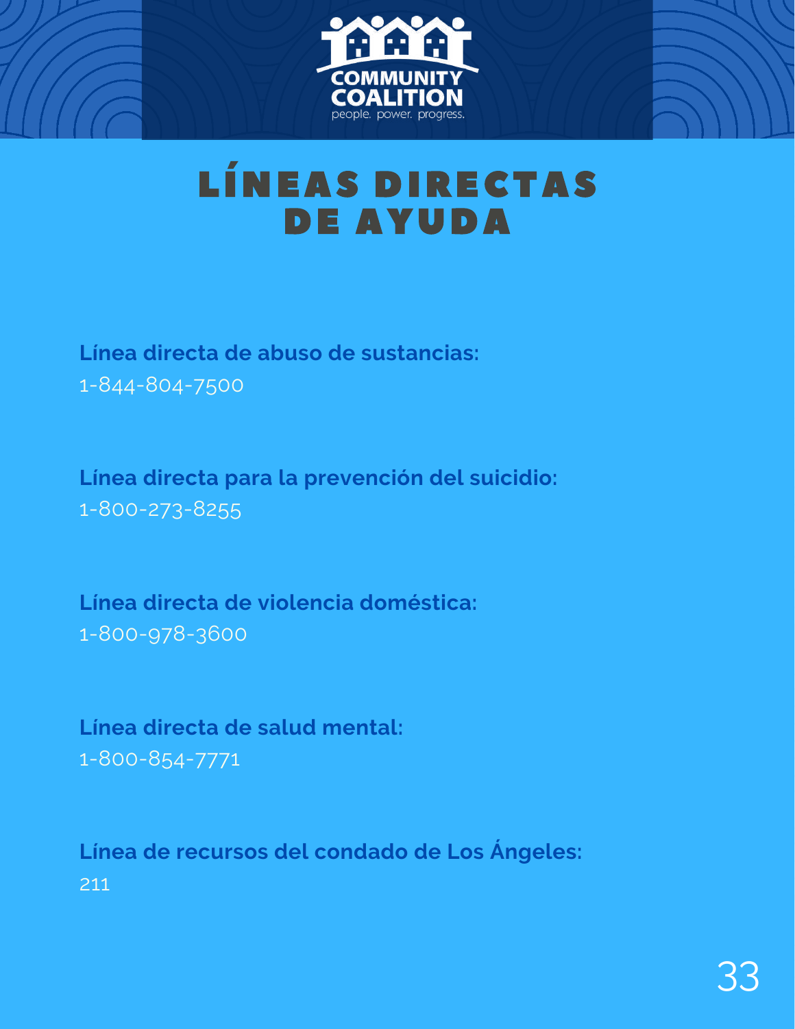# LÍNEAS DIRECTAS DE AYUDA

**Línea directa de abuso de sustancias:**
1-844-804-7500

**Línea directa para la prevención del suicidio:**
1-800-273-8255

**Línea directa de violencia doméstica:**
1-800-978-3600

**Línea directa de salud mental:**
1-800-854-7771

**Línea de recursos del condado de Los Ángeles:**
211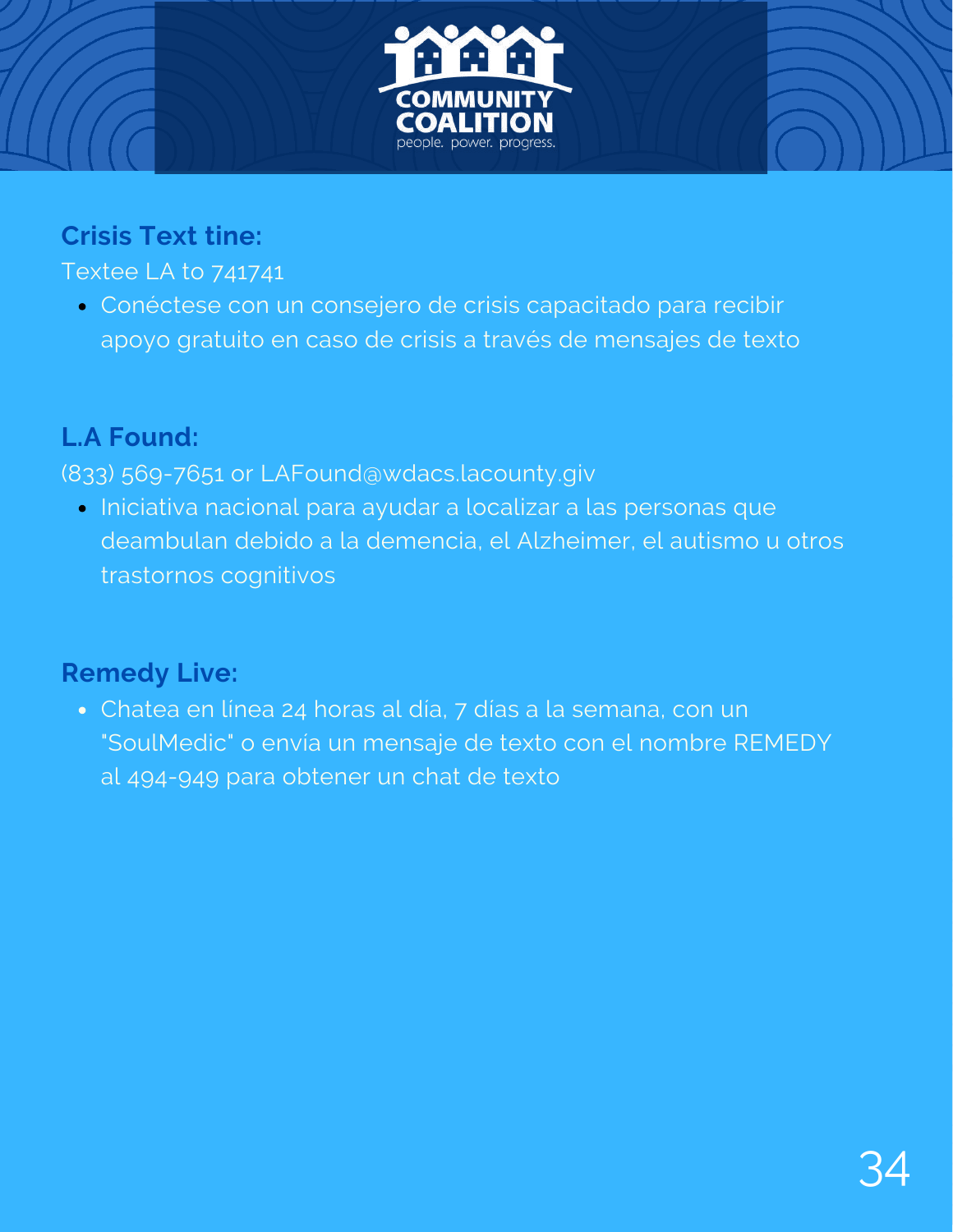COMMUNITY COALITION

people. power. progress.

**Crisis Text tine:**

Textee LA to 741741

- Conéctese con un consejero de crisis capacitado para recibir apoyo gratuito en caso de crisis a través de mensajes de texto

**L.A Found:**

(833) 569-7651 or LAFound@wdacs.lacounty.giv

- Iniciativa nacional para ayudar a localizar a las personas que deambulan debido a la demencia, el Alzheimer, el autismo u otros trastornos cognitivos

**Remedy Live:**

- Chatea en línea 24 horas al día, 7 días a la semana, con un "SoulMedic" o envía un mensaje de texto con el nombre REMEDY al 494-949 para obtener un chat de texto